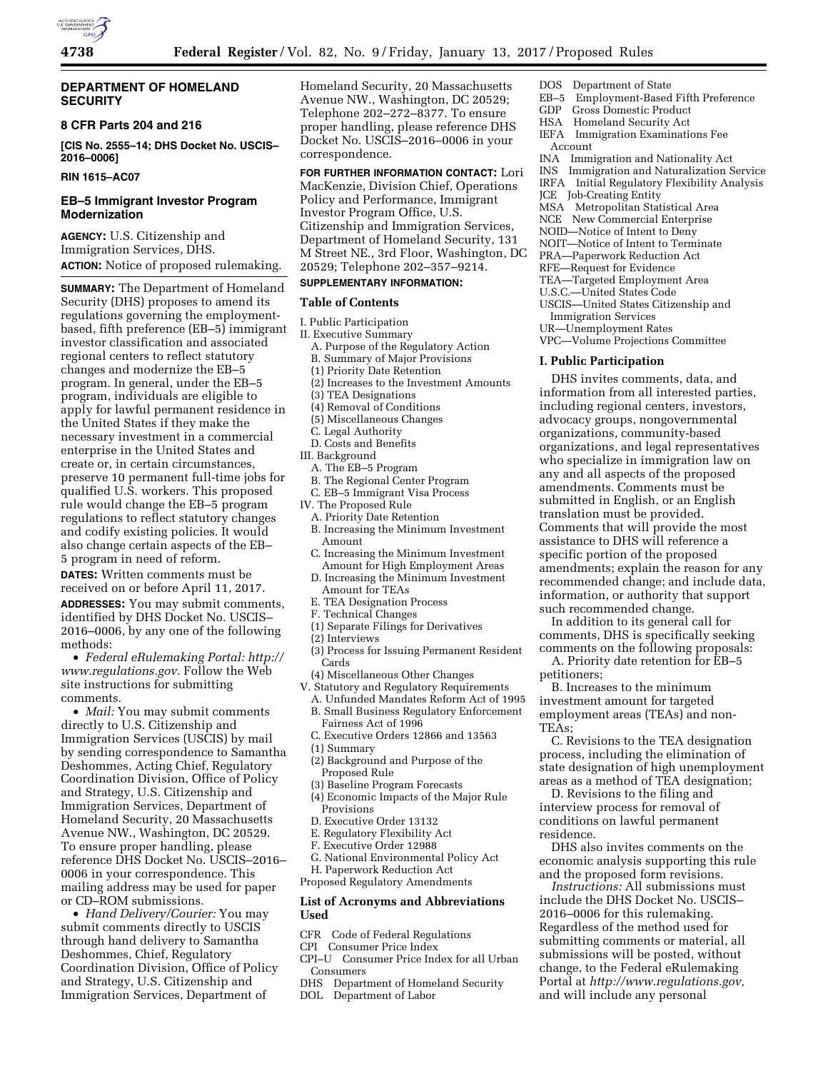## DEPARTMENT OF HOMELAND SECURITY

### 8 CFR Parts 204 and 216

**[CIS No. 2555–14; DHS Docket No. USCIS–2016–0006]**

**RIN 1615–AC07**

### EB–5 Immigrant Investor Program Modernization

**AGENCY:** U.S. Citizenship and Immigration Services, DHS.

**ACTION:** Notice of proposed rulemaking.

**SUMMARY:** The Department of Homeland Security (DHS) proposes to amend its regulations governing the employment-based, fifth preference (EB–5) immigrant investor classification and associated regional centers to reflect statutory changes and modernize the EB–5 program. In general, under the EB–5 program, individuals are eligible to apply for lawful permanent residence in the United States if they make the necessary investment in a commercial enterprise in the United States and create or, in certain circumstances, preserve 10 permanent full-time jobs for qualified U.S. workers. This proposed rule would change the EB–5 program regulations to reflect statutory changes and codify existing policies. It would also change certain aspects of the EB–5 program in need of reform.

**DATES:** Written comments must be received on or before April 11, 2017.

**ADDRESSES:** You may submit comments, identified by DHS Docket No. USCIS–2016–0006, by any one of the following methods:

- *Federal eRulemaking Portal: http://www.regulations.gov.* Follow the Web site instructions for submitting comments.
- *Mail:* You may submit comments directly to U.S. Citizenship and Immigration Services (USCIS) by mail by sending correspondence to Samantha Deshommes, Acting Chief, Regulatory Coordination Division, Office of Policy and Strategy, U.S. Citizenship and Immigration Services, Department of Homeland Security, 20 Massachusetts Avenue NW., Washington, DC 20529. To ensure proper handling, please reference DHS Docket No. USCIS–2016–0006 in your correspondence. This mailing address may be used for paper or CD–ROM submissions.
- *Hand Delivery/Courier:* You may submit comments directly to USCIS through hand delivery to Samantha Deshommes, Chief, Regulatory Coordination Division, Office of Policy and Strategy, U.S. Citizenship and Immigration Services, Department of Homeland Security, 20 Massachusetts Avenue NW., Washington, DC 20529; Telephone 202–272–8377. To ensure proper handling, please reference DHS Docket No. USCIS–2016–0006 in your correspondence.

**FOR FURTHER INFORMATION CONTACT:** Lori MacKenzie, Division Chief, Operations Policy and Performance, Immigrant Investor Program Office, U.S. Citizenship and Immigration Services, Department of Homeland Security, 131 M Street NE., 3rd Floor, Washington, DC 20529; Telephone 202–357–9214.

**SUPPLEMENTARY INFORMATION:**

**Table of Contents**

I. Public Participation
II. Executive Summary
  A. Purpose of the Regulatory Action
  B. Summary of Major Provisions
  (1) Priority Date Retention
  (2) Increases to the Investment Amounts
  (3) TEA Designations
  (4) Removal of Conditions
  (5) Miscellaneous Changes
  C. Legal Authority
  D. Costs and Benefits
III. Background
  A. The EB–5 Program
  B. The Regional Center Program
  C. EB–5 Immigrant Visa Process
IV. The Proposed Rule
  A. Priority Date Retention
  B. Increasing the Minimum Investment Amount
  C. Increasing the Minimum Investment Amount for High Employment Areas
  D. Increasing the Minimum Investment Amount for TEAs
  E. TEA Designation Process
  F. Technical Changes
  (1) Separate Filings for Derivatives
  (2) Interviews
  (3) Process for Issuing Permanent Resident Cards
  (4) Miscellaneous Other Changes
V. Statutory and Regulatory Requirements
  A. Unfunded Mandates Reform Act of 1995
  B. Small Business Regulatory Enforcement Fairness Act of 1996
  C. Executive Orders 12866 and 13563
  (1) Summary
  (2) Background and Purpose of the Proposed Rule
  (3) Baseline Program Forecasts
  (4) Economic Impacts of the Major Rule Provisions
  D. Executive Order 13132
  E. Regulatory Flexibility Act
  F. Executive Order 12988
  G. National Environmental Policy Act
  H. Paperwork Reduction Act
Proposed Regulatory Amendments

**List of Acronyms and Abbreviations Used**

CFR Code of Federal Regulations
CPI Consumer Price Index
CPI–U Consumer Price Index for all Urban Consumers
DHS Department of Homeland Security
DOL Department of Labor
DOS Department of State
EB–5 Employment-Based Fifth Preference
GDP Gross Domestic Product
HSA Homeland Security Act
IEFA Immigration Examinations Fee Account
INA Immigration and Nationality Act
INS Immigration and Naturalization Service
IRFA Initial Regulatory Flexibility Analysis
JCE Job-Creating Entity
MSA Metropolitan Statistical Area
NCE New Commercial Enterprise
NOID—Notice of Intent to Deny
NOIT—Notice of Intent to Terminate
PRA—Paperwork Reduction Act
RFE—Request for Evidence
TEA—Targeted Employment Area
U.S.C.—United States Code
USCIS—United States Citizenship and Immigration Services
UR—Unemployment Rates
VPC—Volume Projections Committee

## I. Public Participation

DHS invites comments, data, and information from all interested parties, including regional centers, investors, advocacy groups, nongovernmental organizations, community-based organizations, and legal representatives who specialize in immigration law on any and all aspects of the proposed amendments. Comments must be submitted in English, or an English translation must be provided. Comments that will provide the most assistance to DHS will reference a specific portion of the proposed amendments; explain the reason for any recommended change; and include data, information, or authority that support such recommended change.

In addition to its general call for comments, DHS is specifically seeking comments on the following proposals:

A. Priority date retention for EB–5 petitioners;

B. Increases to the minimum investment amount for targeted employment areas (TEAs) and non-TEAs;

C. Revisions to the TEA designation process, including the elimination of state designation of high unemployment areas as a method of TEA designation;

D. Revisions to the filing and interview process for removal of conditions on lawful permanent residence.

DHS also invites comments on the economic analysis supporting this rule and the proposed form revisions.

*Instructions:* All submissions must include the DHS Docket No. USCIS–2016–0006 for this rulemaking. Regardless of the method used for submitting comments or material, all submissions will be posted, without change, to the Federal eRulemaking Portal at *http://www.regulations.gov,* and will include any personal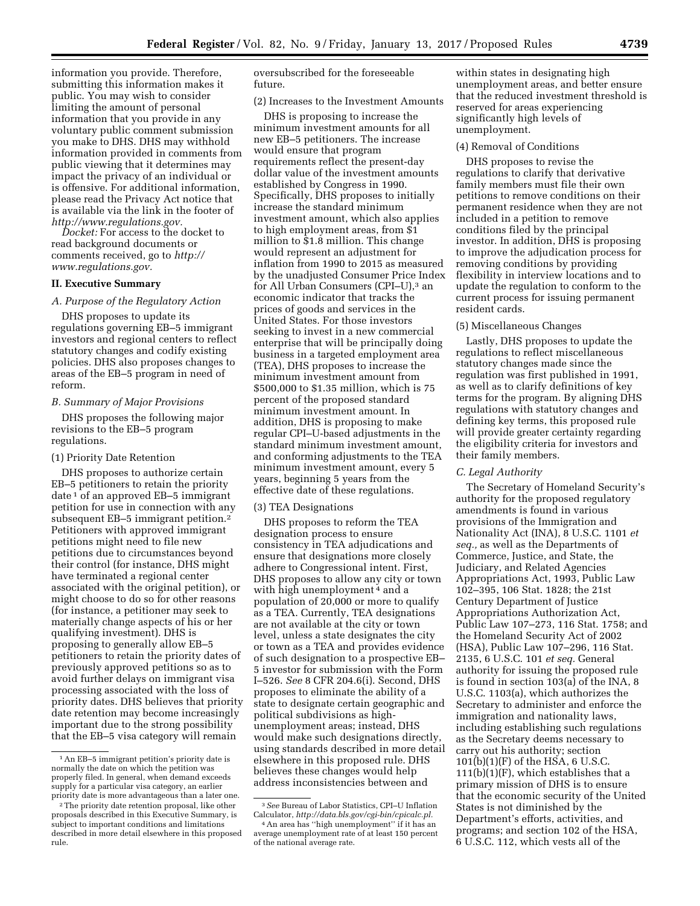information you provide. Therefore, submitting this information makes it public. You may wish to consider limiting the amount of personal information that you provide in any voluntary public comment submission you make to DHS. DHS may withhold information provided in comments from public viewing that it determines may impact the privacy of an individual or is offensive. For additional information, please read the Privacy Act notice that is available via the link in the footer of *http://www.regulations.gov.*

*Docket:* For access to the docket to read background documents or comments received, go to *http://www.regulations.gov.*

## II. Executive Summary

### A. Purpose of the Regulatory Action

DHS proposes to update its regulations governing EB–5 immigrant investors and regional centers to reflect statutory changes and codify existing policies. DHS also proposes changes to areas of the EB–5 program in need of reform.

### B. Summary of Major Provisions

DHS proposes the following major revisions to the EB–5 program regulations.

(1) Priority Date Retention

DHS proposes to authorize certain EB–5 petitioners to retain the priority date [1] of an approved EB–5 immigrant petition for use in connection with any subsequent EB–5 immigrant petition.[2] Petitioners with approved immigrant petitions might need to file new petitions due to circumstances beyond their control (for instance, DHS might have terminated a regional center associated with the original petition), or might choose to do so for other reasons (for instance, a petitioner may seek to materially change aspects of his or her qualifying investment). DHS is proposing to generally allow EB–5 petitioners to retain the priority dates of previously approved petitions so as to avoid further delays on immigrant visa processing associated with the loss of priority dates. DHS believes that priority date retention may become increasingly important due to the strong possibility that the EB–5 visa category will remain oversubscribed for the foreseeable future.

(2) Increases to the Investment Amounts

DHS is proposing to increase the minimum investment amounts for all new EB–5 petitioners. The increase would ensure that program requirements reflect the present-day dollar value of the investment amounts established by Congress in 1990. Specifically, DHS proposes to initially increase the standard minimum investment amount, which also applies to high employment areas, from $1 million to $1.8 million. This change would represent an adjustment for inflation from 1990 to 2015 as measured by the unadjusted Consumer Price Index for All Urban Consumers (CPI–U),[3] an economic indicator that tracks the prices of goods and services in the United States. For those investors seeking to invest in a new commercial enterprise that will be principally doing business in a targeted employment area (TEA), DHS proposes to increase the minimum investment amount from $500,000 to $1.35 million, which is 75 percent of the proposed standard minimum investment amount. In addition, DHS is proposing to make regular CPI–U-based adjustments in the standard minimum investment amount, and conforming adjustments to the TEA minimum investment amount, every 5 years, beginning 5 years from the effective date of these regulations.

(3) TEA Designations

DHS proposes to reform the TEA designation process to ensure consistency in TEA adjudications and ensure that designations more closely adhere to Congressional intent. First, DHS proposes to allow any city or town with high unemployment [4] and a population of 20,000 or more to qualify as a TEA. Currently, TEA designations are not available at the city or town level, unless a state designates the city or town as a TEA and provides evidence of such designation to a prospective EB–5 investor for submission with the Form I–526. *See* 8 CFR 204.6(i). Second, DHS proposes to eliminate the ability of a state to designate certain geographic and political subdivisions as high-unemployment areas; instead, DHS would make such designations directly, using standards described in more detail elsewhere in this proposed rule. DHS believes these changes would help address inconsistencies between and within states in designating high unemployment areas, and better ensure that the reduced investment threshold is reserved for areas experiencing significantly high levels of unemployment.

(4) Removal of Conditions

DHS proposes to revise the regulations to clarify that derivative family members must file their own petitions to remove conditions on their permanent residence when they are not included in a petition to remove conditions filed by the principal investor. In addition, DHS is proposing to improve the adjudication process for removing conditions by providing flexibility in interview locations and to update the regulation to conform to the current process for issuing permanent resident cards.

(5) Miscellaneous Changes

Lastly, DHS proposes to update the regulations to reflect miscellaneous statutory changes made since the regulation was first published in 1991, as well as to clarify definitions of key terms for the program. By aligning DHS regulations with statutory changes and defining key terms, this proposed rule will provide greater certainty regarding the eligibility criteria for investors and their family members.

### C. Legal Authority

The Secretary of Homeland Security's authority for the proposed regulatory amendments is found in various provisions of the Immigration and Nationality Act (INA), 8 U.S.C. 1101 *et seq.,* as well as the Departments of Commerce, Justice, and State, the Judiciary, and Related Agencies Appropriations Act, 1993, Public Law 102–395, 106 Stat. 1828; the 21st Century Department of Justice Appropriations Authorization Act, Public Law 107–273, 116 Stat. 1758; and the Homeland Security Act of 2002 (HSA), Public Law 107–296, 116 Stat. 2135, 6 U.S.C. 101 *et seq.* General authority for issuing the proposed rule is found in section 103(a) of the INA, 8 U.S.C. 1103(a), which authorizes the Secretary to administer and enforce the immigration and nationality laws, including establishing such regulations as the Secretary deems necessary to carry out his authority; section 101(b)(1)(F) of the HSA, 6 U.S.C. 111(b)(1)(F), which establishes that a primary mission of DHS is to ensure that the economic security of the United States is not diminished by the Department's efforts, activities, and programs; and section 102 of the HSA, 6 U.S.C. 112, which vests all of the

---

[1] An EB–5 immigrant petition's priority date is normally the date on which the petition was properly filed. In general, when demand exceeds supply for a particular visa category, an earlier priority date is more advantageous than a later one.

[2] The priority date retention proposal, like other proposals described in this Executive Summary, is subject to important conditions and limitations described in more detail elsewhere in this proposed rule.

[3] *See* Bureau of Labor Statistics, CPI–U Inflation Calculator, *http://data.bls.gov/cgi-bin/cpicalc.pl.*

[4] An area has ''high unemployment'' if it has an average unemployment rate of at least 150 percent of the national average rate.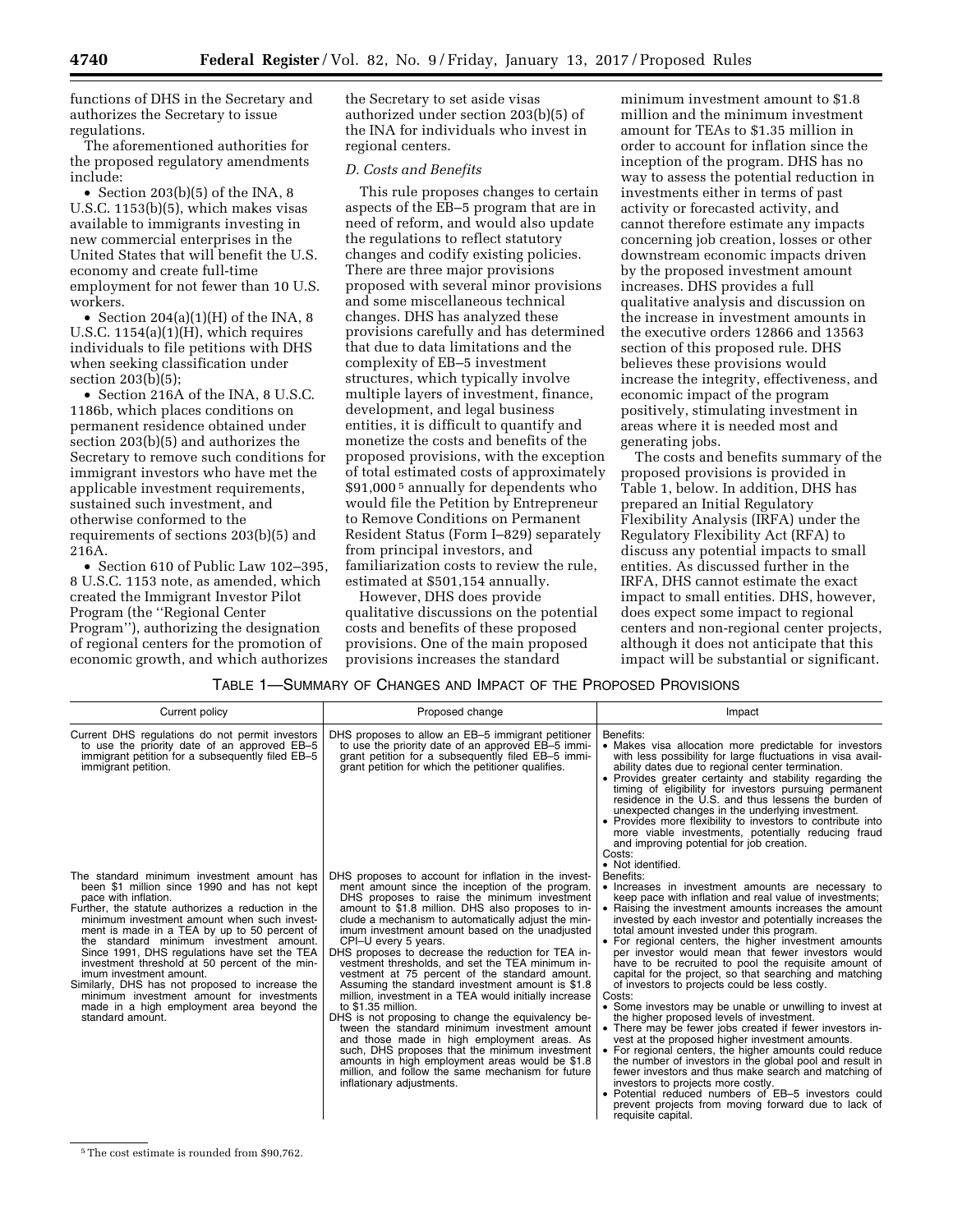functions of DHS in the Secretary and authorizes the Secretary to issue regulations.

The aforementioned authorities for the proposed regulatory amendments include:

- Section 203(b)(5) of the INA, 8 U.S.C. 1153(b)(5), which makes visas available to immigrants investing in new commercial enterprises in the United States that will benefit the U.S. economy and create full-time employment for not fewer than 10 U.S. workers.
- Section 204(a)(1)(H) of the INA, 8 U.S.C. 1154(a)(1)(H), which requires individuals to file petitions with DHS when seeking classification under section 203(b)(5);
- Section 216A of the INA, 8 U.S.C. 1186b, which places conditions on permanent residence obtained under section 203(b)(5) and authorizes the Secretary to remove such conditions for immigrant investors who have met the applicable investment requirements, sustained such investment, and otherwise conformed to the requirements of sections 203(b)(5) and 216A.
- Section 610 of Public Law 102–395, 8 U.S.C. 1153 note, as amended, which created the Immigrant Investor Pilot Program (the ''Regional Center Program''), authorizing the designation of regional centers for the promotion of economic growth, and which authorizes the Secretary to set aside visas authorized under section 203(b)(5) of the INA for individuals who invest in regional centers.

### *D. Costs and Benefits*

This rule proposes changes to certain aspects of the EB–5 program that are in need of reform, and would also update the regulations to reflect statutory changes and codify existing policies. There are three major provisions proposed with several minor provisions and some miscellaneous technical changes. DHS has analyzed these provisions carefully and has determined that due to data limitations and the complexity of EB–5 investment structures, which typically involve multiple layers of investment, finance, development, and legal business entities, it is difficult to quantify and monetize the costs and benefits of the proposed provisions, with the exception of total estimated costs of approximately $91,000[5] annually for dependents who would file the Petition by Entrepreneur to Remove Conditions on Permanent Resident Status (Form I–829) separately from principal investors, and familiarization costs to review the rule, estimated at $501,154 annually.

However, DHS does provide qualitative discussions on the potential costs and benefits of these proposed provisions. One of the main proposed provisions increases the standard minimum investment amount to $1.8 million and the minimum investment amount for TEAs to $1.35 million in order to account for inflation since the inception of the program. DHS has no way to assess the potential reduction in investments either in terms of past activity or forecasted activity, and cannot therefore estimate any impacts concerning job creation, losses or other downstream economic impacts driven by the proposed investment amount increases. DHS provides a full qualitative analysis and discussion on the increase in investment amounts in the executive orders 12866 and 13563 section of this proposed rule. DHS believes these provisions would increase the integrity, effectiveness, and economic impact of the program positively, stimulating investment in areas where it is needed most and generating jobs.

The costs and benefits summary of the proposed provisions is provided in Table 1, below. In addition, DHS has prepared an Initial Regulatory Flexibility Analysis (IRFA) under the Regulatory Flexibility Act (RFA) to discuss any potential impacts to small entities. As discussed further in the IRFA, DHS cannot estimate the exact impact to small entities. DHS, however, does expect some impact to regional centers and non-regional center projects, although it does not anticipate that this impact will be substantial or significant.

TABLE 1—SUMMARY OF CHANGES AND IMPACT OF THE PROPOSED PROVISIONS

| Current policy | Proposed change | Impact |
|---|---|---|
| Current DHS regulations do not permit investors to use the priority date of an approved EB–5 immigrant petition for a subsequently filed EB–5 immigrant petition. | DHS proposes to allow an EB–5 immigrant petitioner to use the priority date of an approved EB–5 immigrant petition for a subsequently filed EB–5 immigrant petition for which the petitioner qualifies. | Benefits:<br>• Makes visa allocation more predictable for investors with less possibility for large fluctuations in visa availability dates due to regional center termination.<br>• Provides greater certainty and stability regarding the timing of eligibility for investors pursuing permanent residence in the U.S. and thus lessens the burden of unexpected changes in the underlying investment.<br>• Provides more flexibility to investors to contribute into more viable investments, potentially reducing fraud and improving potential for job creation.<br>Costs:<br>• Not identified. |
| The standard minimum investment amount has been $1 million since 1990 and has not kept pace with inflation.<br>Further, the statute authorizes a reduction in the minimum investment amount when such investment is made in a TEA by up to 50 percent of the standard minimum investment amount. Since 1991, DHS regulations have set the TEA investment threshold at 50 percent of the minimum investment amount.<br>Similarly, DHS has not proposed to increase the minimum investment amount for investments made in a high employment area beyond the standard amount. | DHS proposes to account for inflation in the investment amount since the inception of the program. DHS proposes to raise the minimum investment amount to $1.8 million. DHS also proposes to include a mechanism to automatically adjust the minimum investment amount based on the unadjusted CPI–U every 5 years.<br>DHS proposes to decrease the reduction for TEA investment thresholds, and set the TEA minimum investment at 75 percent of the standard amount. Assuming the standard investment amount is $1.8 million, investment in a TEA would initially increase to $1.35 million.<br>DHS is not proposing to change the equivalency between the standard minimum investment amount and those made in high employment areas. As such, DHS proposes that the minimum investment amounts in high employment areas would be $1.8 million, and follow the same mechanism for future inflationary adjustments. | Benefits:<br>• Increases in investment amounts are necessary to keep pace with inflation and real value of investments;<br>• Raising the investment amounts increases the amount invested by each investor and potentially increases the total amount invested under this program.<br>• For regional centers, the higher investment amounts per investor would mean that fewer investors would have to be recruited to pool the requisite amount of capital for the project, so that searching and matching of investors to projects could be less costly.<br>Costs:<br>• Some investors may be unable or unwilling to invest at the higher proposed levels of investment.<br>• There may be fewer jobs created if fewer investors invest at the proposed higher investment amounts.<br>• For regional centers, the higher amounts could reduce the number of investors in the global pool and result in fewer investors and thus make search and matching of investors to projects more costly.<br>• Potential reduced numbers of EB–5 investors could prevent projects from moving forward due to lack of requisite capital. |

[5] The cost estimate is rounded from $90,762.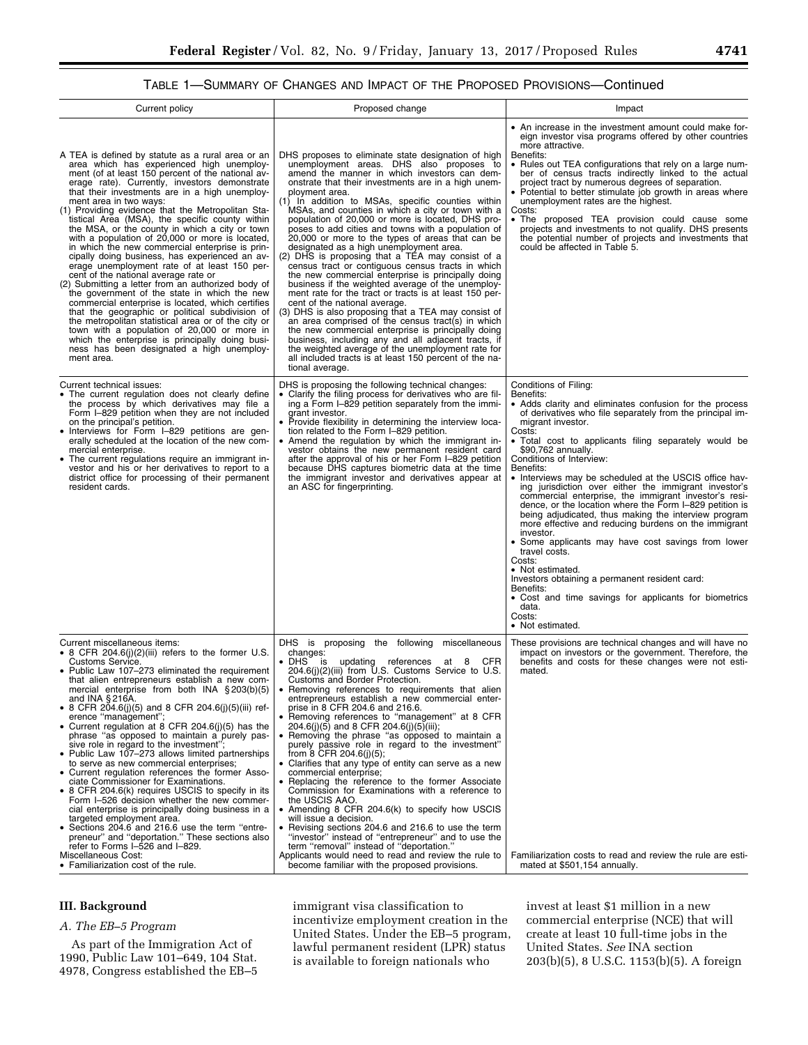TABLE 1—SUMMARY OF CHANGES AND IMPACT OF THE PROPOSED PROVISIONS—Continued

| Current policy | Proposed change | Impact |
|---|---|---|
| A TEA is defined by statute as a rural area or an area which has experienced high unemployment (of at least 150 percent of the national average rate). Currently, investors demonstrate that their investments are in a high unemployment area in two ways:<br>(1) Providing evidence that the Metropolitan Statistical Area (MSA), the specific county within the MSA, or the county in which a city or town with a population of 20,000 or more is located, in which the new commercial enterprise is principally doing business, has experienced an average unemployment rate of at least 150 percent of the national average rate or<br>(2) Submitting a letter from an authorized body of the government of the state in which the new commercial enterprise is located, which certifies that the geographic or political subdivision of the metropolitan statistical area or of the city or town with a population of 20,000 or more in which the enterprise is principally doing business has been designated a high unemployment area. | DHS proposes to eliminate state designation of high unemployment areas. DHS also proposes to amend the manner in which investors can demonstrate that their investments are in a high unemployment area.<br>(1) In addition to MSAs, specific counties within MSAs, and counties in which a city or town with a population of 20,000 or more is located, DHS proposes to add cities and towns with a population of 20,000 or more to the types of areas that can be designated as a high unemployment area.<br>(2) DHS is proposing that a TEA may consist of a census tract or contiguous census tracts in which the new commercial enterprise is principally doing business if the weighted average of the unemployment rate for the tract or tracts is at least 150 percent of the national average.<br>(3) DHS is also proposing that a TEA may consist of an area comprised of the census tract(s) in which the new commercial enterprise is principally doing business, including any and all adjacent tracts, if the weighted average of the unemployment rate for all included tracts is at least 150 percent of the national average. | • An increase in the investment amount could make foreign investor visa programs offered by other countries more attractive.<br>Benefits:<br>• Rules out TEA configurations that rely on a large number of census tracts indirectly linked to the actual project tract by numerous degrees of separation.<br>• Potential to better stimulate job growth in areas where unemployment rates are the highest.<br>Costs:<br>• The proposed TEA provision could cause some projects and investments to not qualify. DHS presents the potential number of projects and investments that could be affected in Table 5. |
| Current technical issues:<br>• The current regulation does not clearly define the process by which derivatives may file a Form I–829 petition when they are not included on the principal's petition.<br>• Interviews for Form I–829 petitions are generally scheduled at the location of the new commercial enterprise.<br>• The current regulations require an immigrant investor and his or her derivatives to report to a district office for processing of their permanent resident cards. | DHS is proposing the following technical changes:<br>• Clarify the filing process for derivatives who are filing a Form I–829 petition separately from the immigrant investor.<br>• Provide flexibility in determining the interview location related to the Form I–829 petition.<br>• Amend the regulation by which the immigrant investor obtains the new permanent resident card after the approval of his or her Form I–829 petition because DHS captures biometric data at the time the immigrant investor and derivatives appear at an ASC for fingerprinting. | Conditions of Filing:<br>Benefits:<br>• Adds clarity and eliminates confusion for the process of derivatives who file separately from the principal immigrant investor.<br>Costs:<br>• Total cost to applicants filing separately would be $90,762 annually.<br>Conditions of Interview:<br>Benefits:<br>• Interviews may be scheduled at the USCIS office having jurisdiction over either the immigrant investor's commercial enterprise, the immigrant investor's residence, or the location where the Form I–829 petition is being adjudicated, thus making the interview program more effective and reducing burdens on the immigrant investor.<br>• Some applicants may have cost savings from lower travel costs.<br>Costs:<br>• Not estimated.<br>Investors obtaining a permanent resident card:<br>Benefits:<br>• Cost and time savings for applicants for biometrics data.<br>Costs:<br>• Not estimated. |
| Current miscellaneous items:<br>• 8 CFR 204.6(j)(2)(iii) refers to the former U.S. Customs Service.<br>• Public Law 107–273 eliminated the requirement that alien entrepreneurs establish a new commercial enterprise from both INA § 203(b)(5) and INA § 216A.<br>• 8 CFR 204.6(j)(5) and 8 CFR 204.6(j)(5)(iii) reference "management";<br>• Current regulation at 8 CFR 204.6(j)(5) has the phrase "as opposed to maintain a purely passive role in regard to the investment";<br>• Public Law 107–273 allows limited partnerships to serve as new commercial enterprises;<br>• Current regulation references the former Associate Commissioner for Examinations.<br>• 8 CFR 204.6(k) requires USCIS to specify in its Form I–526 decision whether the new commercial enterprise is principally doing business in a targeted employment area.<br>• Sections 204.6 and 216.6 use the term "entrepreneur" and "deportation." These sections also refer to Forms I–526 and I–829.<br>Miscellaneous Cost:<br>• Familiarization cost of the rule. | DHS is proposing the following miscellaneous changes:<br>• DHS is updating references at 8 CFR 204.6(j)(2)(iii) from U.S. Customs Service to U.S. Customs and Border Protection.<br>• Removing references to requirements that alien entrepreneurs establish a new commercial enterprise in 8 CFR 204.6 and 216.6.<br>• Removing references to "management" at 8 CFR 204.6(j)(5) and 8 CFR 204.6(j)(5)(iii);<br>• Removing the phrase "as opposed to maintain a purely passive role in regard to the investment" from 8 CFR 204.6(j)(5);<br>• Clarifies that any type of entity can serve as a new commercial enterprise;<br>• Replacing the reference to the former Associate Commission for Examinations with a reference to the USCIS AAO.<br>• Amending 8 CFR 204.6(k) to specify how USCIS will issue a decision.<br>• Revising sections 204.6 and 216.6 to use the term "investor" instead of "entrepreneur" and to use the term "removal" instead of "deportation."<br>Applicants would need to read and review the rule to become familiar with the proposed provisions. | These provisions are technical changes and will have no impact on investors or the government. Therefore, the benefits and costs for these changes were not estimated.<br><br>Familiarization costs to read and review the rule are estimated at $501,154 annually. |

## III. Background

### A. The EB–5 Program

As part of the Immigration Act of 1990, Public Law 101–649, 104 Stat. 4978, Congress established the EB–5 immigrant visa classification to incentivize employment creation in the United States. Under the EB–5 program, lawful permanent resident (LPR) status is available to foreign nationals who invest at least $1 million in a new commercial enterprise (NCE) that will create at least 10 full-time jobs in the United States. *See* INA section 203(b)(5), 8 U.S.C. 1153(b)(5). A foreign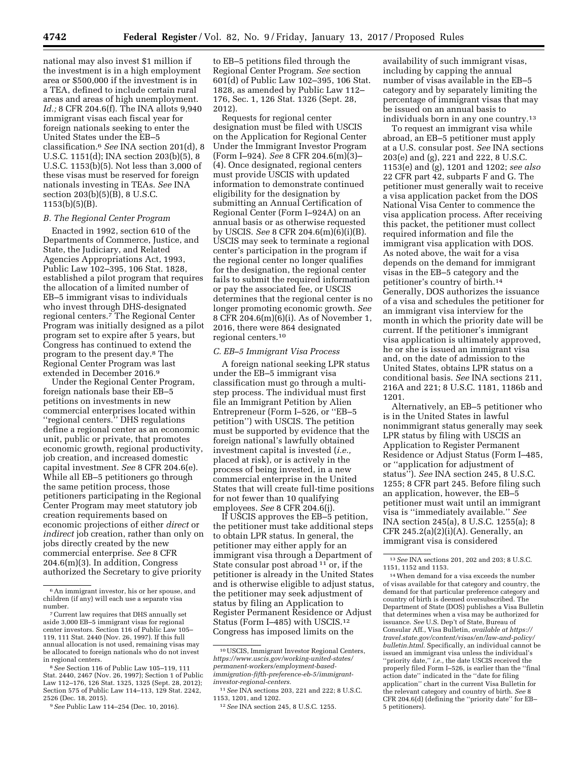national may also invest $1 million if the investment is in a high employment area or $500,000 if the investment is in a TEA, defined to include certain rural areas and areas of high unemployment. *Id.;* 8 CFR 204.6(f). The INA allots 9,940 immigrant visas each fiscal year for foreign nationals seeking to enter the United States under the EB–5 classification.[6] *See* INA section 201(d), 8 U.S.C. 1151(d); INA section 203(b)(5), 8 U.S.C. 1153(b)(5). Not less than 3,000 of these visas must be reserved for foreign nationals investing in TEAs. *See* INA section 203(b)(5)(B), 8 U.S.C. 1153(b)(5)(B).

### *B. The Regional Center Program*

Enacted in 1992, section 610 of the Departments of Commerce, Justice, and State, the Judiciary, and Related Agencies Appropriations Act, 1993, Public Law 102–395, 106 Stat. 1828, established a pilot program that requires the allocation of a limited number of EB–5 immigrant visas to individuals who invest through DHS-designated regional centers.[7] The Regional Center Program was initially designed as a pilot program set to expire after 5 years, but Congress has continued to extend the program to the present day.[8] The Regional Center Program was last extended in December 2016.[9]

Under the Regional Center Program, foreign nationals base their EB–5 petitions on investments in new commercial enterprises located within ''regional centers.'' DHS regulations define a regional center as an economic unit, public or private, that promotes economic growth, regional productivity, job creation, and increased domestic capital investment. *See* 8 CFR 204.6(e). While all EB–5 petitioners go through the same petition process, those petitioners participating in the Regional Center Program may meet statutory job creation requirements based on economic projections of either *direct* or *indirect* job creation, rather than only on jobs directly created by the new commercial enterprise. *See* 8 CFR 204.6(m)(3). In addition, Congress authorized the Secretary to give priority to EB–5 petitions filed through the Regional Center Program. *See* section 601(d) of Public Law 102–395, 106 Stat. 1828, as amended by Public Law 112–176, Sec. 1, 126 Stat. 1326 (Sept. 28, 2012).

Requests for regional center designation must be filed with USCIS on the Application for Regional Center Under the Immigrant Investor Program (Form I–924). *See* 8 CFR 204.6(m)(3)–(4). Once designated, regional centers must provide USCIS with updated information to demonstrate continued eligibility for the designation by submitting an Annual Certification of Regional Center (Form I–924A) on an annual basis or as otherwise requested by USCIS. *See* 8 CFR 204.6(m)(6)(i)(B). USCIS may seek to terminate a regional center's participation in the program if the regional center no longer qualifies for the designation, the regional center fails to submit the required information or pay the associated fee, or USCIS determines that the regional center is no longer promoting economic growth. *See* 8 CFR 204.6(m)(6)(i). As of November 1, 2016, there were 864 designated regional centers.[10]

### *C. EB–5 Immigrant Visa Process*

A foreign national seeking LPR status under the EB–5 immigrant visa classification must go through a multi-step process. The individual must first file an Immigrant Petition by Alien Entrepreneur (Form I–526, or ''EB–5 petition'') with USCIS. The petition must be supported by evidence that the foreign national's lawfully obtained investment capital is invested (*i.e.,* placed at risk), or is actively in the process of being invested, in a new commercial enterprise in the United States that will create full-time positions for not fewer than 10 qualifying employees. *See* 8 CFR 204.6(j).

If USCIS approves the EB–5 petition, the petitioner must take additional steps to obtain LPR status. In general, the petitioner may either apply for an immigrant visa through a Department of State consular post abroad [11] or, if the petitioner is already in the United States and is otherwise eligible to adjust status, the petitioner may seek adjustment of status by filing an Application to Register Permanent Residence or Adjust Status (Form I–485) with USCIS.[12] Congress has imposed limits on the availability of such immigrant visas, including by capping the annual number of visas available in the EB–5 category and by separately limiting the percentage of immigrant visas that may be issued on an annual basis to individuals born in any one country.[13]

To request an immigrant visa while abroad, an EB–5 petitioner must apply at a U.S. consular post. *See* INA sections 203(e) and (g), 221 and 222, 8 U.S.C. 1153(e) and (g), 1201 and 1202; *see also* 22 CFR part 42, subparts F and G. The petitioner must generally wait to receive a visa application packet from the DOS National Visa Center to commence the visa application process. After receiving this packet, the petitioner must collect required information and file the immigrant visa application with DOS. As noted above, the wait for a visa depends on the demand for immigrant visas in the EB–5 category and the petitioner's country of birth.[14] Generally, DOS authorizes the issuance of a visa and schedules the petitioner for an immigrant visa interview for the month in which the priority date will be current. If the petitioner's immigrant visa application is ultimately approved, he or she is issued an immigrant visa and, on the date of admission to the United States, obtains LPR status on a conditional basis. *See* INA sections 211, 216A and 221; 8 U.S.C. 1181, 1186b and 1201.

Alternatively, an EB–5 petitioner who is in the United States in lawful nonimmigrant status generally may seek LPR status by filing with USCIS an Application to Register Permanent Residence or Adjust Status (Form I–485, or ''application for adjustment of status''). *See* INA section 245, 8 U.S.C. 1255; 8 CFR part 245. Before filing such an application, however, the EB–5 petitioner must wait until an immigrant visa is ''immediately available.'' *See* INA section 245(a), 8 U.S.C. 1255(a); 8 CFR 245.2(a)(2)(i)(A). Generally, an immigrant visa is considered

---

[6] An immigrant investor, his or her spouse, and children (if any) will each use a separate visa number.

[7] Current law requires that DHS annually set aside 3,000 EB–5 immigrant visas for regional center investors. Section 116 of Public Law 105–119, 111 Stat. 2440 (Nov. 26, 1997). If this full annual allocation is not used, remaining visas may be allocated to foreign nationals who do not invest in regional centers.

[8] *See* Section 116 of Public Law 105–119, 111 Stat. 2440, 2467 (Nov. 26, 1997); Section 1 of Public Law 112–176, 126 Stat. 1325, 1325 (Sept. 28, 2012); Section 575 of Public Law 114–113, 129 Stat. 2242, 2526 (Dec. 18, 2015).

[9] *See* Public Law 114–254 (Dec. 10, 2016).

[10] USCIS, Immigrant Investor Regional Centers, *https://www.uscis.gov/working-united-states/permanent-workers/employment-based-immigration-fifth-preference-eb-5/immigrant-investor-regional-centers.*

[11] *See* INA sections 203, 221 and 222; 8 U.S.C. 1153, 1201, and 1202.

[12] *See* INA section 245, 8 U.S.C. 1255.

[13] *See* INA sections 201, 202 and 203; 8 U.S.C. 1151, 1152 and 1153.

[14] When demand for a visa exceeds the number of visas available for that category and country, the demand for that particular preference category and country of birth is deemed oversubscribed. The Department of State (DOS) publishes a Visa Bulletin that determines when a visa may be authorized for issuance. *See* U.S. Dep't of State, Bureau of Consular Aff., Visa Bulletin, *available at https://travel.state.gov/content/visas/en/law-and-policy/bulletin.html.* Specifically, an individual cannot be issued an immigrant visa unless the individual's ''priority date,'' *i.e.,* the date USCIS received the properly filed Form I–526, is earlier than the ''final action date'' indicated in the ''date for filing application'' chart in the current Visa Bulletin for the relevant category and country of birth. *See* 8 CFR 204.6(d) (defining the ''priority date'' for EB–5 petitioners).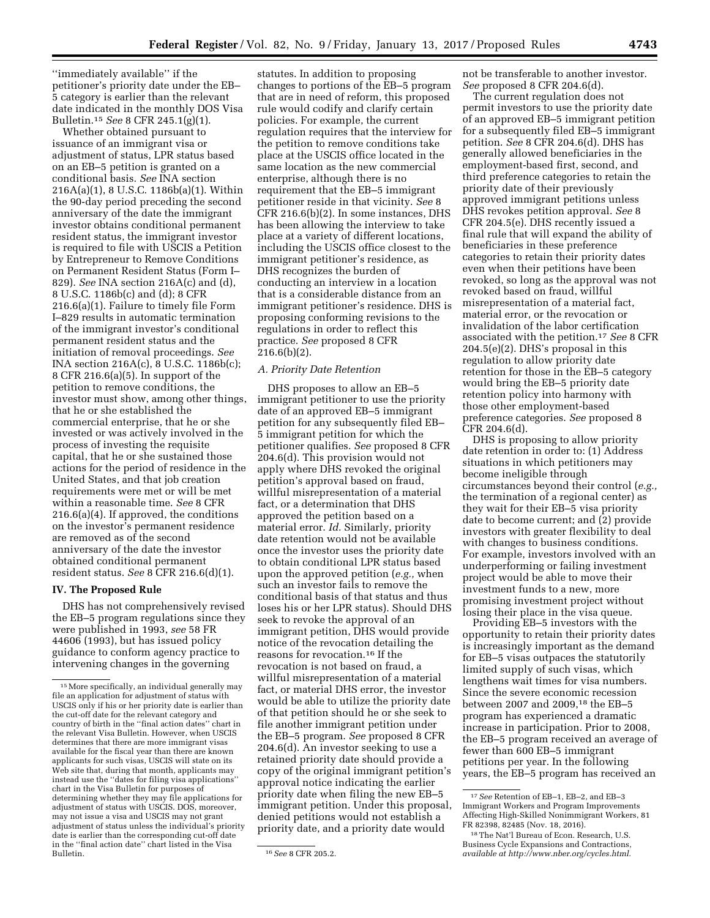"immediately available" if the petitioner's priority date under the EB–5 category is earlier than the relevant date indicated in the monthly DOS Visa Bulletin.[15] *See* 8 CFR 245.1(g)(1).

Whether obtained pursuant to issuance of an immigrant visa or adjustment of status, LPR status based on an EB–5 petition is granted on a conditional basis. *See* INA section 216A(a)(1), 8 U.S.C. 1186b(a)(1). Within the 90-day period preceding the second anniversary of the date the immigrant investor obtains conditional permanent resident status, the immigrant investor is required to file with USCIS a Petition by Entrepreneur to Remove Conditions on Permanent Resident Status (Form I–829). *See* INA section 216A(c) and (d), 8 U.S.C. 1186b(c) and (d); 8 CFR 216.6(a)(1). Failure to timely file Form I–829 results in automatic termination of the immigrant investor's conditional permanent resident status and the initiation of removal proceedings. *See* INA section 216A(c), 8 U.S.C. 1186b(c); 8 CFR 216.6(a)(5). In support of the petition to remove conditions, the investor must show, among other things, that he or she established the commercial enterprise, that he or she invested or was actively involved in the process of investing the requisite capital, that he or she sustained those actions for the period of residence in the United States, and that job creation requirements were met or will be met within a reasonable time. *See* 8 CFR 216.6(a)(4). If approved, the conditions on the investor's permanent residence are removed as of the second anniversary of the date the investor obtained conditional permanent resident status. *See* 8 CFR 216.6(d)(1).

## IV. The Proposed Rule

DHS has not comprehensively revised the EB–5 program regulations since they were published in 1993, *see* 58 FR 44606 (1993), but has issued policy guidance to conform agency practice to intervening changes in the governing statutes. In addition to proposing changes to portions of the EB–5 program that are in need of reform, this proposed rule would codify and clarify certain policies. For example, the current regulation requires that the interview for the petition to remove conditions take place at the USCIS office located in the same location as the new commercial enterprise, although there is no requirement that the EB–5 immigrant petitioner reside in that vicinity. *See* 8 CFR 216.6(b)(2). In some instances, DHS has been allowing the interview to take place at a variety of different locations, including the USCIS office closest to the immigrant petitioner's residence, as DHS recognizes the burden of conducting an interview in a location that is a considerable distance from an immigrant petitioner's residence. DHS is proposing conforming revisions to the regulations in order to reflect this practice. *See* proposed 8 CFR 216.6(b)(2).

### *A. Priority Date Retention*

DHS proposes to allow an EB–5 immigrant petitioner to use the priority date of an approved EB–5 immigrant petition for any subsequently filed EB–5 immigrant petition for which the petitioner qualifies. *See* proposed 8 CFR 204.6(d). This provision would not apply where DHS revoked the original petition's approval based on fraud, willful misrepresentation of a material fact, or a determination that DHS approved the petition based on a material error. *Id.* Similarly, priority date retention would not be available once the investor uses the priority date to obtain conditional LPR status based upon the approved petition (*e.g.,* when such an investor fails to remove the conditional basis of that status and thus loses his or her LPR status). Should DHS seek to revoke the approval of an immigrant petition, DHS would provide notice of the revocation detailing the reasons for revocation.[16] If the revocation is not based on fraud, a willful misrepresentation of a material fact, or material DHS error, the investor would be able to utilize the priority date of that petition should he or she seek to file another immigrant petition under the EB–5 program. *See* proposed 8 CFR 204.6(d). An investor seeking to use a retained priority date should provide a copy of the original immigrant petition's approval notice indicating the earlier priority date when filing the new EB–5 immigrant petition. Under this proposal, denied petitions would not establish a priority date, and a priority date would not be transferable to another investor. *See* proposed 8 CFR 204.6(d).

The current regulation does not permit investors to use the priority date of an approved EB–5 immigrant petition for a subsequently filed EB–5 immigrant petition. *See* 8 CFR 204.6(d). DHS has generally allowed beneficiaries in the employment-based first, second, and third preference categories to retain the priority date of their previously approved immigrant petitions unless DHS revokes petition approval. *See* 8 CFR 204.5(e). DHS recently issued a final rule that will expand the ability of beneficiaries in these preference categories to retain their priority dates even when their petitions have been revoked, so long as the approval was not revoked based on fraud, willful misrepresentation of a material fact, material error, or the revocation or invalidation of the labor certification associated with the petition.[17] *See* 8 CFR 204.5(e)(2). DHS's proposal in this regulation to allow priority date retention for those in the EB–5 category would bring the EB–5 priority date retention policy into harmony with those other employment-based preference categories. *See* proposed 8 CFR 204.6(d).

DHS is proposing to allow priority date retention in order to: (1) Address situations in which petitioners may become ineligible through circumstances beyond their control (*e.g.,* the termination of a regional center) as they wait for their EB–5 visa priority date to become current; and (2) provide investors with greater flexibility to deal with changes to business conditions. For example, investors involved with an underperforming or failing investment project would be able to move their investment funds to a new, more promising investment project without losing their place in the visa queue.

Providing EB–5 investors with the opportunity to retain their priority dates is increasingly important as the demand for EB–5 visas outpaces the statutorily limited supply of such visas, which lengthens wait times for visa numbers. Since the severe economic recession between 2007 and 2009,[18] the EB–5 program has experienced a dramatic increase in participation. Prior to 2008, the EB–5 program received an average of fewer than 600 EB–5 immigrant petitions per year. In the following years, the EB–5 program has received an

---

[15] More specifically, an individual generally may file an application for adjustment of status with USCIS only if his or her priority date is earlier than the cut-off date for the relevant category and country of birth in the "final action dates" chart in the relevant Visa Bulletin. However, when USCIS determines that there are more immigrant visas available for the fiscal year than there are known applicants for such visas, USCIS will state on its Web site that, during that month, applicants may instead use the "dates for filing visa applications" chart in the Visa Bulletin for purposes of determining whether they may file applications for adjustment of status with USCIS. DOS, moreover, may not issue a visa and USCIS may not grant adjustment of status unless the individual's priority date is earlier than the corresponding cut-off date in the "final action date" chart listed in the Visa Bulletin.

[16] *See* 8 CFR 205.2.

[17] *See* Retention of EB–1, EB–2, and EB–3 Immigrant Workers and Program Improvements Affecting High-Skilled Nonimmigrant Workers, 81 FR 82398, 82485 (Nov. 18, 2016).

[18] The Nat'l Bureau of Econ. Research, U.S. Business Cycle Expansions and Contractions, *available at http://www.nber.org/cycles.html.*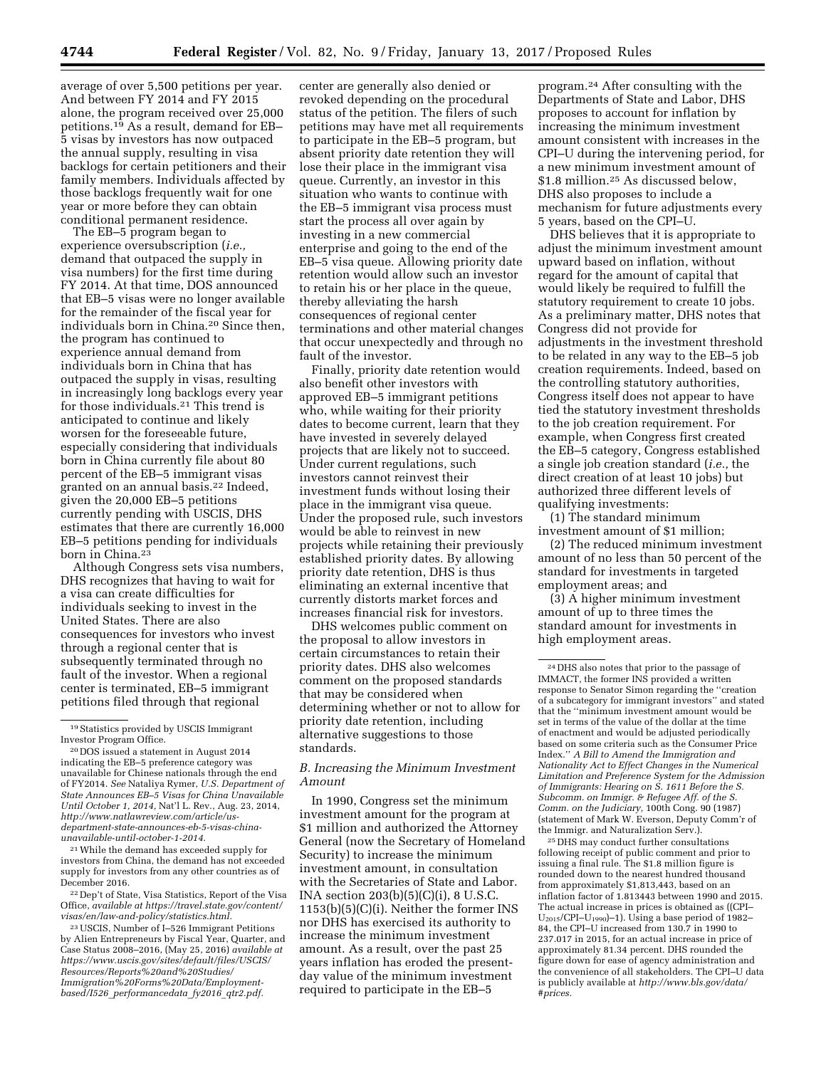average of over 5,500 petitions per year. And between FY 2014 and FY 2015 alone, the program received over 25,000 petitions.[19] As a result, demand for EB–5 visas by investors has now outpaced the annual supply, resulting in visa backlogs for certain petitioners and their family members. Individuals affected by those backlogs frequently wait for one year or more before they can obtain conditional permanent residence.

The EB–5 program began to experience oversubscription (*i.e.,* demand that outpaced the supply in visa numbers) for the first time during FY 2014. At that time, DOS announced that EB–5 visas were no longer available for the remainder of the fiscal year for individuals born in China.[20] Since then, the program has continued to experience annual demand from individuals born in China that has outpaced the supply in visas, resulting in increasingly long backlogs every year for those individuals.[21] This trend is anticipated to continue and likely worsen for the foreseeable future, especially considering that individuals born in China currently file about 80 percent of the EB–5 immigrant visas granted on an annual basis.[22] Indeed, given the 20,000 EB–5 petitions currently pending with USCIS, DHS estimates that there are currently 16,000 EB–5 petitions pending for individuals born in China.[23]

Although Congress sets visa numbers, DHS recognizes that having to wait for a visa can create difficulties for individuals seeking to invest in the United States. There are also consequences for investors who invest through a regional center that is subsequently terminated through no fault of the investor. When a regional center is terminated, EB–5 immigrant petitions filed through that regional center are generally also denied or revoked depending on the procedural status of the petition. The filers of such petitions may have met all requirements to participate in the EB–5 program, but absent priority date retention they will lose their place in the immigrant visa queue. Currently, an investor in this situation who wants to continue with the EB–5 immigrant visa process must start the process all over again by investing in a new commercial enterprise and going to the end of the EB–5 visa queue. Allowing priority date retention would allow such an investor to retain his or her place in the queue, thereby alleviating the harsh consequences of regional center terminations and other material changes that occur unexpectedly and through no fault of the investor.

Finally, priority date retention would also benefit other investors with approved EB–5 immigrant petitions who, while waiting for their priority dates to become current, learn that they have invested in severely delayed projects that are likely not to succeed. Under current regulations, such investors cannot reinvest their investment funds without losing their place in the immigrant visa queue. Under the proposed rule, such investors would be able to reinvest in new projects while retaining their previously established priority dates. By allowing priority date retention, DHS is thus eliminating an external incentive that currently distorts market forces and increases financial risk for investors.

DHS welcomes public comment on the proposal to allow investors in certain circumstances to retain their priority dates. DHS also welcomes comment on the proposed standards that may be considered when determining whether or not to allow for priority date retention, including alternative suggestions to those standards.

### *B. Increasing the Minimum Investment Amount*

In 1990, Congress set the minimum investment amount for the program at $1 million and authorized the Attorney General (now the Secretary of Homeland Security) to increase the minimum investment amount, in consultation with the Secretaries of State and Labor. INA section 203(b)(5)(C)(i), 8 U.S.C. 1153(b)(5)(C)(i). Neither the former INS nor DHS has exercised its authority to increase the minimum investment amount. As a result, over the past 25 years inflation has eroded the present-day value of the minimum investment required to participate in the EB–5 program.[24] After consulting with the Departments of State and Labor, DHS proposes to account for inflation by increasing the minimum investment amount consistent with increases in the CPI–U during the intervening period, for a new minimum investment amount of $1.8 million.[25] As discussed below, DHS also proposes to include a mechanism for future adjustments every 5 years, based on the CPI–U.

DHS believes that it is appropriate to adjust the minimum investment amount upward based on inflation, without regard for the amount of capital that would likely be required to fulfill the statutory requirement to create 10 jobs. As a preliminary matter, DHS notes that Congress did not provide for adjustments in the investment threshold to be related in any way to the EB–5 job creation requirements. Indeed, based on the controlling statutory authorities, Congress itself does not appear to have tied the statutory investment thresholds to the job creation requirement. For example, when Congress first created the EB–5 category, Congress established a single job creation standard (*i.e.,* the direct creation of at least 10 jobs) but authorized three different levels of qualifying investments:

(1) The standard minimum investment amount of $1 million;

(2) The reduced minimum investment amount of no less than 50 percent of the standard for investments in targeted employment areas; and

(3) A higher minimum investment amount of up to three times the standard amount for investments in high employment areas.

---

[19] Statistics provided by USCIS Immigrant Investor Program Office.

[20] DOS issued a statement in August 2014 indicating the EB–5 preference category was unavailable for Chinese nationals through the end of FY2014. *See* Nataliya Rymer, *U.S. Department of State Announces EB–5 Visas for China Unavailable Until October 1, 2014,* Nat'l L. Rev., Aug. 23, 2014, *http://www.natlawreview.com/article/us-department-state-announces-eb-5-visas-china-unavailable-until-october-1-2014.*

[21] While the demand has exceeded supply for investors from China, the demand has not exceeded supply for investors from any other countries as of December 2016.

[22] Dep't of State, Visa Statistics, Report of the Visa Office, *available at https://travel.state.gov/content/visas/en/law-and-policy/statistics.html.*

[23] USCIS, Number of I–526 Immigrant Petitions by Alien Entrepreneurs by Fiscal Year, Quarter, and Case Status 2008–2016, (May 25, 2016) *available at https://www.uscis.gov/sites/default/files/USCIS/Resources/Reports%20and%20Studies/Immigration%20Forms%20Data/Employment-based/I526_performancedata_fy2016_qtr2.pdf.*

[24] DHS also notes that prior to the passage of IMMACT, the former INS provided a written response to Senator Simon regarding the "creation of a subcategory for immigrant investors" and stated that the "minimum investment amount would be set in terms of the value of the dollar at the time of enactment and would be adjusted periodically based on some criteria such as the Consumer Price Index." *A Bill to Amend the Immigration and Nationality Act to Effect Changes in the Numerical Limitation and Preference System for the Admission of Immigrants: Hearing on S. 1611 Before the S. Subcomm. on Immigr. & Refugee Aff. of the S. Comm. on the Judiciary,* 100th Cong. 90 (1987) (statement of Mark W. Everson, Deputy Comm'r of the Immigr. and Naturalization Serv.).

[25] DHS may conduct further consultations following receipt of public comment and prior to issuing a final rule. The $1.8 million figure is rounded down to the nearest hundred thousand from approximately $1,813,443, based on an inflation factor of 1.813443 between 1990 and 2015. The actual increase in prices is obtained as (($CPI–U_{2015}/CPI–U_{1990}$)–1). Using a base period of 1982–84, the CPI–U increased from 130.7 in 1990 to 237.017 in 2015, for an actual increase in price of approximately 81.34 percent. DHS rounded the figure down for ease of agency administration and the convenience of all stakeholders. The CPI–U data is publicly available at *http://www.bls.gov/data/#prices.*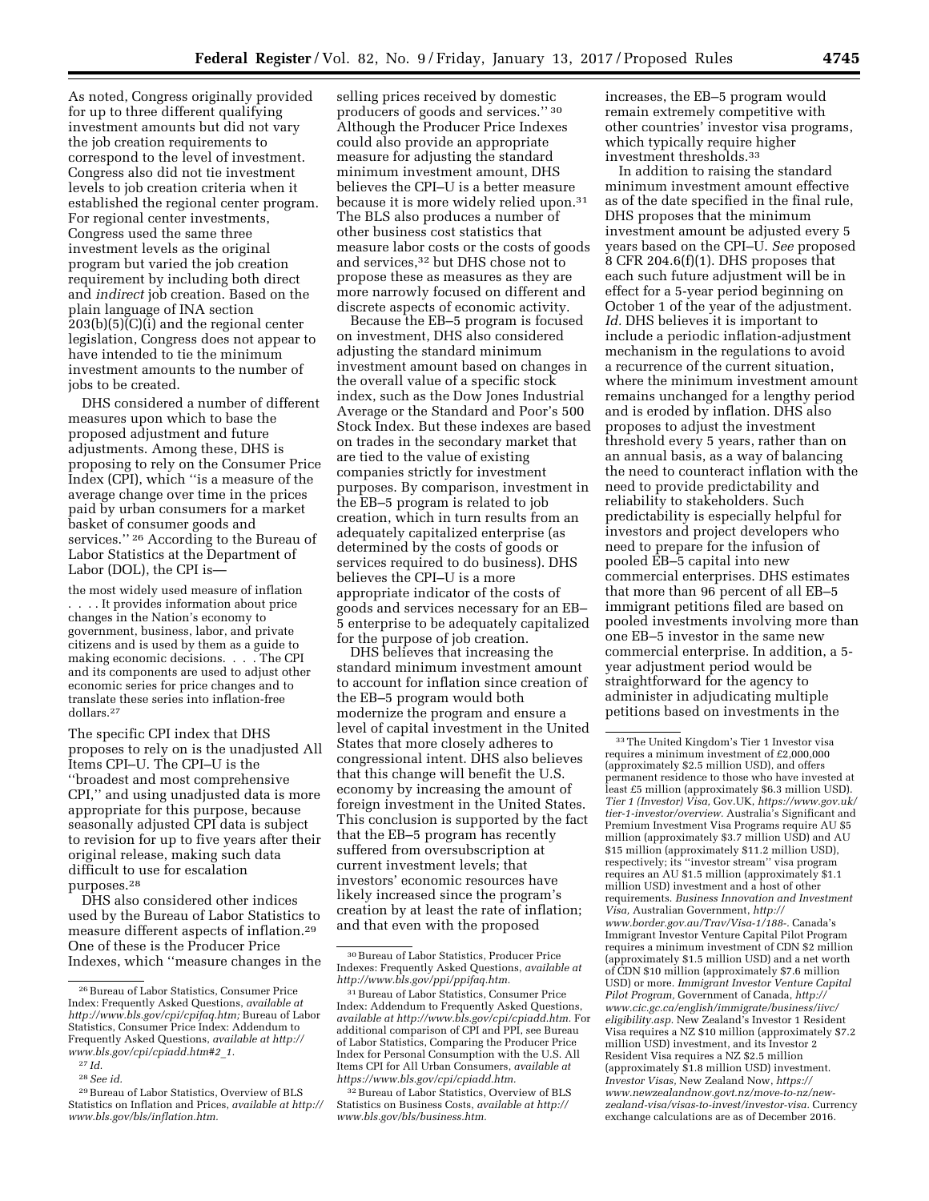As noted, Congress originally provided for up to three different qualifying investment amounts but did not vary the job creation requirements to correspond to the level of investment. Congress also did not tie investment levels to job creation criteria when it established the regional center program. For regional center investments, Congress used the same three investment levels as the original program but varied the job creation requirement by including both direct and *indirect* job creation. Based on the plain language of INA section 203(b)(5)(C)(i) and the regional center legislation, Congress does not appear to have intended to tie the minimum investment amounts to the number of jobs to be created.

DHS considered a number of different measures upon which to base the proposed adjustment and future adjustments. Among these, DHS is proposing to rely on the Consumer Price Index (CPI), which ''is a measure of the average change over time in the prices paid by urban consumers for a market basket of consumer goods and services.'' [26] According to the Bureau of Labor Statistics at the Department of Labor (DOL), the CPI is—

> the most widely used measure of inflation . . . . It provides information about price changes in the Nation's economy to government, business, labor, and private citizens and is used by them as a guide to making economic decisions. . . . The CPI and its components are used to adjust other economic series for price changes and to translate these series into inflation-free dollars.[27]

The specific CPI index that DHS proposes to rely on is the unadjusted All Items CPI–U. The CPI–U is the ''broadest and most comprehensive CPI,'' and using unadjusted data is more appropriate for this purpose, because seasonally adjusted CPI data is subject to revision for up to five years after their original release, making such data difficult to use for escalation purposes.[28]

DHS also considered other indices used by the Bureau of Labor Statistics to measure different aspects of inflation.[29] One of these is the Producer Price Indexes, which ''measure changes in the selling prices received by domestic producers of goods and services.'' [30] Although the Producer Price Indexes could also provide an appropriate measure for adjusting the standard minimum investment amount, DHS believes the CPI–U is a better measure because it is more widely relied upon.[31] The BLS also produces a number of other business cost statistics that measure labor costs or the costs of goods and services,[32] but DHS chose not to propose these as measures as they are more narrowly focused on different and discrete aspects of economic activity.

Because the EB–5 program is focused on investment, DHS also considered adjusting the standard minimum investment amount based on changes in the overall value of a specific stock index, such as the Dow Jones Industrial Average or the Standard and Poor's 500 Stock Index. But these indexes are based on trades in the secondary market that are tied to the value of existing companies strictly for investment purposes. By comparison, investment in the EB–5 program is related to job creation, which in turn results from an adequately capitalized enterprise (as determined by the costs of goods or services required to do business). DHS believes the CPI–U is a more appropriate indicator of the costs of goods and services necessary for an EB–5 enterprise to be adequately capitalized for the purpose of job creation.

DHS believes that increasing the standard minimum investment amount to account for inflation since creation of the EB–5 program would both modernize the program and ensure a level of capital investment in the United States that more closely adheres to congressional intent. DHS also believes that this change will benefit the U.S. economy by increasing the amount of foreign investment in the United States. This conclusion is supported by the fact that the EB–5 program has recently suffered from oversubscription at current investment levels; that investors' economic resources have likely increased since the program's creation by at least the rate of inflation; and that even with the proposed increases, the EB–5 program would remain extremely competitive with other countries' investor visa programs, which typically require higher investment thresholds.[33]

In addition to raising the standard minimum investment amount effective as of the date specified in the final rule, DHS proposes that the minimum investment amount be adjusted every 5 years based on the CPI–U. *See* proposed 8 CFR 204.6(f)(1). DHS proposes that each such future adjustment will be in effect for a 5-year period beginning on October 1 of the year of the adjustment. *Id.* DHS believes it is important to include a periodic inflation-adjustment mechanism in the regulations to avoid a recurrence of the current situation, where the minimum investment amount remains unchanged for a lengthy period and is eroded by inflation. DHS also proposes to adjust the investment threshold every 5 years, rather than on an annual basis, as a way of balancing the need to counteract inflation with the need to provide predictability and reliability to stakeholders. Such predictability is especially helpful for investors and project developers who need to prepare for the infusion of pooled EB–5 capital into new commercial enterprises. DHS estimates that more than 96 percent of all EB–5 immigrant petitions filed are based on pooled investments involving more than one EB–5 investor in the same new commercial enterprise. In addition, a 5-year adjustment period would be straightforward for the agency to administer in adjudicating multiple petitions based on investments in the

---

[26] Bureau of Labor Statistics, Consumer Price Index: Frequently Asked Questions, *available at http://www.bls.gov/cpi/cpifaq.htm;* Bureau of Labor Statistics, Consumer Price Index: Addendum to Frequently Asked Questions, *available at http://www.bls.gov/cpi/cpiadd.htm#2_1.*

[27] *Id.*

[28] *See id.*

[29] Bureau of Labor Statistics, Overview of BLS Statistics on Inflation and Prices, *available at http://www.bls.gov/bls/inflation.htm.*

[30] Bureau of Labor Statistics, Producer Price Indexes: Frequently Asked Questions, *available at http://www.bls.gov/ppi/ppifaq.htm.*

[31] Bureau of Labor Statistics, Consumer Price Index: Addendum to Frequently Asked Questions, *available at http://www.bls.gov/cpi/cpiadd.htm.* For additional comparison of CPI and PPI, see Bureau of Labor Statistics, Comparing the Producer Price Index for Personal Consumption with the U.S. All Items CPI for All Urban Consumers, *available at https://www.bls.gov/cpi/cpiadd.htm.*

[32] Bureau of Labor Statistics, Overview of BLS Statistics on Business Costs, *available at http://www.bls.gov/bls/business.htm.*

[33] The United Kingdom's Tier 1 Investor visa requires a minimum investment of £2,000,000 (approximately $2.5 million USD), and offers permanent residence to those who have invested at least £5 million (approximately $6.3 million USD). *Tier 1 (Investor) Visa,* Gov.UK, *https://www.gov.uk/tier-1-investor/overview.* Australia's Significant and Premium Investment Visa Programs require AU $5 million (approximately $3.7 million USD) and AU $15 million (approximately $11.2 million USD), respectively; its ''investor stream'' visa program requires an AU $1.5 million (approximately $1.1 million USD) investment and a host of other requirements. *Business Innovation and Investment Visa,* Australian Government, *http://www.border.gov.au/Trav/Visa-1/188-.* Canada's Immigrant Investor Venture Capital Pilot Program requires a minimum investment of CDN $2 million (approximately $1.5 million USD) and a net worth of CDN $10 million (approximately $7.6 million USD) or more. *Immigrant Investor Venture Capital Pilot Program,* Government of Canada, *http://www.cic.gc.ca/english/immigrate/business/iivc/eligibility.asp.* New Zealand's Investor 1 Resident Visa requires a NZ $10 million (approximately $7.2 million USD) investment, and its Investor 2 Resident Visa requires a NZ $2.5 million (approximately $1.8 million USD) investment. *Investor Visas,* New Zealand Now, *https://www.newzealandnow.govt.nz/move-to-nz/new-zealand-visa/visas-to-invest/investor-visa.* Currency exchange calculations are as of December 2016.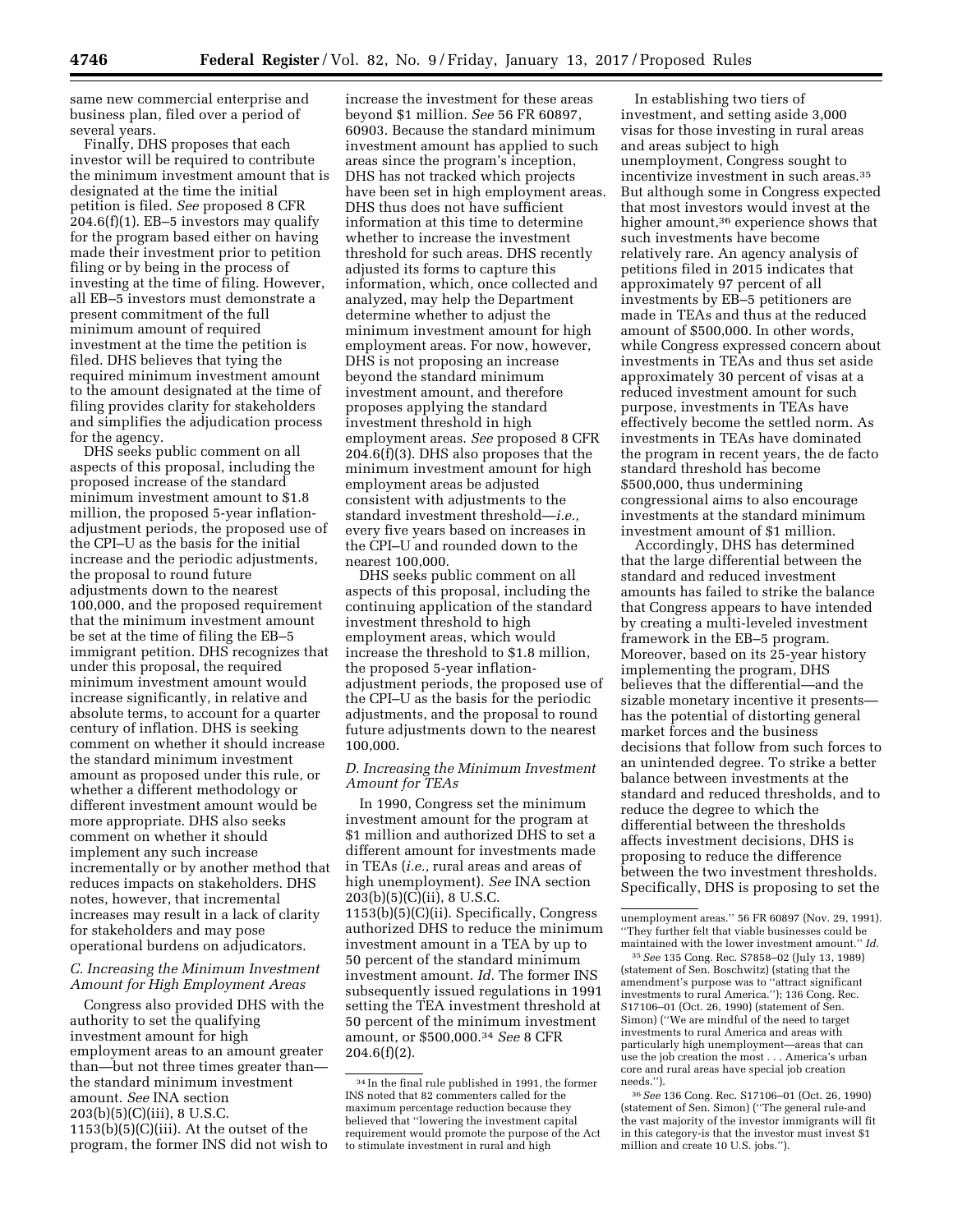same new commercial enterprise and business plan, filed over a period of several years.

Finally, DHS proposes that each investor will be required to contribute the minimum investment amount that is designated at the time the initial petition is filed. *See* proposed 8 CFR 204.6(f)(1). EB–5 investors may qualify for the program based either on having made their investment prior to petition filing or by being in the process of investing at the time of filing. However, all EB–5 investors must demonstrate a present commitment of the full minimum amount of required investment at the time the petition is filed. DHS believes that tying the required minimum investment amount to the amount designated at the time of filing provides clarity for stakeholders and simplifies the adjudication process for the agency.

DHS seeks public comment on all aspects of this proposal, including the proposed increase of the standard minimum investment amount to $1.8 million, the proposed 5-year inflation-adjustment periods, the proposed use of the CPI–U as the basis for the initial increase and the periodic adjustments, the proposal to round future adjustments down to the nearest 100,000, and the proposed requirement that the minimum investment amount be set at the time of filing the EB–5 immigrant petition. DHS recognizes that under this proposal, the required minimum investment amount would increase significantly, in relative and absolute terms, to account for a quarter century of inflation. DHS is seeking comment on whether it should increase the standard minimum investment amount as proposed under this rule, or whether a different methodology or different investment amount would be more appropriate. DHS also seeks comment on whether it should implement any such increase incrementally or by another method that reduces impacts on stakeholders. DHS notes, however, that incremental increases may result in a lack of clarity for stakeholders and may pose operational burdens on adjudicators.

### *C. Increasing the Minimum Investment Amount for High Employment Areas*

Congress also provided DHS with the authority to set the qualifying investment amount for high employment areas to an amount greater than—but not three times greater than—the standard minimum investment amount. *See* INA section 203(b)(5)(C)(iii), 8 U.S.C. 1153(b)(5)(C)(iii). At the outset of the program, the former INS did not wish to increase the investment for these areas beyond $1 million. *See* 56 FR 60897, 60903. Because the standard minimum investment amount has applied to such areas since the program's inception, DHS has not tracked which projects have been set in high employment areas. DHS thus does not have sufficient information at this time to determine whether to increase the investment threshold for such areas. DHS recently adjusted its forms to capture this information, which, once collected and analyzed, may help the Department determine whether to adjust the minimum investment amount for high employment areas. For now, however, DHS is not proposing an increase beyond the standard minimum investment amount, and therefore proposes applying the standard investment threshold in high employment areas. *See* proposed 8 CFR 204.6(f)(3). DHS also proposes that the minimum investment amount for high employment areas be adjusted consistent with adjustments to the standard investment threshold—*i.e.,* every five years based on increases in the CPI–U and rounded down to the nearest 100,000.

DHS seeks public comment on all aspects of this proposal, including the continuing application of the standard investment threshold to high employment areas, which would increase the threshold to $1.8 million, the proposed 5-year inflation-adjustment periods, the proposed use of the CPI–U as the basis for the periodic adjustments, and the proposal to round future adjustments down to the nearest 100,000.

### *D. Increasing the Minimum Investment Amount for TEAs*

In 1990, Congress set the minimum investment amount for the program at $1 million and authorized DHS to set a different amount for investments made in TEAs (*i.e.,* rural areas and areas of high unemployment). *See* INA section 203(b)(5)(C)(ii), 8 U.S.C. 1153(b)(5)(C)(ii). Specifically, Congress authorized DHS to reduce the minimum investment amount in a TEA by up to 50 percent of the standard minimum investment amount. *Id.* The former INS subsequently issued regulations in 1991 setting the TEA investment threshold at 50 percent of the minimum investment amount, or $500,000.[34] *See* 8 CFR 204.6(f)(2).

In establishing two tiers of investment, and setting aside 3,000 visas for those investing in rural areas and areas subject to high unemployment, Congress sought to incentivize investment in such areas.[35] But although some in Congress expected that most investors would invest at the higher amount,[36] experience shows that such investments have become relatively rare. An agency analysis of petitions filed in 2015 indicates that approximately 97 percent of all investments by EB–5 petitioners are made in TEAs and thus at the reduced amount of $500,000. In other words, while Congress expressed concern about investments in TEAs and thus set aside approximately 30 percent of visas at a reduced investment amount for such purpose, investments in TEAs have effectively become the settled norm. As investments in TEAs have dominated the program in recent years, the de facto standard threshold has become $500,000, thus undermining congressional aims to also encourage investments at the standard minimum investment amount of $1 million.

Accordingly, DHS has determined that the large differential between the standard and reduced investment amounts has failed to strike the balance that Congress appears to have intended by creating a multi-leveled investment framework in the EB–5 program. Moreover, based on its 25-year history implementing the program, DHS believes that the differential—and the sizable monetary incentive it presents—has the potential of distorting general market forces and the business decisions that follow from such forces to an unintended degree. To strike a better balance between investments at the standard and reduced thresholds, and to reduce the degree to which the differential between the thresholds affects investment decisions, DHS is proposing to reduce the difference between the two investment thresholds. Specifically, DHS is proposing to set the

---

[34] In the final rule published in 1991, the former INS noted that 82 commenters called for the maximum percentage reduction because they believed that ''lowering the investment capital requirement would promote the purpose of the Act to stimulate investment in rural and high unemployment areas.'' 56 FR 60897 (Nov. 29, 1991). ''They further felt that viable businesses could be maintained with the lower investment amount.'' *Id.*

[35] *See* 135 Cong. Rec. S7858–02 (July 13, 1989) (statement of Sen. Boschwitz) (stating that the amendment's purpose was to ''attract significant investments to rural America.''); 136 Cong. Rec. S17106–01 (Oct. 26, 1990) (statement of Sen. Simon) (''We are mindful of the need to target investments to rural America and areas with particularly high unemployment—areas that can use the job creation the most . . . America's urban core and rural areas have special job creation needs.'').

[36] *See* 136 Cong. Rec. S17106–01 (Oct. 26, 1990) (statement of Sen. Simon) (''The general rule-and the vast majority of the investor immigrants will fit in this category-is that the investor must invest $1 million and create 10 U.S. jobs.'').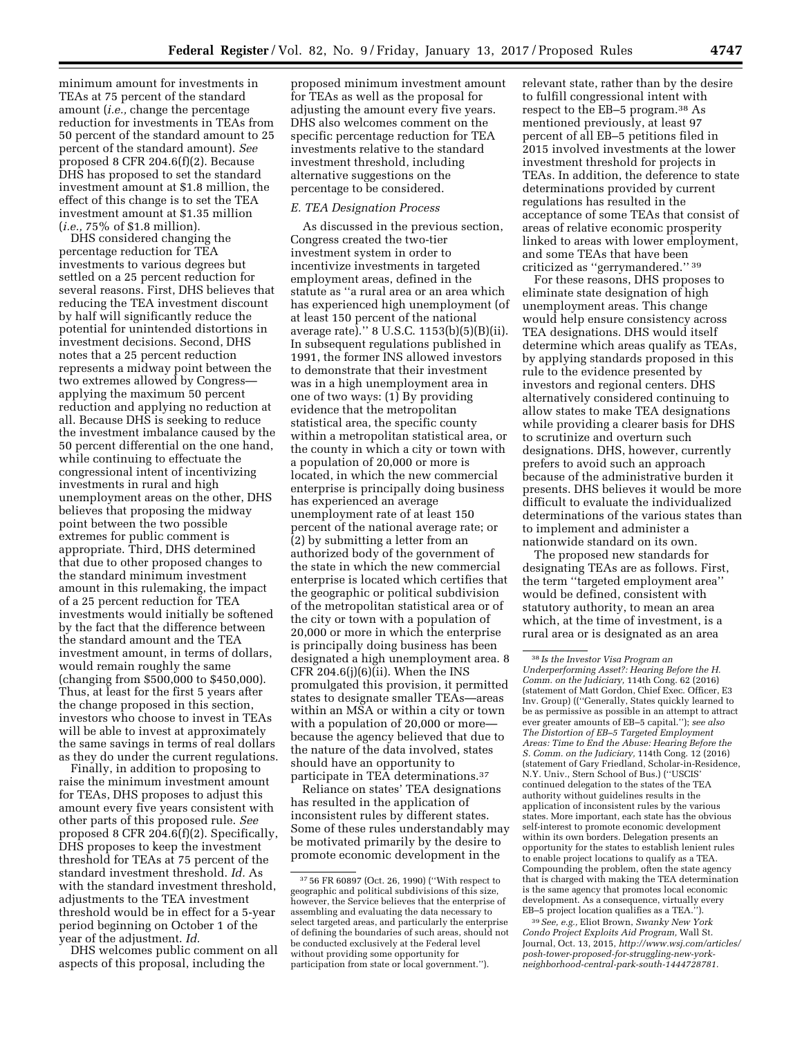minimum amount for investments in TEAs at 75 percent of the standard amount (*i.e.,* change the percentage reduction for investments in TEAs from 50 percent of the standard amount to 25 percent of the standard amount). *See* proposed 8 CFR 204.6(f)(2). Because DHS has proposed to set the standard investment amount at $1.8 million, the effect of this change is to set the TEA investment amount at $1.35 million (*i.e.,* 75% of $1.8 million).

DHS considered changing the percentage reduction for TEA investments to various degrees but settled on a 25 percent reduction for several reasons. First, DHS believes that reducing the TEA investment discount by half will significantly reduce the potential for unintended distortions in investment decisions. Second, DHS notes that a 25 percent reduction represents a midway point between the two extremes allowed by Congress—applying the maximum 50 percent reduction and applying no reduction at all. Because DHS is seeking to reduce the investment imbalance caused by the 50 percent differential on the one hand, while continuing to effectuate the congressional intent of incentivizing investments in rural and high unemployment areas on the other, DHS believes that proposing the midway point between the two possible extremes for public comment is appropriate. Third, DHS determined that due to other proposed changes to the standard minimum investment amount in this rulemaking, the impact of a 25 percent reduction for TEA investments would initially be softened by the fact that the difference between the standard amount and the TEA investment amount, in terms of dollars, would remain roughly the same (changing from $500,000 to $450,000). Thus, at least for the first 5 years after the change proposed in this section, investors who choose to invest in TEAs will be able to invest at approximately the same savings in terms of real dollars as they do under the current regulations.

Finally, in addition to proposing to raise the minimum investment amount for TEAs, DHS proposes to adjust this amount every five years consistent with other parts of this proposed rule. *See* proposed 8 CFR 204.6(f)(2). Specifically, DHS proposes to keep the investment threshold for TEAs at 75 percent of the standard investment threshold. *Id.* As with the standard investment threshold, adjustments to the TEA investment threshold would be in effect for a 5-year period beginning on October 1 of the year of the adjustment. *Id.*

DHS welcomes public comment on all aspects of this proposal, including the proposed minimum investment amount for TEAs as well as the proposal for adjusting the amount every five years. DHS also welcomes comment on the specific percentage reduction for TEA investments relative to the standard investment threshold, including alternative suggestions on the percentage to be considered.

### *E. TEA Designation Process*

As discussed in the previous section, Congress created the two-tier investment system in order to incentivize investments in targeted employment areas, defined in the statute as "a rural area or an area which has experienced high unemployment (of at least 150 percent of the national average rate)." 8 U.S.C. 1153(b)(5)(B)(ii). In subsequent regulations published in 1991, the former INS allowed investors to demonstrate that their investment was in a high unemployment area in one of two ways: (1) By providing evidence that the metropolitan statistical area, the specific county within a metropolitan statistical area, or the county in which a city or town with a population of 20,000 or more is located, in which the new commercial enterprise is principally doing business has experienced an average unemployment rate of at least 150 percent of the national average rate; or (2) by submitting a letter from an authorized body of the government of the state in which the new commercial enterprise is located which certifies that the geographic or political subdivision of the metropolitan statistical area or of the city or town with a population of 20,000 or more in which the enterprise is principally doing business has been designated a high unemployment area. 8 CFR 204.6(j)(6)(ii). When the INS promulgated this provision, it permitted states to designate smaller TEAs—areas within an MSA or within a city or town with a population of 20,000 or more—because the agency believed that due to the nature of the data involved, states should have an opportunity to participate in TEA determinations.[37]

Reliance on states' TEA designations has resulted in the application of inconsistent rules by different states. Some of these rules understandably may be motivated primarily by the desire to promote economic development in the relevant state, rather than by the desire to fulfill congressional intent with respect to the EB–5 program.[38] As mentioned previously, at least 97 percent of all EB–5 petitions filed in 2015 involved investments at the lower investment threshold for projects in TEAs. In addition, the deference to state determinations provided by current regulations has resulted in the acceptance of some TEAs that consist of areas of relative economic prosperity linked to areas with lower employment, and some TEAs that have been criticized as "gerrymandered." [39]

For these reasons, DHS proposes to eliminate state designation of high unemployment areas. This change would help ensure consistency across TEA designations. DHS would itself determine which areas qualify as TEAs, by applying standards proposed in this rule to the evidence presented by investors and regional centers. DHS alternatively considered continuing to allow states to make TEA designations while providing a clearer basis for DHS to scrutinize and overturn such designations. DHS, however, currently prefers to avoid such an approach because of the administrative burden it presents. DHS believes it would be more difficult to evaluate the individualized determinations of the various states than to implement and administer a nationwide standard on its own.

The proposed new standards for designating TEAs are as follows. First, the term "targeted employment area" would be defined, consistent with statutory authority, to mean an area which, at the time of investment, is a rural area or is designated as an area

---

[37] 56 FR 60897 (Oct. 26, 1990) ("With respect to geographic and political subdivisions of this size, however, the Service believes that the enterprise of assembling and evaluating the data necessary to select targeted areas, and particularly the enterprise of defining the boundaries of such areas, should not be conducted exclusively at the Federal level without providing some opportunity for participation from state or local government.").

[38] *Is the Investor Visa Program an Underperforming Asset?: Hearing Before the H. Comm. on the Judiciary,* 114th Cong. 62 (2016) (statement of Matt Gordon, Chief Exec. Officer, E3 Inv. Group) (("Generally, States quickly learned to be as permissive as possible in an attempt to attract ever greater amounts of EB–5 capital."); *see also The Distortion of EB–5 Targeted Employment Areas: Time to End the Abuse: Hearing Before the S. Comm. on the Judiciary,* 114th Cong. 12 (2016) (statement of Gary Friedland, Scholar-in-Residence, N.Y. Univ., Stern School of Bus.) ("USCIS' continued delegation to the states of the TEA authority without guidelines results in the application of inconsistent rules by the various states. More important, each state has the obvious self-interest to promote economic development within its own borders. Delegation presents an opportunity for the states to establish lenient rules to enable project locations to qualify as a TEA. Compounding the problem, often the state agency that is charged with making the TEA determination is the same agency that promotes local economic development. As a consequence, virtually every EB–5 project location qualifies as a TEA.").

[39] *See, e.g.,* Eliot Brown, *Swanky New York Condo Project Exploits Aid Program,* Wall St. Journal, Oct. 13, 2015, *http://www.wsj.com/articles/posh-tower-proposed-for-struggling-new-york-neighborhood-central-park-south-1444728781.*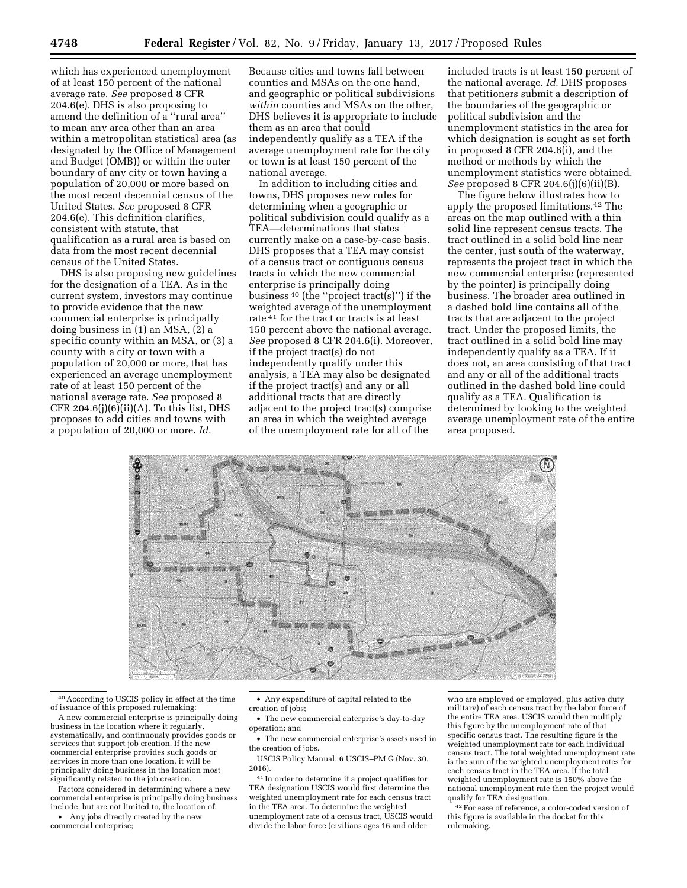which has experienced unemployment of at least 150 percent of the national average rate. *See* proposed 8 CFR 204.6(e). DHS is also proposing to amend the definition of a ''rural area'' to mean any area other than an area within a metropolitan statistical area (as designated by the Office of Management and Budget (OMB)) or within the outer boundary of any city or town having a population of 20,000 or more based on the most recent decennial census of the United States. *See* proposed 8 CFR 204.6(e). This definition clarifies, consistent with statute, that qualification as a rural area is based on data from the most recent decennial census of the United States.

DHS is also proposing new guidelines for the designation of a TEA. As in the current system, investors may continue to provide evidence that the new commercial enterprise is principally doing business in (1) an MSA, (2) a specific county within an MSA, or (3) a county with a city or town with a population of 20,000 or more, that has experienced an average unemployment rate of at least 150 percent of the national average rate. *See* proposed 8 CFR 204.6(j)(6)(ii)(A). To this list, DHS proposes to add cities and towns with a population of 20,000 or more. *Id.* Because cities and towns fall between counties and MSAs on the one hand, and geographic or political subdivisions *within* counties and MSAs on the other, DHS believes it is appropriate to include them as an area that could independently qualify as a TEA if the average unemployment rate for the city or town is at least 150 percent of the national average.

In addition to including cities and towns, DHS proposes new rules for determining when a geographic or political subdivision could qualify as a TEA—determinations that states currently make on a case-by-case basis. DHS proposes that a TEA may consist of a census tract or contiguous census tracts in which the new commercial enterprise is principally doing business[40] (the ''project tract(s)'') if the weighted average of the unemployment rate[41] for the tract or tracts is at least 150 percent above the national average. *See* proposed 8 CFR 204.6(i). Moreover, if the project tract(s) do not independently qualify under this analysis, a TEA may also be designated if the project tract(s) and any or all additional tracts that are directly adjacent to the project tract(s) comprise an area in which the weighted average of the unemployment rate for all of the included tracts is at least 150 percent of the national average. *Id.* DHS proposes that petitioners submit a description of the boundaries of the geographic or political subdivision and the unemployment statistics in the area for which designation is sought as set forth in proposed 8 CFR 204.6(i), and the method or methods by which the unemployment statistics were obtained. *See* proposed 8 CFR 204.6(j)(6)(ii)(B).

The figure below illustrates how to apply the proposed limitations.[42] The areas on the map outlined with a thin solid line represent census tracts. The tract outlined in a solid bold line near the center, just south of the waterway, represents the project tract in which the new commercial enterprise (represented by the pointer) is principally doing business. The broader area outlined in a dashed bold line contains all of the tracts that are adjacent to the project tract. Under the proposed limits, the tract outlined in a solid bold line may independently qualify as a TEA. If it does not, an area consisting of that tract and any or all of the additional tracts outlined in the dashed bold line could qualify as a TEA. Qualification is determined by looking to the weighted average unemployment rate of the entire area proposed.

---

[40] According to USCIS policy in effect at the time of issuance of this proposed rulemaking:

A new commercial enterprise is principally doing business in the location where it regularly, systematically, and continuously provides goods or services that support job creation. If the new commercial enterprise provides such goods or services in more than one location, it will be principally doing business in the location most significantly related to the job creation.

Factors considered in determining where a new commercial enterprise is principally doing business include, but are not limited to, the location of:

- Any jobs directly created by the new commercial enterprise;
- Any expenditure of capital related to the creation of jobs;
- The new commercial enterprise's day-to-day operation; and
- The new commercial enterprise's assets used in the creation of jobs.

USCIS Policy Manual, 6 USCIS–PM G (Nov. 30, 2016).

[41] In order to determine if a project qualifies for TEA designation USCIS would first determine the weighted unemployment rate for each census tract in the TEA area. To determine the weighted unemployment rate of a census tract, USCIS would divide the labor force (civilians ages 16 and older who are employed or employed, plus active duty military) of each census tract by the labor force of the entire TEA area. USCIS would then multiply this figure by the unemployment rate of that specific census tract. The resulting figure is the weighted unemployment rate for each individual census tract. The total weighted unemployment rate is the sum of the weighted unemployment rates for each census tract in the TEA area. If the total weighted unemployment rate is 150% above the national unemployment rate then the project would qualify for TEA designation.

[42] For ease of reference, a color-coded version of this figure is available in the docket for this rulemaking.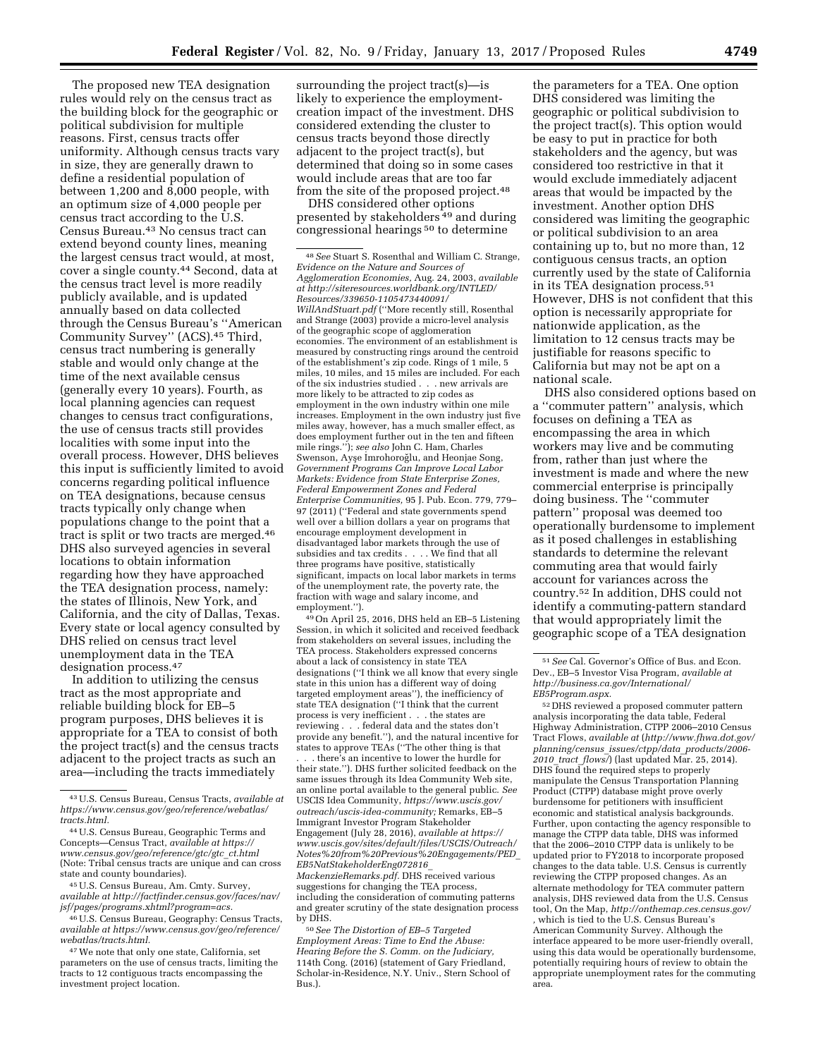The proposed new TEA designation rules would rely on the census tract as the building block for the geographic or political subdivision for multiple reasons. First, census tracts offer uniformity. Although census tracts vary in size, they are generally drawn to define a residential population of between 1,200 and 8,000 people, with an optimum size of 4,000 people per census tract according to the U.S. Census Bureau.[43] No census tract can extend beyond county lines, meaning the largest census tract would, at most, cover a single county.[44] Second, data at the census tract level is more readily publicly available, and is updated annually based on data collected through the Census Bureau's "American Community Survey" (ACS).[45] Third, census tract numbering is generally stable and would only change at the time of the next available census (generally every 10 years). Fourth, as local planning agencies can request changes to census tract configurations, the use of census tracts still provides localities with some input into the overall process. However, DHS believes this input is sufficiently limited to avoid concerns regarding political influence on TEA designations, because census tracts typically only change when populations change to the point that a tract is split or two tracts are merged.[46] DHS also surveyed agencies in several locations to obtain information regarding how they have approached the TEA designation process, namely: the states of Illinois, New York, and California, and the city of Dallas, Texas. Every state or local agency consulted by DHS relied on census tract level unemployment data in the TEA designation process.[47]

In addition to utilizing the census tract as the most appropriate and reliable building block for EB–5 program purposes, DHS believes it is appropriate for a TEA to consist of both the project tract(s) and the census tracts adjacent to the project tracts as such an area—including the tracts immediately surrounding the project tract(s)—is likely to experience the employment-creation impact of the investment. DHS considered extending the cluster to census tracts beyond those directly adjacent to the project tract(s), but determined that doing so in some cases would include areas that are too far from the site of the proposed project.[48]

DHS considered other options presented by stakeholders[49] and during congressional hearings[50] to determine the parameters for a TEA. One option DHS considered was limiting the geographic or political subdivision to the project tract(s). This option would be easy to put in practice for both stakeholders and the agency, but was considered too restrictive in that it would exclude immediately adjacent areas that would be impacted by the investment. Another option DHS considered was limiting the geographic or political subdivision to an area containing up to, but no more than, 12 contiguous census tracts, an option currently used by the state of California in its TEA designation process.[51] However, DHS is not confident that this option is necessarily appropriate for nationwide application, as the limitation to 12 census tracts may be justifiable for reasons specific to California but may not be apt on a national scale.

DHS also considered options based on a "commuter pattern" analysis, which focuses on defining a TEA as encompassing the area in which workers may live and be commuting from, rather than just where the investment is made and where the new commercial enterprise is principally doing business. The "commuter pattern" proposal was deemed too operationally burdensome to implement as it posed challenges in establishing standards to determine the relevant commuting area that would fairly account for variances across the country.[52] In addition, DHS could not identify a commuting-pattern standard that would appropriately limit the geographic scope of a TEA designation

---

[43] U.S. Census Bureau, Census Tracts, *available at https://www.census.gov/geo/reference/webatlas/tracts.html.*

[44] U.S. Census Bureau, Geographic Terms and Concepts—Census Tract, *available at https://www.census.gov/geo/reference/gtc/gtc_ct.html* (Note: Tribal census tracts are unique and can cross state and county boundaries).

[45] U.S. Census Bureau, Am. Cmty. Survey, *available at http://factfinder.census.gov/faces/nav/jsf/pages/programs.xhtml?program=acs.*

[46] U.S. Census Bureau, Geography: Census Tracts, *available at https://www.census.gov/geo/reference/webatlas/tracts.html.*

[47] We note that only one state, California, set parameters on the use of census tracts, limiting the tracts to 12 contiguous tracts encompassing the investment project location.

[48] *See* Stuart S. Rosenthal and William C. Strange, *Evidence on the Nature and Sources of Agglomeration Economies,* Aug. 24, 2003, *available at http://siteresources.worldbank.org/INTLED/Resources/339650-1105473440091/WillAndStuart.pdf* ("More recently still, Rosenthal and Strange (2003) provide a micro-level analysis of the geographic scope of agglomeration economies. The environment of an establishment is measured by constructing rings around the centroid of the establishment's zip code. Rings of 1 mile, 5 miles, 10 miles, and 15 miles are included. For each of the six industries studied . . . new arrivals are more likely to be attracted to zip codes as employment in the own industry within one mile increases. Employment in the own industry just five miles away, however, has a much smaller effect, as does employment further out in the ten and fifteen mile rings."); *see also* John C. Ham, Charles Swenson, Ayşe Imrohoroğlu, and Heonjae Song, *Government Programs Can Improve Local Labor Markets: Evidence from State Enterprise Zones, Federal Empowerment Zones and Federal Enterprise Communities,* 95 J. Pub. Econ. 779, 779–97 (2011) ("Federal and state governments spend well over a billion dollars a year on programs that encourage employment development in disadvantaged labor markets through the use of subsidies and tax credits . . . . We find that all three programs have positive, statistically significant, impacts on local labor markets in terms of the unemployment rate, the poverty rate, the fraction with wage and salary income, and employment.").

[49] On April 25, 2016, DHS held an EB–5 Listening Session, in which it solicited and received feedback from stakeholders on several issues, including the TEA process. Stakeholders expressed concerns about a lack of consistency in state TEA designations ("I think we all know that every single state in this union has a different way of doing targeted employment areas"), the inefficiency of state TEA designation ("I think that the current process is very inefficient . . . the states are reviewing . . . federal data and the states don't provide any benefit."), and the natural incentive for states to approve TEAs ("The other thing is that . . . there's an incentive to lower the hurdle for their state."). DHS further solicited feedback on the same issues through its Idea Community Web site, an online portal available to the general public. *See* USCIS Idea Community, *https://www.uscis.gov/outreach/uscis-idea-community;* Remarks, EB–5 Immigrant Investor Program Stakeholder Engagement (July 28, 2016), *available at https://www.uscis.gov/sites/default/files/USCIS/Outreach/Notes%20from%20Previous%20Engagements/PED_EB5NatStakeholderEng072816_MackenzieRemarks.pdf.* DHS received various suggestions for changing the TEA process, including the consideration of commuting patterns and greater scrutiny of the state designation process by DHS.

[50] *See The Distortion of EB–5 Targeted Employment Areas: Time to End the Abuse: Hearing Before the S. Comm. on the Judiciary,* 114th Cong. (2016) (statement of Gary Friedland, Scholar-in-Residence, N.Y. Univ., Stern School of Bus.).

[51] *See* Cal. Governor's Office of Bus. and Econ. Dev., EB–5 Investor Visa Program, *available at http://business.ca.gov/International/EB5Program.aspx.*

[52] DHS reviewed a proposed commuter pattern analysis incorporating the data table, Federal Highway Administration, CTPP 2006–2010 Census Tract Flows, *available at* (*http://www.fhwa.dot.gov/planning/census_issues/ctpp/data_products/2006-2010_tract_flows/*) (last updated Mar. 25, 2014). DHS found the required steps to properly manipulate the Census Transportation Planning Product (CTPP) database might prove overly burdensome for petitioners with insufficient economic and statistical analysis backgrounds. Further, upon contacting the agency responsible to manage the CTPP data table, DHS was informed that the 2006–2010 CTPP data is unlikely to be updated prior to FY2018 to incorporate proposed changes to the data table. U.S. Census is currently reviewing the CTPP proposed changes. As an alternate methodology for TEA commuter pattern analysis, DHS reviewed data from the U.S. Census tool, On the Map, *http://onthemap.ces.census.gov/*, which is tied to the U.S. Census Bureau's American Community Survey. Although the interface appeared to be more user-friendly overall, using this data would be operationally burdensome, potentially requiring hours of review to obtain the appropriate unemployment rates for the commuting area.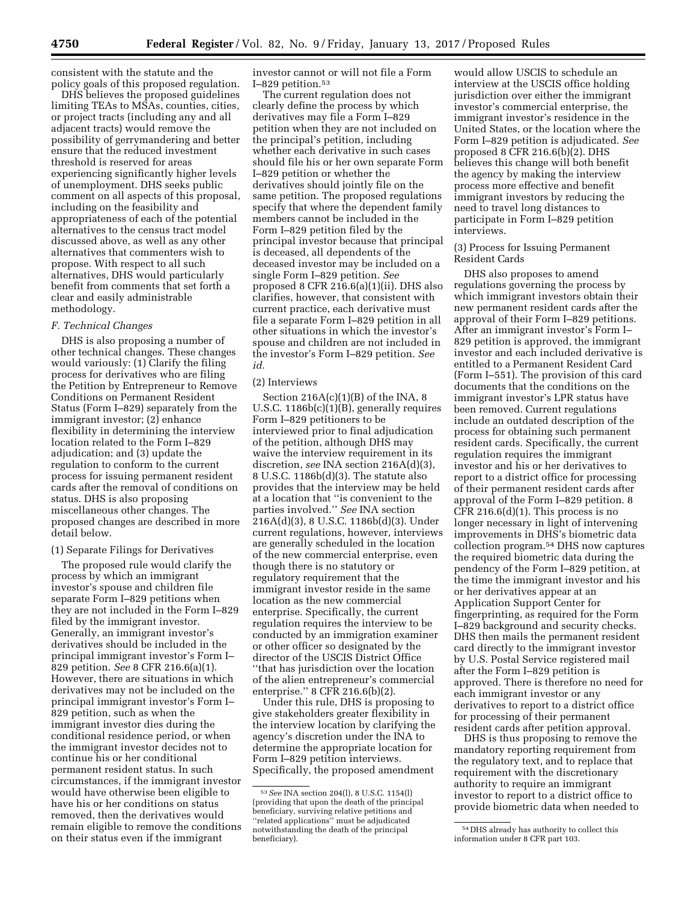consistent with the statute and the policy goals of this proposed regulation.

DHS believes the proposed guidelines limiting TEAs to MSAs, counties, cities, or project tracts (including any and all adjacent tracts) would remove the possibility of gerrymandering and better ensure that the reduced investment threshold is reserved for areas experiencing significantly higher levels of unemployment. DHS seeks public comment on all aspects of this proposal, including on the feasibility and appropriateness of each of the potential alternatives to the census tract model discussed above, as well as any other alternatives that commenters wish to propose. With respect to all such alternatives, DHS would particularly benefit from comments that set forth a clear and easily administrable methodology.

### *F. Technical Changes*

DHS is also proposing a number of other technical changes. These changes would variously: (1) Clarify the filing process for derivatives who are filing the Petition by Entrepreneur to Remove Conditions on Permanent Resident Status (Form I–829) separately from the immigrant investor; (2) enhance flexibility in determining the interview location related to the Form I–829 adjudication; and (3) update the regulation to conform to the current process for issuing permanent resident cards after the removal of conditions on status. DHS is also proposing miscellaneous other changes. The proposed changes are described in more detail below.

(1) Separate Filings for Derivatives

The proposed rule would clarify the process by which an immigrant investor's spouse and children file separate Form I–829 petitions when they are not included in the Form I–829 filed by the immigrant investor. Generally, an immigrant investor's derivatives should be included in the principal immigrant investor's Form I–829 petition. *See* 8 CFR 216.6(a)(1). However, there are situations in which derivatives may not be included on the principal immigrant investor's Form I–829 petition, such as when the immigrant investor dies during the conditional residence period, or when the immigrant investor decides not to continue his or her conditional permanent resident status. In such circumstances, if the immigrant investor would have otherwise been eligible to have his or her conditions on status removed, then the derivatives would remain eligible to remove the conditions on their status even if the immigrant investor cannot or will not file a Form I–829 petition.[53]

The current regulation does not clearly define the process by which derivatives may file a Form I–829 petition when they are not included on the principal's petition, including whether each derivative in such cases should file his or her own separate Form I–829 petition or whether the derivatives should jointly file on the same petition. The proposed regulations specify that where the dependent family members cannot be included in the Form I–829 petition filed by the principal investor because that principal is deceased, all dependents of the deceased investor may be included on a single Form I–829 petition. *See* proposed 8 CFR 216.6(a)(1)(ii). DHS also clarifies, however, that consistent with current practice, each derivative must file a separate Form I–829 petition in all other situations in which the investor's spouse and children are not included in the investor's Form I–829 petition. *See id.*

(2) Interviews

Section 216A(c)(1)(B) of the INA, 8 U.S.C. 1186b(c)(1)(B), generally requires Form I–829 petitioners to be interviewed prior to final adjudication of the petition, although DHS may waive the interview requirement in its discretion, *see* INA section 216A(d)(3), 8 U.S.C. 1186b(d)(3). The statute also provides that the interview may be held at a location that ''is convenient to the parties involved.'' *See* INA section 216A(d)(3), 8 U.S.C. 1186b(d)(3). Under current regulations, however, interviews are generally scheduled in the location of the new commercial enterprise, even though there is no statutory or regulatory requirement that the immigrant investor reside in the same location as the new commercial enterprise. Specifically, the current regulation requires the interview to be conducted by an immigration examiner or other officer so designated by the director of the USCIS District Office ''that has jurisdiction over the location of the alien entrepreneur's commercial enterprise.'' 8 CFR 216.6(b)(2).

Under this rule, DHS is proposing to give stakeholders greater flexibility in the interview location by clarifying the agency's discretion under the INA to determine the appropriate location for Form I–829 petition interviews. Specifically, the proposed amendment would allow USCIS to schedule an interview at the USCIS office holding jurisdiction over either the immigrant investor's commercial enterprise, the immigrant investor's residence in the United States, or the location where the Form I–829 petition is adjudicated. *See* proposed 8 CFR 216.6(b)(2). DHS believes this change will both benefit the agency by making the interview process more effective and benefit immigrant investors by reducing the need to travel long distances to participate in Form I–829 petition interviews.

(3) Process for Issuing Permanent Resident Cards

DHS also proposes to amend regulations governing the process by which immigrant investors obtain their new permanent resident cards after the approval of their Form I–829 petitions. After an immigrant investor's Form I–829 petition is approved, the immigrant investor and each included derivative is entitled to a Permanent Resident Card (Form I–551). The provision of this card documents that the conditions on the immigrant investor's LPR status have been removed. Current regulations include an outdated description of the process for obtaining such permanent resident cards. Specifically, the current regulation requires the immigrant investor and his or her derivatives to report to a district office for processing of their permanent resident cards after approval of the Form I–829 petition. 8 CFR 216.6(d)(1). This process is no longer necessary in light of intervening improvements in DHS's biometric data collection program.[54] DHS now captures the required biometric data during the pendency of the Form I–829 petition, at the time the immigrant investor and his or her derivatives appear at an Application Support Center for fingerprinting, as required for the Form I–829 background and security checks. DHS then mails the permanent resident card directly to the immigrant investor by U.S. Postal Service registered mail after the Form I–829 petition is approved. There is therefore no need for each immigrant investor or any derivatives to report to a district office for processing of their permanent resident cards after petition approval.

DHS is thus proposing to remove the mandatory reporting requirement from the regulatory text, and to replace that requirement with the discretionary authority to require an immigrant investor to report to a district office to provide biometric data when needed to

---

[53] *See* INA section 204(l), 8 U.S.C. 1154(l) (providing that upon the death of the principal beneficiary, surviving relative petitions and ''related applications'' must be adjudicated notwithstanding the death of the principal beneficiary).

[54] DHS already has authority to collect this information under 8 CFR part 103.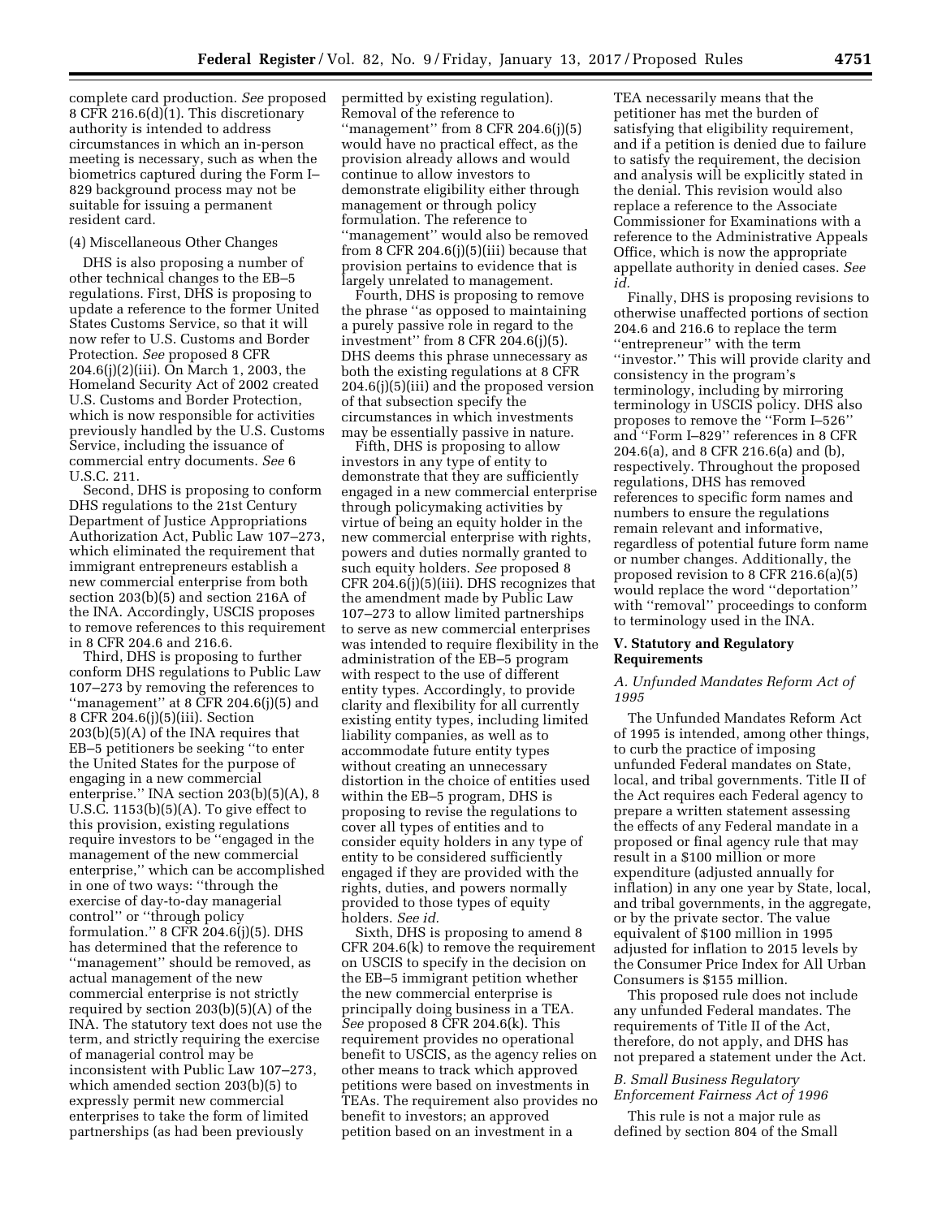complete card production. *See* proposed 8 CFR 216.6(d)(1). This discretionary authority is intended to address circumstances in which an in-person meeting is necessary, such as when the biometrics captured during the Form I–829 background process may not be suitable for issuing a permanent resident card.

(4) Miscellaneous Other Changes

DHS is also proposing a number of other technical changes to the EB–5 regulations. First, DHS is proposing to update a reference to the former United States Customs Service, so that it will now refer to U.S. Customs and Border Protection. *See* proposed 8 CFR 204.6(j)(2)(iii). On March 1, 2003, the Homeland Security Act of 2002 created U.S. Customs and Border Protection, which is now responsible for activities previously handled by the U.S. Customs Service, including the issuance of commercial entry documents. *See* 6 U.S.C. 211.

Second, DHS is proposing to conform DHS regulations to the 21st Century Department of Justice Appropriations Authorization Act, Public Law 107–273, which eliminated the requirement that immigrant entrepreneurs establish a new commercial enterprise from both section 203(b)(5) and section 216A of the INA. Accordingly, USCIS proposes to remove references to this requirement in 8 CFR 204.6 and 216.6.

Third, DHS is proposing to further conform DHS regulations to Public Law 107–273 by removing the references to ''management'' at 8 CFR 204.6(j)(5) and 8 CFR 204.6(j)(5)(iii). Section 203(b)(5)(A) of the INA requires that EB–5 petitioners be seeking ''to enter the United States for the purpose of engaging in a new commercial enterprise.'' INA section 203(b)(5)(A), 8 U.S.C. 1153(b)(5)(A). To give effect to this provision, existing regulations require investors to be ''engaged in the management of the new commercial enterprise,'' which can be accomplished in one of two ways: ''through the exercise of day-to-day managerial control'' or ''through policy formulation.'' 8 CFR 204.6(j)(5). DHS has determined that the reference to ''management'' should be removed, as actual management of the new commercial enterprise is not strictly required by section 203(b)(5)(A) of the INA. The statutory text does not use the term, and strictly requiring the exercise of managerial control may be inconsistent with Public Law 107–273, which amended section 203(b)(5) to expressly permit new commercial enterprises to take the form of limited partnerships (as had been previously permitted by existing regulation). Removal of the reference to ''management'' from 8 CFR 204.6(j)(5) would have no practical effect, as the provision already allows and would continue to allow investors to demonstrate eligibility either through management or through policy formulation. The reference to ''management'' would also be removed from 8 CFR 204.6(j)(5)(iii) because that provision pertains to evidence that is largely unrelated to management.

Fourth, DHS is proposing to remove the phrase ''as opposed to maintaining a purely passive role in regard to the investment'' from 8 CFR 204.6(j)(5). DHS deems this phrase unnecessary as both the existing regulations at 8 CFR 204.6(j)(5)(iii) and the proposed version of that subsection specify the circumstances in which investments may be essentially passive in nature.

Fifth, DHS is proposing to allow investors in any type of entity to demonstrate that they are sufficiently engaged in a new commercial enterprise through policymaking activities by virtue of being an equity holder in the new commercial enterprise with rights, powers and duties normally granted to such equity holders. *See* proposed 8 CFR 204.6(j)(5)(iii). DHS recognizes that the amendment made by Public Law 107–273 to allow limited partnerships to serve as new commercial enterprises was intended to require flexibility in the administration of the EB–5 program with respect to the use of different entity types. Accordingly, to provide clarity and flexibility for all currently existing entity types, including limited liability companies, as well as to accommodate future entity types without creating an unnecessary distortion in the choice of entities used within the EB–5 program, DHS is proposing to revise the regulations to cover all types of entities and to consider equity holders in any type of entity to be considered sufficiently engaged if they are provided with the rights, duties, and powers normally provided to those types of equity holders. *See id.*

Sixth, DHS is proposing to amend 8 CFR 204.6(k) to remove the requirement on USCIS to specify in the decision on the EB–5 immigrant petition whether the new commercial enterprise is principally doing business in a TEA. *See* proposed 8 CFR 204.6(k). This requirement provides no operational benefit to USCIS, as the agency relies on other means to track which approved petitions were based on investments in TEAs. The requirement also provides no benefit to investors; an approved petition based on an investment in a TEA necessarily means that the petitioner has met the burden of satisfying that eligibility requirement, and if a petition is denied due to failure to satisfy the requirement, the decision and analysis will be explicitly stated in the denial. This revision would also replace a reference to the Associate Commissioner for Examinations with a reference to the Administrative Appeals Office, which is now the appropriate appellate authority in denied cases. *See id.*

Finally, DHS is proposing revisions to otherwise unaffected portions of section 204.6 and 216.6 to replace the term ''entrepreneur'' with the term ''investor.'' This will provide clarity and consistency in the program's terminology, including by mirroring terminology in USCIS policy. DHS also proposes to remove the ''Form I–526'' and ''Form I–829'' references in 8 CFR 204.6(a), and 8 CFR 216.6(a) and (b), respectively. Throughout the proposed regulations, DHS has removed references to specific form names and numbers to ensure the regulations remain relevant and informative, regardless of potential future form name or number changes. Additionally, the proposed revision to 8 CFR 216.6(a)(5) would replace the word ''deportation'' with ''removal'' proceedings to conform to terminology used in the INA.

## V. Statutory and Regulatory Requirements

### *A. Unfunded Mandates Reform Act of 1995*

The Unfunded Mandates Reform Act of 1995 is intended, among other things, to curb the practice of imposing unfunded Federal mandates on State, local, and tribal governments. Title II of the Act requires each Federal agency to prepare a written statement assessing the effects of any Federal mandate in a proposed or final agency rule that may result in a $100 million or more expenditure (adjusted annually for inflation) in any one year by State, local, and tribal governments, in the aggregate, or by the private sector. The value equivalent of $100 million in 1995 adjusted for inflation to 2015 levels by the Consumer Price Index for All Urban Consumers is $155 million.

This proposed rule does not include any unfunded Federal mandates. The requirements of Title II of the Act, therefore, do not apply, and DHS has not prepared a statement under the Act.

### *B. Small Business Regulatory Enforcement Fairness Act of 1996*

This rule is not a major rule as defined by section 804 of the Small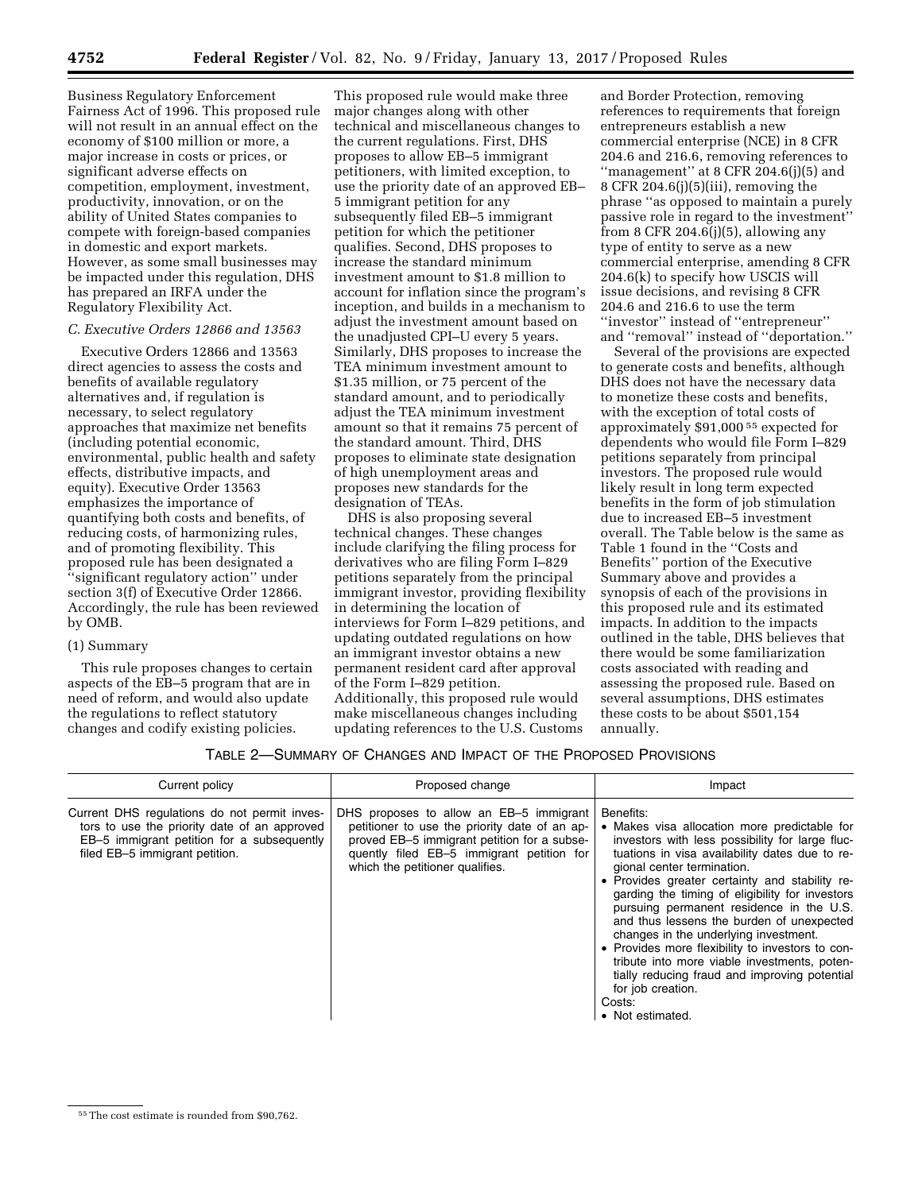Business Regulatory Enforcement Fairness Act of 1996. This proposed rule will not result in an annual effect on the economy of $100 million or more, a major increase in costs or prices, or significant adverse effects on competition, employment, investment, productivity, innovation, or on the ability of United States companies to compete with foreign-based companies in domestic and export markets. However, as some small businesses may be impacted under this regulation, DHS has prepared an IRFA under the Regulatory Flexibility Act.

### *C. Executive Orders 12866 and 13563*

Executive Orders 12866 and 13563 direct agencies to assess the costs and benefits of available regulatory alternatives and, if regulation is necessary, to select regulatory approaches that maximize net benefits (including potential economic, environmental, public health and safety effects, distributive impacts, and equity). Executive Order 13563 emphasizes the importance of quantifying both costs and benefits, of reducing costs, of harmonizing rules, and of promoting flexibility. This proposed rule has been designated a ''significant regulatory action'' under section 3(f) of Executive Order 12866. Accordingly, the rule has been reviewed by OMB.

#### (1) Summary

This rule proposes changes to certain aspects of the EB–5 program that are in need of reform, and would also update the regulations to reflect statutory changes and codify existing policies.

This proposed rule would make three major changes along with other technical and miscellaneous changes to the current regulations. First, DHS proposes to allow EB–5 immigrant petitioners, with limited exception, to use the priority date of an approved EB–5 immigrant petition for any subsequently filed EB–5 immigrant petition for which the petitioner qualifies. Second, DHS proposes to increase the standard minimum investment amount to $1.8 million to account for inflation since the program's inception, and builds in a mechanism to adjust the investment amount based on the unadjusted CPI–U every 5 years. Similarly, DHS proposes to increase the TEA minimum investment amount to $1.35 million, or 75 percent of the standard amount, and to periodically adjust the TEA minimum investment amount so that it remains 75 percent of the standard amount. Third, DHS proposes to eliminate state designation of high unemployment areas and proposes new standards for the designation of TEAs.

DHS is also proposing several technical changes. These changes include clarifying the filing process for derivatives who are filing Form I–829 petitions separately from the principal immigrant investor, providing flexibility in determining the location of interviews for Form I–829 petitions, and updating outdated regulations on how an immigrant investor obtains a new permanent resident card after approval of the Form I–829 petition. Additionally, this proposed rule would make miscellaneous changes including updating references to the U.S. Customs and Border Protection, removing references to requirements that foreign entrepreneurs establish a new commercial enterprise (NCE) in 8 CFR 204.6 and 216.6, removing references to ''management'' at 8 CFR 204.6(j)(5) and 8 CFR 204.6(j)(5)(iii), removing the phrase ''as opposed to maintain a purely passive role in regard to the investment'' from 8 CFR 204.6(j)(5), allowing any type of entity to serve as a new commercial enterprise, amending 8 CFR 204.6(k) to specify how USCIS will issue decisions, and revising 8 CFR 204.6 and 216.6 to use the term ''investor'' instead of ''entrepreneur'' and ''removal'' instead of ''deportation.''

Several of the provisions are expected to generate costs and benefits, although DHS does not have the necessary data to monetize these costs and benefits, with the exception of total costs of approximately $91,000 [55] expected for dependents who would file Form I–829 petitions separately from principal investors. The proposed rule would likely result in long term expected benefits in the form of job stimulation due to increased EB–5 investment overall. The Table below is the same as Table 1 found in the ''Costs and Benefits'' portion of the Executive Summary above and provides a synopsis of each of the provisions in this proposed rule and its estimated impacts. In addition to the impacts outlined in the table, DHS believes that there would be some familiarization costs associated with reading and assessing the proposed rule. Based on several assumptions, DHS estimates these costs to be about $501,154 annually.

TABLE 2—SUMMARY OF CHANGES AND IMPACT OF THE PROPOSED PROVISIONS

| Current policy | Proposed change | Impact |
|---|---|---|
| Current DHS regulations do not permit investors to use the priority date of an approved EB–5 immigrant petition for a subsequently filed EB–5 immigrant petition. | DHS proposes to allow an EB–5 immigrant petitioner to use the priority date of an approved EB–5 immigrant petition for a subsequently filed EB–5 immigrant petition for which the petitioner qualifies. | Benefits:<br>• Makes visa allocation more predictable for investors with less possibility for large fluctuations in visa availability dates due to regional center termination.<br>• Provides greater certainty and stability regarding the timing of eligibility for investors pursuing permanent residence in the U.S. and thus lessens the burden of unexpected changes in the underlying investment.<br>• Provides more flexibility to investors to contribute into more viable investments, potentially reducing fraud and improving potential for job creation.<br>Costs:<br>• Not estimated. |

[55] The cost estimate is rounded from $90,762.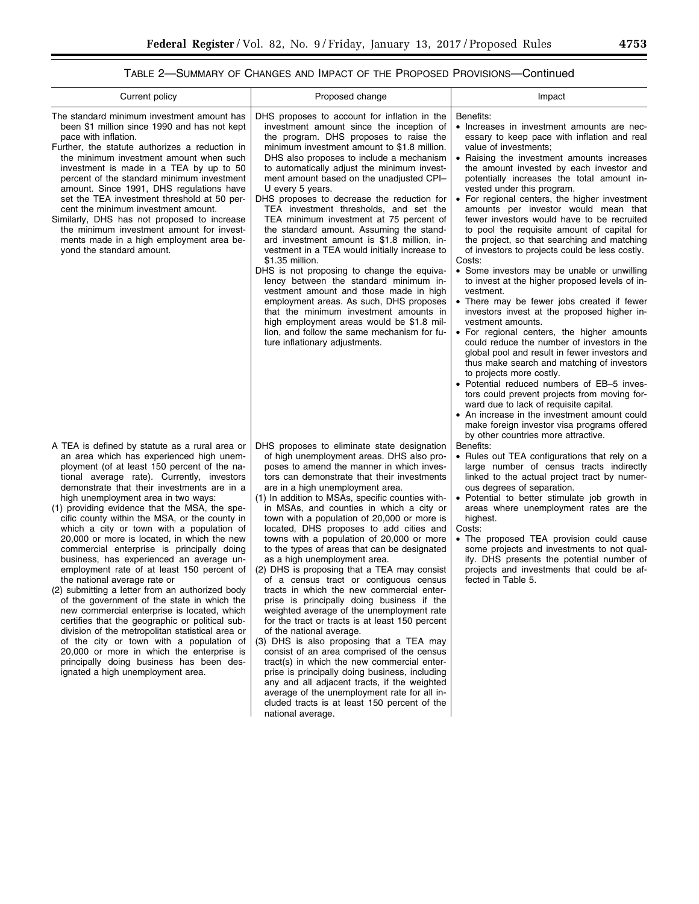TABLE 2—SUMMARY OF CHANGES AND IMPACT OF THE PROPOSED PROVISIONS—Continued

| Current policy | Proposed change | Impact |
|---|---|---|
| The standard minimum investment amount has been $1 million since 1990 and has not kept pace with inflation.<br>Further, the statute authorizes a reduction in the minimum investment amount when such investment is made in a TEA by up to 50 percent of the standard minimum investment amount. Since 1991, DHS regulations have set the TEA investment threshold at 50 percent the minimum investment amount.<br>Similarly, DHS has not proposed to increase the minimum investment amount for investments made in a high employment area beyond the standard amount. | DHS proposes to account for inflation in the investment amount since the inception of the program. DHS proposes to raise the minimum investment amount to $1.8 million. DHS also proposes to include a mechanism to automatically adjust the minimum investment amount based on the unadjusted CPI–U every 5 years.<br>DHS proposes to decrease the reduction for TEA investment thresholds, and set the TEA minimum investment at 75 percent of the standard amount. Assuming the standard investment amount is $1.8 million, investment in a TEA would initially increase to $1.35 million.<br>DHS is not proposing to change the equivalency between the standard minimum investment amount and those made in high employment areas. As such, DHS proposes that the minimum investment amounts in high employment areas would be $1.8 million, and follow the same mechanism for future inflationary adjustments. | Benefits:<br>• Increases in investment amounts are necessary to keep pace with inflation and real value of investments;<br>• Raising the investment amounts increases the amount invested by each investor and potentially increases the total amount invested under this program.<br>• For regional centers, the higher investment amounts per investor would mean that fewer investors would have to be recruited to pool the requisite amount of capital for the project, so that searching and matching of investors to projects could be less costly.<br>Costs:<br>• Some investors may be unable or unwilling to invest at the higher proposed levels of investment.<br>• There may be fewer jobs created if fewer investors invest at the proposed higher investment amounts.<br>• For regional centers, the higher amounts could reduce the number of investors in the global pool and result in fewer investors and thus make search and matching of investors to projects more costly.<br>• Potential reduced numbers of EB–5 investors could prevent projects from moving forward due to lack of requisite capital.<br>• An increase in the investment amount could make foreign investor visa programs offered by other countries more attractive. |
| A TEA is defined by statute as a rural area or an area which has experienced high unemployment (of at least 150 percent of the national average rate). Currently, investors demonstrate that their investments are in a high unemployment area in two ways:<br>(1) providing evidence that the MSA, the specific county within the MSA, or the county in which a city or town with a population of 20,000 or more is located, in which the new commercial enterprise is principally doing business, has experienced an average unemployment rate of at least 150 percent of the national average rate or<br>(2) submitting a letter from an authorized body of the government of the state in which the new commercial enterprise is located, which certifies that the geographic or political subdivision of the metropolitan statistical area or of the city or town with a population of 20,000 or more in which the enterprise is principally doing business has been designated a high unemployment area. | DHS proposes to eliminate state designation of high unemployment areas. DHS also proposes to amend the manner in which investors can demonstrate that their investments are in a high unemployment area.<br>(1) In addition to MSAs, specific counties within MSAs, and counties in which a city or town with a population of 20,000 or more is located, DHS proposes to add cities and towns with a population of 20,000 or more to the types of areas that can be designated as a high unemployment area.<br>(2) DHS is proposing that a TEA may consist of a census tract or contiguous census tracts in which the new commercial enterprise is principally doing business if the weighted average of the unemployment rate for the tract or tracts is at least 150 percent of the national average.<br>(3) DHS is also proposing that a TEA may consist of an area comprised of the census tract(s) in which the new commercial enterprise is principally doing business, including any and all adjacent tracts, if the weighted average of the unemployment rate for all included tracts is at least 150 percent of the national average. | Benefits:<br>• Rules out TEA configurations that rely on a large number of census tracts indirectly linked to the actual project tract by numerous degrees of separation.<br>• Potential to better stimulate job growth in areas where unemployment rates are the highest.<br>Costs:<br>• The proposed TEA provision could cause some projects and investments to not qualify. DHS presents the potential number of projects and investments that could be affected in Table 5. |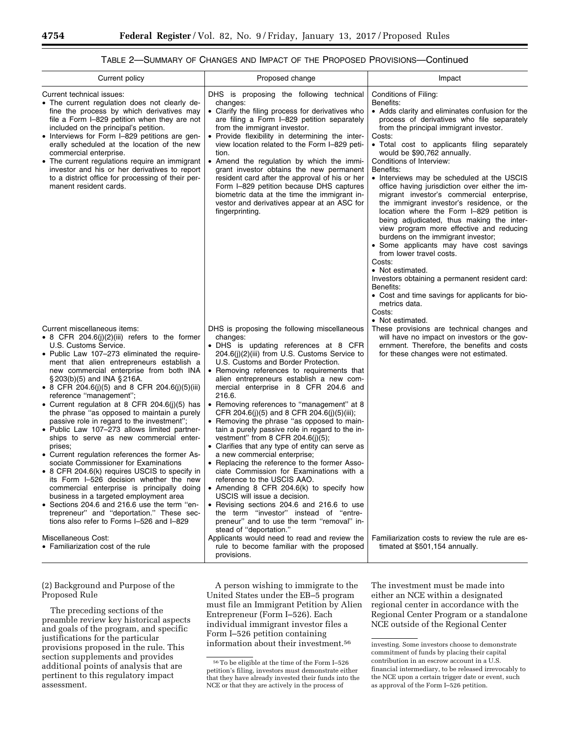TABLE 2—SUMMARY OF CHANGES AND IMPACT OF THE PROPOSED PROVISIONS—Continued

| Current policy | Proposed change | Impact |
|---|---|---|
| Current technical issues:<br>• The current regulation does not clearly define the process by which derivatives may file a Form I–829 when they are not included on the principal's petition.<br>• Interviews for Form I–829 petitions are generally scheduled at the location of the new commercial enterprise.<br>• The current regulations require an immigrant investor and his or her derivatives to report to a district office for processing of their permanent resident cards. | DHS is proposing the following technical changes:<br>• Clarify the filing process for derivatives who are filing a Form I–829 petition separately from the immigrant investor.<br>• Provide flexibility in determining the interview location related to the Form I–829 petition.<br>• Amend the regulation by which the immigrant investor obtains the new permanent resident card after the approval of his or her Form I–829 petition because DHS captures biometric data at the time the immigrant investor and derivatives appear at an ASC for fingerprinting. | Conditions of Filing:<br>Benefits:<br>• Adds clarity and eliminates confusion for the process of derivatives who file separately from the principal immigrant investor.<br>Costs:<br>• Total cost to applicants filing separately would be $90,762 annually.<br>Conditions of Interview:<br>Benefits:<br>• Interviews may be scheduled at the USCIS office having jurisdiction over either the immigrant investor's commercial enterprise, the immigrant investor's residence, or the location where the Form I–829 petition is being adjudicated, thus making the interview program more effective and reducing burdens on the immigrant investor;<br>• Some applicants may have cost savings from lower travel costs.<br>Costs:<br>• Not estimated.<br>Investors obtaining a permanent resident card:<br>Benefits:<br>• Cost and time savings for applicants for biometrics data.<br>Costs:<br>• Not estimated. |
| Current miscellaneous items:<br>• 8 CFR 204.6(j)(2)(iii) refers to the former U.S. Customs Service.<br>• Public Law 107–273 eliminated the requirement that alien entrepreneurs establish a new commercial enterprise from both INA § 203(b)(5) and INA § 216A.<br>• 8 CFR 204.6(j)(5) and 8 CFR 204.6(j)(5)(iii) reference "management";<br>• Current regulation at 8 CFR 204.6(j)(5) has the phrase "as opposed to maintain a purely passive role in regard to the investment";<br>• Public Law 107–273 allows limited partnerships to serve as new commercial enterprises;<br>• Current regulation references the former Associate Commissioner for Examinations<br>• 8 CFR 204.6(k) requires USCIS to specify in its Form I–526 decision whether the new commercial enterprise is principally doing business in a targeted employment area<br>• Sections 204.6 and 216.6 use the term "entrepreneur" and "deportation." These sections also refer to Forms I–526 and I–829 | DHS is proposing the following miscellaneous changes:<br>• DHS is updating references at 8 CFR 204.6(j)(2)(iii) from U.S. Customs Service to U.S. Customs and Border Protection.<br>• Removing references to requirements that alien entrepreneurs establish a new commercial enterprise in 8 CFR 204.6 and 216.6.<br>• Removing references to "management" at 8 CFR 204.6(j)(5) and 8 CFR 204.6(j)(5)(iii);<br>• Removing the phrase "as opposed to maintain a purely passive role in regard to the investment" from 8 CFR 204.6(j)(5);<br>• Clarifies that any type of entity can serve as a new commercial enterprise;<br>• Replacing the reference to the former Associate Commission for Examinations with a reference to the USCIS AAO.<br>• Amending 8 CFR 204.6(k) to specify how USCIS will issue a decision.<br>• Revising sections 204.6 and 216.6 to use the term "investor" instead of "entrepreneur" and to use the term "removal" instead of "deportation." | These provisions are technical changes and will have no impact on investors or the government. Therefore, the benefits and costs for these changes were not estimated. |
| Miscellaneous Cost:<br>• Familiarization cost of the rule | Applicants would need to read and review the rule to become familiar with the proposed provisions. | Familiarization costs to review the rule are estimated at $501,154 annually. |

(2) Background and Purpose of the Proposed Rule

The preceding sections of the preamble review key historical aspects and goals of the program, and specific justifications for the particular provisions proposed in the rule. This section supplements and provides additional points of analysis that are pertinent to this regulatory impact assessment.

A person wishing to immigrate to the United States under the EB–5 program must file an Immigrant Petition by Alien Entrepreneur (Form I–526). Each individual immigrant investor files a Form I–526 petition containing information about their investment.[56] The investment must be made into either an NCE within a designated regional center in accordance with the Regional Center Program or a standalone NCE outside of the Regional Center

[56] To be eligible at the time of the Form I–526 petition's filing, investors must demonstrate either that they have already invested their funds into the NCE or that they are actively in the process of investing. Some investors choose to demonstrate commitment of funds by placing their capital contribution in an escrow account in a U.S. financial intermediary, to be released irrevocably to the NCE upon a certain trigger date or event, such as approval of the Form I–526 petition.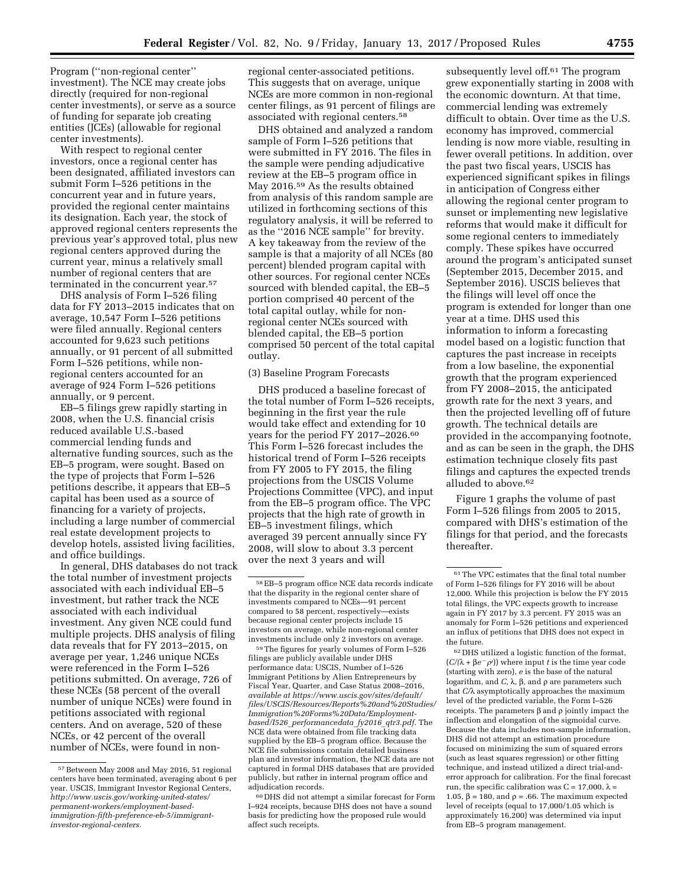Program (''non-regional center'' investment). The NCE may create jobs directly (required for non-regional center investments), or serve as a source of funding for separate job creating entities (JCEs) (allowable for regional center investments).

With respect to regional center investors, once a regional center has been designated, affiliated investors can submit Form I–526 petitions in the concurrent year and in future years, provided the regional center maintains its designation. Each year, the stock of approved regional centers represents the previous year's approved total, plus new regional centers approved during the current year, minus a relatively small number of regional centers that are terminated in the concurrent year.[57]

DHS analysis of Form I–526 filing data for FY 2013–2015 indicates that on average, 10,547 Form I–526 petitions were filed annually. Regional centers accounted for 9,623 such petitions annually, or 91 percent of all submitted Form I–526 petitions, while non-regional centers accounted for an average of 924 Form I–526 petitions annually, or 9 percent.

EB–5 filings grew rapidly starting in 2008, when the U.S. financial crisis reduced available U.S.-based commercial lending funds and alternative funding sources, such as the EB–5 program, were sought. Based on the type of projects that Form I–526 petitions describe, it appears that EB–5 capital has been used as a source of financing for a variety of projects, including a large number of commercial real estate development projects to develop hotels, assisted living facilities, and office buildings.

In general, DHS databases do not track the total number of investment projects associated with each individual EB–5 investment, but rather track the NCE associated with each individual investment. Any given NCE could fund multiple projects. DHS analysis of filing data reveals that for FY 2013–2015, on average per year, 1,246 unique NCEs were referenced in the Form I–526 petitions submitted. On average, 726 of these NCEs (58 percent of the overall number of unique NCEs) were found in petitions associated with regional centers. And on average, 520 of these NCEs, or 42 percent of the overall number of NCEs, were found in non-regional center-associated petitions. This suggests that on average, unique NCEs are more common in non-regional center filings, as 91 percent of filings are associated with regional centers.[58]

DHS obtained and analyzed a random sample of Form I–526 petitions that were submitted in FY 2016. The files in the sample were pending adjudicative review at the EB–5 program office in May 2016.[59] As the results obtained from analysis of this random sample are utilized in forthcoming sections of this regulatory analysis, it will be referred to as the ''2016 NCE sample'' for brevity. A key takeaway from the review of the sample is that a majority of all NCEs (80 percent) blended program capital with other sources. For regional center NCEs sourced with blended capital, the EB–5 portion comprised 40 percent of the total capital outlay, while for non-regional center NCEs sourced with blended capital, the EB–5 portion comprised 50 percent of the total capital outlay.

(3) Baseline Program Forecasts

DHS produced a baseline forecast of the total number of Form I–526 receipts, beginning in the first year the rule would take effect and extending for 10 years for the period FY 2017–2026.[60] This Form I–526 forecast includes the historical trend of Form I–526 receipts from FY 2005 to FY 2015, the filing projections from the USCIS Volume Projections Committee (VPC), and input from the EB–5 program office. The VPC projects that the high rate of growth in EB–5 investment filings, which averaged 39 percent annually since FY 2008, will slow to about 3.3 percent over the next 3 years and will subsequently level off.[61] The program grew exponentially starting in 2008 with the economic downturn. At that time, commercial lending was extremely difficult to obtain. Over time as the U.S. economy has improved, commercial lending is now more viable, resulting in fewer overall petitions. In addition, over the past two fiscal years, USCIS has experienced significant spikes in filings in anticipation of Congress either allowing the regional center program to sunset or implementing new legislative reforms that would make it difficult for some regional centers to immediately comply. These spikes have occurred around the program's anticipated sunset (September 2015, December 2015, and September 2016). USCIS believes that the filings will level off once the program is extended for longer than one year at a time. DHS used this information to inform a forecasting model based on a logistic function that captures the past increase in receipts from a low baseline, the exponential growth that the program experienced from FY 2008–2015, the anticipated growth rate for the next 3 years, and then the projected levelling off of future growth. The technical details are provided in the accompanying footnote, and as can be seen in the graph, the DHS estimation technique closely fits past filings and captures the expected trends alluded to above.[62]

Figure 1 graphs the volume of past Form I–526 filings from 2005 to 2015, compared with DHS's estimation of the filings for that period, and the forecasts thereafter.

---

[57] Between May 2008 and May 2016, 51 regional centers have been terminated, averaging about 6 per year. USCIS, Immigrant Investor Regional Centers, *http://www.uscis.gov/working-united-states/permanent-workers/employment-based-immigration-fifth-preference-eb-5/immigrant-investor-regional-centers.*

[58] EB–5 program office NCE data records indicate that the disparity in the regional center share of investments compared to NCEs—91 percent compared to 58 percent, respectively—exists because regional center projects include 15 investors on average, while non-regional center investments include only 2 investors on average.

[59] The figures for yearly volumes of Form I–526 filings are publicly available under DHS performance data: USCIS, Number of I–526 Immigrant Petitions by Alien Entrepreneurs by Fiscal Year, Quarter, and Case Status 2008–2016, *available at https://www.uscis.gov/sites/default/files/USCIS/Resources/Reports%20and%20Studies/Immigration%20Forms%20Data/Employment-based/I526_performancedata_fy2016_qtr3.pdf*. The NCE data were obtained from file tracking data supplied by the EB–5 program office. Because the NCE file submissions contain detailed business plan and investor information, the NCE data are not captured in formal DHS databases that are provided publicly, but rather in internal program office and adjudication records.

[60] DHS did not attempt a similar forecast for Form I–924 receipts, because DHS does not have a sound basis for predicting how the proposed rule would affect such receipts.

[61] The VPC estimates that the final total number of Form I–526 filings for FY 2016 will be about 12,000. While this projection is below the FY 2015 total filings, the VPC expects growth to increase again in FY 2017 by 3.3 percent. FY 2015 was an anomaly for Form I–526 petitions and experienced an influx of petitions that DHS does not expect in the future.

[62] DHS utilized a logistic function of the format, $(C/(\lambda + \beta e^{-\rho t}))$ where input $t$ is the time year code (starting with zero), $e$ is the base of the natural logarithm, and $C$, $\lambda$, $\beta$, and $\rho$ are parameters such that $C/\lambda$ asymptotically approaches the maximum level of the predicted variable, the Form I–526 receipts. The parameters $\beta$ and $\rho$ jointly impact the inflection and elongation of the sigmoidal curve. Because the data includes non-sample information, DHS did not attempt an estimation procedure focused on minimizing the sum of squared errors (such as least squares regression) or other fitting technique, and instead utilized a direct trial-and-error approach for calibration. For the final forecast run, the specific calibration was $C = 17{,}000$, $\lambda = 1.05$, $\beta = 180$, and $\rho = .66$. The maximum expected level of receipts (equal to 17,000/1.05 which is approximately 16,200) was determined via input from EB–5 program management.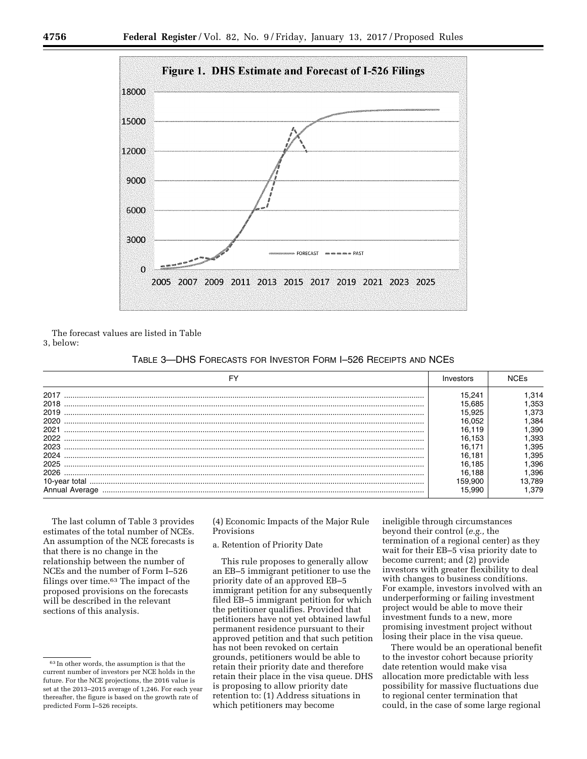Figure 1. DHS Estimate and Forecast of I-526 Filings

The forecast values are listed in Table 3, below:

TABLE 3—DHS FORECASTS FOR INVESTOR FORM I–526 RECEIPTS AND NCES

| FY | Investors | NCEs |
| --- | --- | --- |
| 2017 | 15,241 | 1,314 |
| 2018 | 15,685 | 1,353 |
| 2019 | 15,925 | 1,373 |
| 2020 | 16,052 | 1,384 |
| 2021 | 16,119 | 1,390 |
| 2022 | 16,153 | 1,393 |
| 2023 | 16,171 | 1,395 |
| 2024 | 16,181 | 1,395 |
| 2025 | 16,185 | 1,396 |
| 2026 | 16,188 | 1,396 |
| 10-year total | 159,900 | 13,789 |
| Annual Average | 15,990 | 1,379 |

The last column of Table 3 provides estimates of the total number of NCEs. An assumption of the NCE forecasts is that there is no change in the relationship between the number of NCEs and the number of Form I–526 filings over time.[63] The impact of the proposed provisions on the forecasts will be described in the relevant sections of this analysis.

(4) Economic Impacts of the Major Rule Provisions

a. Retention of Priority Date

This rule proposes to generally allow an EB–5 immigrant petitioner to use the priority date of an approved EB–5 immigrant petition for any subsequently filed EB–5 immigrant petition for which the petitioner qualifies. Provided that petitioners have not yet obtained lawful permanent residence pursuant to their approved petition and that such petition has not been revoked on certain grounds, petitioners would be able to retain their priority date and therefore retain their place in the visa queue. DHS is proposing to allow priority date retention to: (1) Address situations in which petitioners may become ineligible through circumstances beyond their control (*e.g.,* the termination of a regional center) as they wait for their EB–5 visa priority date to become current; and (2) provide investors with greater flexibility to deal with changes to business conditions. For example, investors involved with an underperforming or failing investment project would be able to move their investment funds to a new, more promising investment project without losing their place in the visa queue.

There would be an operational benefit to the investor cohort because priority date retention would make visa allocation more predictable with less possibility for massive fluctuations due to regional center termination that could, in the case of some large regional

[63] In other words, the assumption is that the current number of investors per NCE holds in the future. For the NCE projections, the 2016 value is set at the 2013–2015 average of 1,246. For each year thereafter, the figure is based on the growth rate of predicted Form I–526 receipts.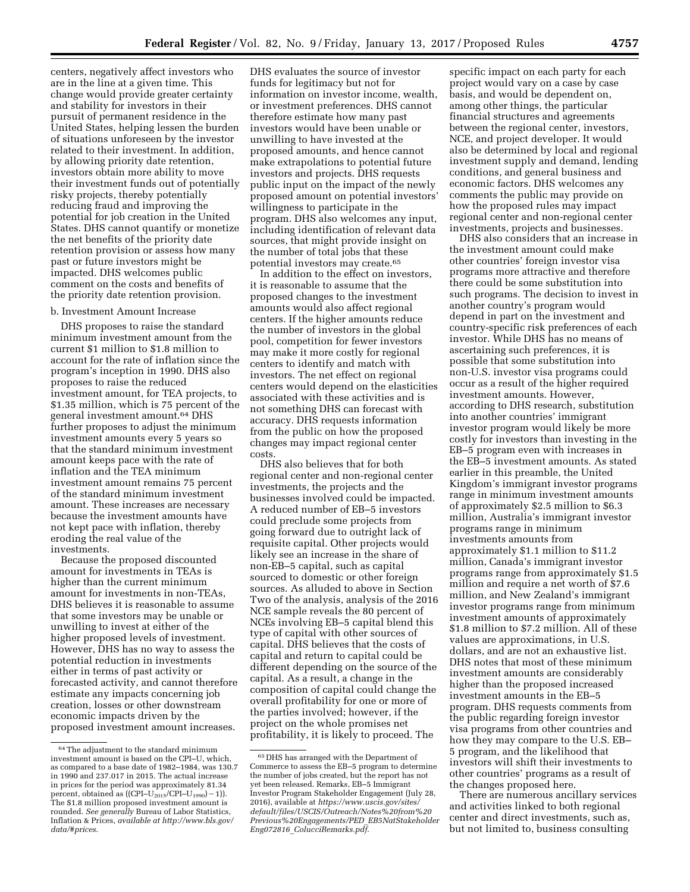centers, negatively affect investors who are in the line at a given time. This change would provide greater certainty and stability for investors in their pursuit of permanent residence in the United States, helping lessen the burden of situations unforeseen by the investor related to their investment. In addition, by allowing priority date retention, investors obtain more ability to move their investment funds out of potentially risky projects, thereby potentially reducing fraud and improving the potential for job creation in the United States. DHS cannot quantify or monetize the net benefits of the priority date retention provision or assess how many past or future investors might be impacted. DHS welcomes public comment on the costs and benefits of the priority date retention provision.

b. Investment Amount Increase

DHS proposes to raise the standard minimum investment amount from the current $1 million to $1.8 million to account for the rate of inflation since the program's inception in 1990. DHS also proposes to raise the reduced investment amount, for TEA projects, to $1.35 million, which is 75 percent of the general investment amount.[64] DHS further proposes to adjust the minimum investment amounts every 5 years so that the standard minimum investment amount keeps pace with the rate of inflation and the TEA minimum investment amount remains 75 percent of the standard minimum investment amount. These increases are necessary because the investment amounts have not kept pace with inflation, thereby eroding the real value of the investments.

Because the proposed discounted amount for investments in TEAs is higher than the current minimum amount for investments in non-TEAs, DHS believes it is reasonable to assume that some investors may be unable or unwilling to invest at either of the higher proposed levels of investment. However, DHS has no way to assess the potential reduction in investments either in terms of past activity or forecasted activity, and cannot therefore estimate any impacts concerning job creation, losses or other downstream economic impacts driven by the proposed investment amount increases. DHS evaluates the source of investor funds for legitimacy but not for information on investor income, wealth, or investment preferences. DHS cannot therefore estimate how many past investors would have been unable or unwilling to have invested at the proposed amounts, and hence cannot make extrapolations to potential future investors and projects. DHS requests public input on the impact of the newly proposed amount on potential investors' willingness to participate in the program. DHS also welcomes any input, including identification of relevant data sources, that might provide insight on the number of total jobs that these potential investors may create.[65]

In addition to the effect on investors, it is reasonable to assume that the proposed changes to the investment amounts would also affect regional centers. If the higher amounts reduce the number of investors in the global pool, competition for fewer investors may make it more costly for regional centers to identify and match with investors. The net effect on regional centers would depend on the elasticities associated with these activities and is not something DHS can forecast with accuracy. DHS requests information from the public on how the proposed changes may impact regional center costs.

DHS also believes that for both regional center and non-regional center investments, the projects and the businesses involved could be impacted. A reduced number of EB–5 investors could preclude some projects from going forward due to outright lack of requisite capital. Other projects would likely see an increase in the share of non-EB–5 capital, such as capital sourced to domestic or other foreign sources. As alluded to above in Section Two of the analysis, analysis of the 2016 NCE sample reveals the 80 percent of NCEs involving EB–5 capital blend this type of capital with other sources of capital. DHS believes that the costs of capital and return to capital could be different depending on the source of the capital. As a result, a change in the composition of capital could change the overall profitability for one or more of the parties involved; however, if the project on the whole promises net profitability, it is likely to proceed. The specific impact on each party for each project would vary on a case by case basis, and would be dependent on, among other things, the particular financial structures and agreements between the regional center, investors, NCE, and project developer. It would also be determined by local and regional investment supply and demand, lending conditions, and general business and economic factors. DHS welcomes any comments the public may provide on how the proposed rules may impact regional center and non-regional center investments, projects and businesses.

DHS also considers that an increase in the investment amount could make other countries' foreign investor visa programs more attractive and therefore there could be some substitution into such programs. The decision to invest in another country's program would depend in part on the investment and country-specific risk preferences of each investor. While DHS has no means of ascertaining such preferences, it is possible that some substitution into non-U.S. investor visa programs could occur as a result of the higher required investment amounts. However, according to DHS research, substitution into another countries' immigrant investor program would likely be more costly for investors than investing in the EB–5 program even with increases in the EB–5 investment amounts. As stated earlier in this preamble, the United Kingdom's immigrant investor programs range in minimum investment amounts of approximately $2.5 million to $6.3 million, Australia's immigrant investor programs range in minimum investments amounts from approximately $1.1 million to $11.2 million, Canada's immigrant investor programs range from approximately $1.5 million and require a net worth of $7.6 million, and New Zealand's immigrant investor programs range from minimum investment amounts of approximately $1.8 million to $7.2 million. All of these values are approximations, in U.S. dollars, and are not an exhaustive list. DHS notes that most of these minimum investment amounts are considerably higher than the proposed increased investment amounts in the EB–5 program. DHS requests comments from the public regarding foreign investor visa programs from other countries and how they may compare to the U.S. EB–5 program, and the likelihood that investors will shift their investments to other countries' programs as a result of the changes proposed here.

There are numerous ancillary services and activities linked to both regional center and direct investments, such as, but not limited to, business consulting

---

[64] The adjustment to the standard minimum investment amount is based on the CPI–U, which, as compared to a base date of 1982–1984, was 130.7 in 1990 and 237.017 in 2015. The actual increase in prices for the period was approximately 81.34 percent, obtained as $((\text{CPI–U}_{2015}/\text{CPI–U}_{1990}) - 1)$. The $1.8 million proposed investment amount is rounded. *See generally* Bureau of Labor Statistics, Inflation & Prices, *available at http://www.bls.gov/data/#prices.*

[65] DHS has arranged with the Department of Commerce to assess the EB–5 program to determine the number of jobs created, but the report has not yet been released. Remarks, EB–5 Immigrant Investor Program Stakeholder Engagement (July 28, 2016), available at *https://www.uscis.gov/sites/default/files/USCIS/Outreach/Notes%20from%20Previous%20Engagements/PED_EB5NatStakeholderEng072816_ColucciRemarks.pdf.*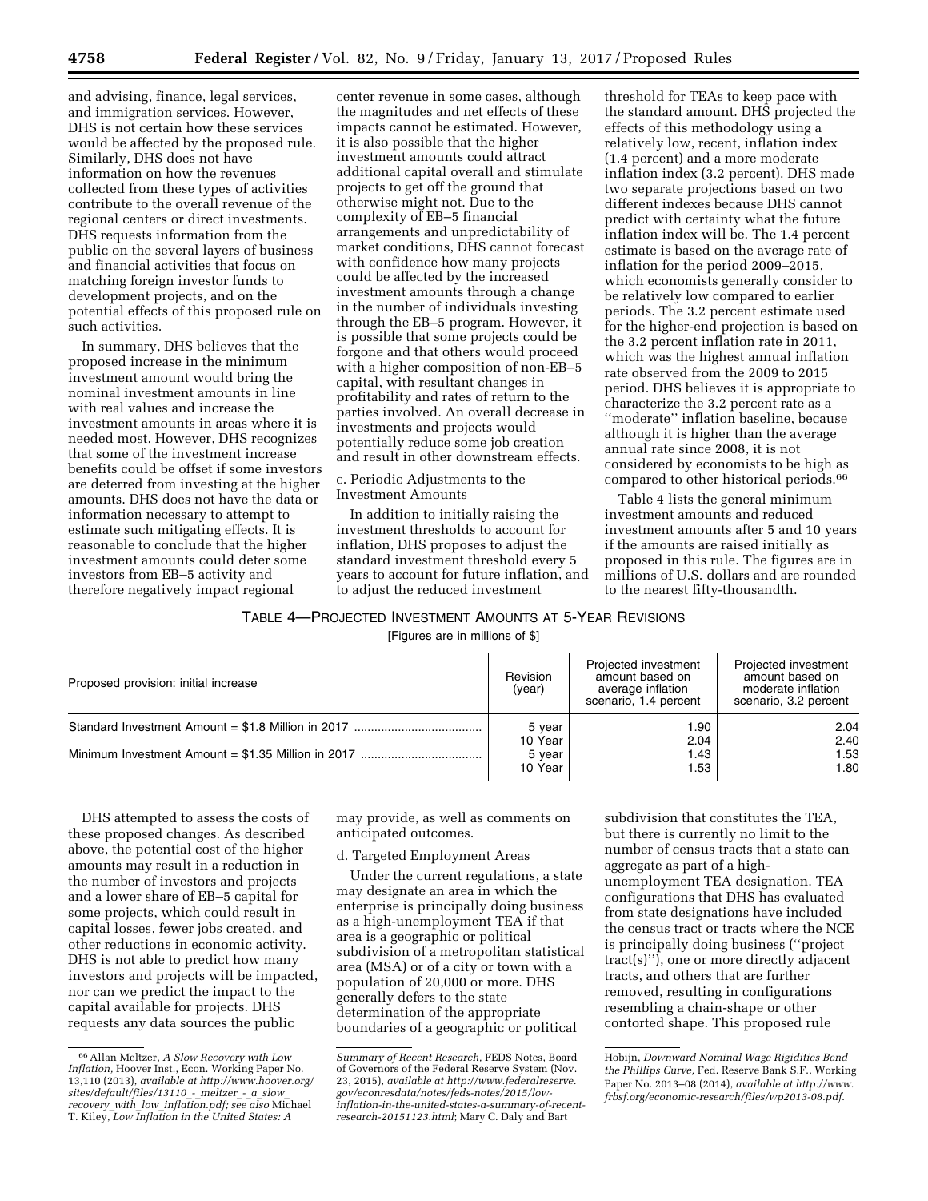and advising, finance, legal services, and immigration services. However, DHS is not certain how these services would be affected by the proposed rule. Similarly, DHS does not have information on how the revenues collected from these types of activities contribute to the overall revenue of the regional centers or direct investments. DHS requests information from the public on the several layers of business and financial activities that focus on matching foreign investor funds to development projects, and on the potential effects of this proposed rule on such activities.

In summary, DHS believes that the proposed increase in the minimum investment amount would bring the nominal investment amounts in line with real values and increase the investment amounts in areas where it is needed most. However, DHS recognizes that some of the investment increase benefits could be offset if some investors are deterred from investing at the higher amounts. DHS does not have the data or information necessary to attempt to estimate such mitigating effects. It is reasonable to conclude that the higher investment amounts could deter some investors from EB–5 activity and therefore negatively impact regional center revenue in some cases, although the magnitudes and net effects of these impacts cannot be estimated. However, it is also possible that the higher investment amounts could attract additional capital overall and stimulate projects to get off the ground that otherwise might not. Due to the complexity of EB–5 financial arrangements and unpredictability of market conditions, DHS cannot forecast with confidence how many projects could be affected by the increased investment amounts through a change in the number of individuals investing through the EB–5 program. However, it is possible that some projects could be forgone and that others would proceed with a higher composition of non-EB–5 capital, with resultant changes in profitability and rates of return to the parties involved. An overall decrease in investments and projects would potentially reduce some job creation and result in other downstream effects.

c. Periodic Adjustments to the Investment Amounts

In addition to initially raising the investment thresholds to account for inflation, DHS proposes to adjust the standard investment threshold every 5 years to account for future inflation, and to adjust the reduced investment threshold for TEAs to keep pace with the standard amount. DHS projected the effects of this methodology using a relatively low, recent, inflation index (1.4 percent) and a more moderate inflation index (3.2 percent). DHS made two separate projections based on two different indexes because DHS cannot predict with certainty what the future inflation index will be. The 1.4 percent estimate is based on the average rate of inflation for the period 2009–2015, which economists generally consider to be relatively low compared to earlier periods. The 3.2 percent estimate used for the higher-end projection is based on the 3.2 percent inflation rate in 2011, which was the highest annual inflation rate observed from the 2009 to 2015 period. DHS believes it is appropriate to characterize the 3.2 percent rate as a ''moderate'' inflation baseline, because although it is higher than the average annual rate since 2008, it is not considered by economists to be high as compared to other historical periods.[66]

Table 4 lists the general minimum investment amounts and reduced investment amounts after 5 and 10 years if the amounts are raised initially as proposed in this rule. The figures are in millions of U.S. dollars and are rounded to the nearest fifty-thousandth.

TABLE 4—PROJECTED INVESTMENT AMOUNTS AT 5-YEAR REVISIONS

[Figures are in millions of $]

| Proposed provision: initial increase | Revision (year) | Projected investment amount based on average inflation scenario, 1.4 percent | Projected investment amount based on moderate inflation scenario, 3.2 percent |
|---|---|---|---|
| Standard Investment Amount = $1.8 Million in 2017 | 5 year | 1.90 | 2.04 |
| | 10 Year | 2.04 | 2.40 |
| Minimum Investment Amount = $1.35 Million in 2017 | 5 year | 1.43 | 1.53 |
| | 10 Year | 1.53 | 1.80 |

DHS attempted to assess the costs of these proposed changes. As described above, the potential cost of the higher amounts may result in a reduction in the number of investors and projects and a lower share of EB–5 capital for some projects, which could result in capital losses, fewer jobs created, and other reductions in economic activity. DHS is not able to predict how many investors and projects will be impacted, nor can we predict the impact to the capital available for projects. DHS requests any data sources the public may provide, as well as comments on anticipated outcomes.

d. Targeted Employment Areas

Under the current regulations, a state may designate an area in which the enterprise is principally doing business as a high-unemployment TEA if that area is a geographic or political subdivision of a metropolitan statistical area (MSA) or of a city or town with a population of 20,000 or more. DHS generally defers to the state determination of the appropriate boundaries of a geographic or political subdivision that constitutes the TEA, but there is currently no limit to the number of census tracts that a state can aggregate as part of a high-unemployment TEA designation. TEA configurations that DHS has evaluated from state designations have included the census tract or tracts where the NCE is principally doing business (''project tract(s)''), one or more directly adjacent tracts, and others that are further removed, resulting in configurations resembling a chain-shape or other contorted shape. This proposed rule

[66] Allan Meltzer, *A Slow Recovery with Low Inflation,* Hoover Inst., Econ. Working Paper No. 13,110 (2013), *available at http://www.hoover.org/sites/default/files/13110_-_meltzer_-_a_slow_recovery_with_low_inflation.pdf; see also* Michael T. Kiley, *Low Inflation in the United States: A Summary of Recent Research,* FEDS Notes, Board of Governors of the Federal Reserve System (Nov. 23, 2015), *available at http://www.federalreserve.gov/econresdata/notes/feds-notes/2015/low-inflation-in-the-united-states-a-summary-of-recent-research-20151123.html*; Mary C. Daly and Bart Hobijn, *Downward Nominal Wage Rigidities Bend the Phillips Curve,* Fed. Reserve Bank S.F., Working Paper No. 2013–08 (2014), *available at http://www.frbsf.org/economic-research/files/wp2013-08.pdf.*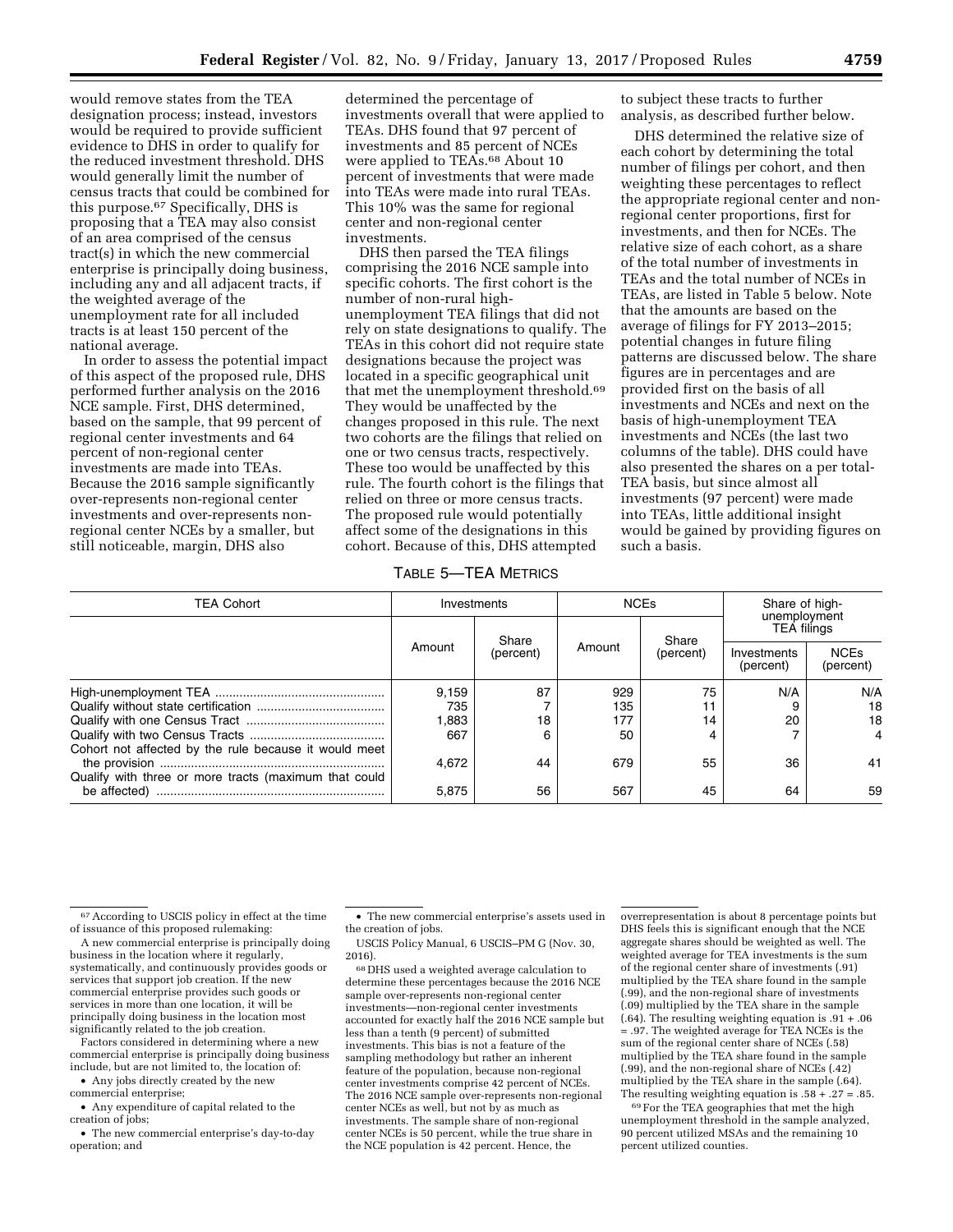would remove states from the TEA designation process; instead, investors would be required to provide sufficient evidence to DHS in order to qualify for the reduced investment threshold. DHS would generally limit the number of census tracts that could be combined for this purpose.[67] Specifically, DHS is proposing that a TEA may also consist of an area comprised of the census tract(s) in which the new commercial enterprise is principally doing business, including any and all adjacent tracts, if the weighted average of the unemployment rate for all included tracts is at least 150 percent of the national average.

In order to assess the potential impact of this aspect of the proposed rule, DHS performed further analysis on the 2016 NCE sample. First, DHS determined, based on the sample, that 99 percent of regional center investments and 64 percent of non-regional center investments are made into TEAs. Because the 2016 sample significantly over-represents non-regional center investments and over-represents non-regional center NCEs by a smaller, but still noticeable, margin, DHS also determined the percentage of investments overall that were applied to TEAs. DHS found that 97 percent of investments and 85 percent of NCEs were applied to TEAs.[68] About 10 percent of investments that were made into TEAs were made into rural TEAs. This 10% was the same for regional center and non-regional center investments.

DHS then parsed the TEA filings comprising the 2016 NCE sample into specific cohorts. The first cohort is the number of non-rural high-unemployment TEA filings that did not rely on state designations to qualify. The TEAs in this cohort did not require state designations because the project was located in a specific geographical unit that met the unemployment threshold.[69] They would be unaffected by the changes proposed in this rule. The next two cohorts are the filings that relied on one or two census tracts, respectively. These too would be unaffected by this rule. The fourth cohort is the filings that relied on three or more census tracts. The proposed rule would potentially affect some of the designations in this cohort. Because of this, DHS attempted to subject these tracts to further analysis, as described further below.

DHS determined the relative size of each cohort by determining the total number of filings per cohort, and then weighting these percentages to reflect the appropriate regional center and non-regional center proportions, first for investments, and then for NCEs. The relative size of each cohort, as a share of the total number of investments in TEAs and the total number of NCEs in TEAs, are listed in Table 5 below. Note that the amounts are based on the average of filings for FY 2013–2015; potential changes in future filing patterns are discussed below. The share figures are in percentages and are provided first on the basis of all investments and NCEs and next on the basis of high-unemployment TEA investments and NCEs (the last two columns of the table). DHS could have also presented the shares on a per total-TEA basis, but since almost all investments (97 percent) were made into TEAs, little additional insight would be gained by providing figures on such a basis.

TABLE 5—TEA METRICS

| TEA Cohort | Investments | | NCEs | | Share of high-unemployment TEA filings | |
|---|---|---|---|---|---|---|
| | Amount | Share (percent) | Amount | Share (percent) | Investments (percent) | NCEs (percent) |
| High-unemployment TEA | 9,159 | 87 | 929 | 75 | N/A | N/A |
| Qualify without state certification | 735 | 7 | 135 | 11 | 9 | 18 |
| Qualify with one Census Tract | 1,883 | 18 | 177 | 14 | 20 | 18 |
| Qualify with two Census Tracts | 667 | 6 | 50 | 4 | 7 | 4 |
| Cohort not affected by the rule because it would meet the provision | 4,672 | 44 | 679 | 55 | 36 | 41 |
| Qualify with three or more tracts (maximum that could be affected) | 5,875 | 56 | 567 | 45 | 64 | 59 |

[67] According to USCIS policy in effect at the time of issuance of this proposed rulemaking:

A new commercial enterprise is principally doing business in the location where it regularly, systematically, and continuously provides goods or services that support job creation. If the new commercial enterprise provides such goods or services in more than one location, it will be principally doing business in the location most significantly related to the job creation.

Factors considered in determining where a new commercial enterprise is principally doing business include, but are not limited to, the location of:

- Any jobs directly created by the new commercial enterprise;
- Any expenditure of capital related to the creation of jobs;
- The new commercial enterprise's day-to-day operation; and
- The new commercial enterprise's assets used in the creation of jobs.

USCIS Policy Manual, 6 USCIS–PM G (Nov. 30, 2016).

[68] DHS used a weighted average calculation to determine these percentages because the 2016 NCE sample over-represents non-regional center investments—non-regional center investments accounted for exactly half the 2016 NCE sample but less than a tenth (9 percent) of submitted investments. This bias is not a feature of the sampling methodology but rather an inherent feature of the population, because non-regional center investments comprise 42 percent of NCEs. The 2016 NCE sample over-represents non-regional center NCEs as well, but not by as much as investments. The sample share of non-regional center NCEs is 50 percent, while the true share in the NCE population is 42 percent. Hence, the overrepresentation is about 8 percentage points but DHS feels this is significant enough that the NCE aggregate shares should be weighted as well. The weighted average for TEA investments is the sum of the regional center share of investments (.91) multiplied by the TEA share found in the sample (.99), and the non-regional share of investments (.09) multiplied by the TEA share in the sample (.64). The resulting weighting equation is .91 + .06 = .97. The weighted average for TEA NCEs is the sum of the regional center share of NCEs (.58) multiplied by the TEA share found in the sample (.99), and the non-regional share of NCEs (.42) multiplied by the TEA share in the sample (.64). The resulting weighting equation is .58 + .27 = .85.

[69] For the TEA geographies that met the high unemployment threshold in the sample analyzed, 90 percent utilized MSAs and the remaining 10 percent utilized counties.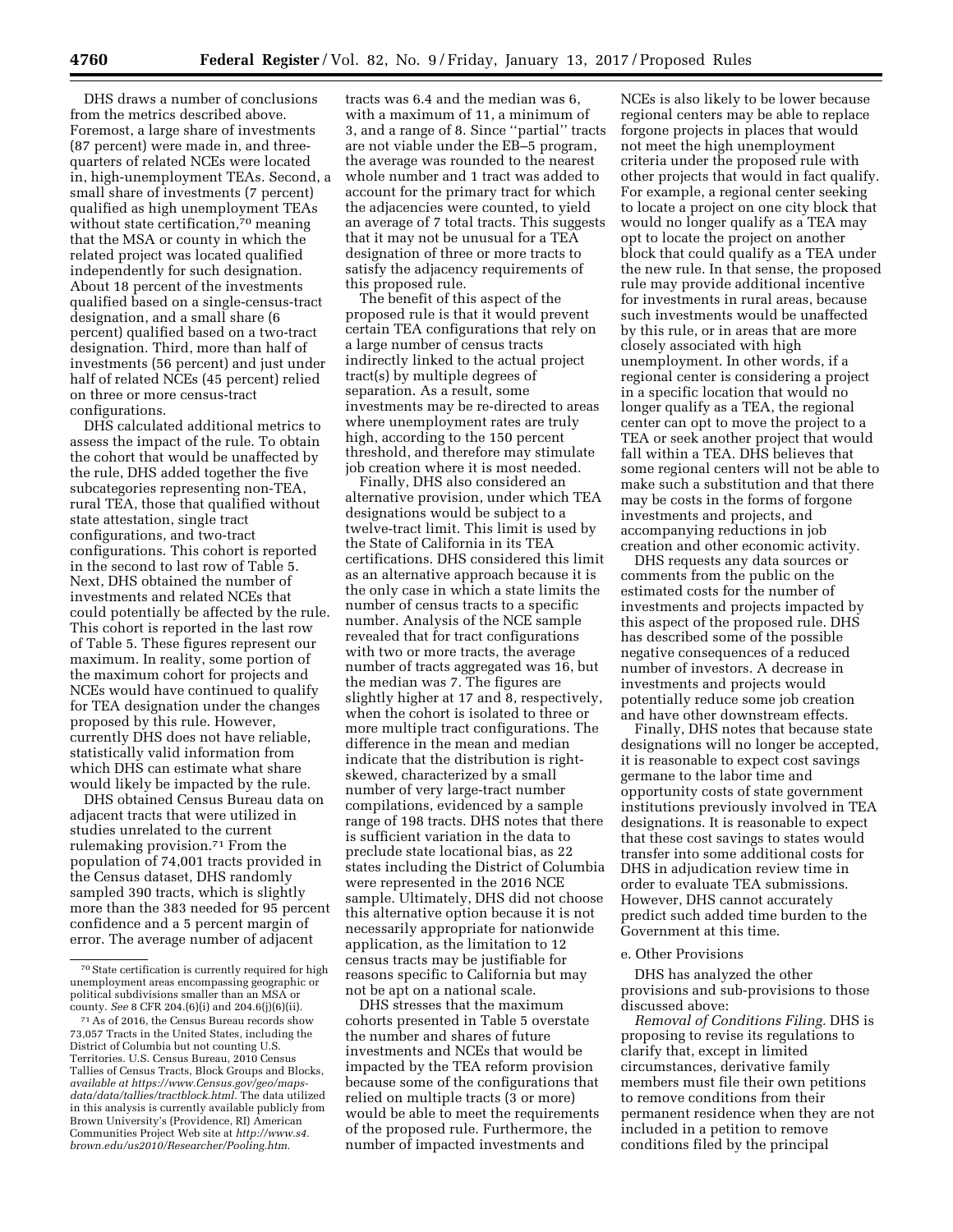DHS draws a number of conclusions from the metrics described above. Foremost, a large share of investments (87 percent) were made in, and three-quarters of related NCEs were located in, high-unemployment TEAs. Second, a small share of investments (7 percent) qualified as high unemployment TEAs without state certification,[70] meaning that the MSA or county in which the related project was located qualified independently for such designation. About 18 percent of the investments qualified based on a single-census-tract designation, and a small share (6 percent) qualified based on a two-tract designation. Third, more than half of investments (56 percent) and just under half of related NCEs (45 percent) relied on three or more census-tract configurations.

DHS calculated additional metrics to assess the impact of the rule. To obtain the cohort that would be unaffected by the rule, DHS added together the five subcategories representing non-TEA, rural TEA, those that qualified without state attestation, single tract configurations, and two-tract configurations. This cohort is reported in the second to last row of Table 5. Next, DHS obtained the number of investments and related NCEs that could potentially be affected by the rule. This cohort is reported in the last row of Table 5. These figures represent our maximum. In reality, some portion of the maximum cohort for projects and NCEs would have continued to qualify for TEA designation under the changes proposed by this rule. However, currently DHS does not have reliable, statistically valid information from which DHS can estimate what share would likely be impacted by the rule.

DHS obtained Census Bureau data on adjacent tracts that were utilized in studies unrelated to the current rulemaking provision.[71] From the population of 74,001 tracts provided in the Census dataset, DHS randomly sampled 390 tracts, which is slightly more than the 383 needed for 95 percent confidence and a 5 percent margin of error. The average number of adjacent tracts was 6.4 and the median was 6, with a maximum of 11, a minimum of 3, and a range of 8. Since "partial" tracts are not viable under the EB–5 program, the average was rounded to the nearest whole number and 1 tract was added to account for the primary tract for which the adjacencies were counted, to yield an average of 7 total tracts. This suggests that it may not be unusual for a TEA designation of three or more tracts to satisfy the adjacency requirements of this proposed rule.

The benefit of this aspect of the proposed rule is that it would prevent certain TEA configurations that rely on a large number of census tracts indirectly linked to the actual project tract(s) by multiple degrees of separation. As a result, some investments may be re-directed to areas where unemployment rates are truly high, according to the 150 percent threshold, and therefore may stimulate job creation where it is most needed.

Finally, DHS also considered an alternative provision, under which TEA designations would be subject to a twelve-tract limit. This limit is used by the State of California in its TEA certifications. DHS considered this limit as an alternative approach because it is the only case in which a state limits the number of census tracts to a specific number. Analysis of the NCE sample revealed that for tract configurations with two or more tracts, the average number of tracts aggregated was 16, but the median was 7. The figures are slightly higher at 17 and 8, respectively, when the cohort is isolated to three or more multiple tract configurations. The difference in the mean and median indicate that the distribution is right-skewed, characterized by a small number of very large-tract number compilations, evidenced by a sample range of 198 tracts. DHS notes that there is sufficient variation in the data to preclude state locational bias, as 22 states including the District of Columbia were represented in the 2016 NCE sample. Ultimately, DHS did not choose this alternative option because it is not necessarily appropriate for nationwide application, as the limitation to 12 census tracts may be justifiable for reasons specific to California but may not be apt on a national scale.

DHS stresses that the maximum cohorts presented in Table 5 overstate the number and shares of future investments and NCEs that would be impacted by the TEA reform provision because some of the configurations that relied on multiple tracts (3 or more) would be able to meet the requirements of the proposed rule. Furthermore, the number of impacted investments and NCEs is also likely to be lower because regional centers may be able to replace forgone projects in places that would not meet the high unemployment criteria under the proposed rule with other projects that would in fact qualify. For example, a regional center seeking to locate a project on one city block that would no longer qualify as a TEA may opt to locate the project on another block that could qualify as a TEA under the new rule. In that sense, the proposed rule may provide additional incentive for investments in rural areas, because such investments would be unaffected by this rule, or in areas that are more closely associated with high unemployment. In other words, if a regional center is considering a project in a specific location that would no longer qualify as a TEA, the regional center can opt to move the project to a TEA or seek another project that would fall within a TEA. DHS believes that some regional centers will not be able to make such a substitution and that there may be costs in the forms of forgone investments and projects, and accompanying reductions in job creation and other economic activity.

DHS requests any data sources or comments from the public on the estimated costs for the number of investments and projects impacted by this aspect of the proposed rule. DHS has described some of the possible negative consequences of a reduced number of investors. A decrease in investments and projects would potentially reduce some job creation and have other downstream effects.

Finally, DHS notes that because state designations will no longer be accepted, it is reasonable to expect cost savings germane to the labor time and opportunity costs of state government institutions previously involved in TEA designations. It is reasonable to expect that these cost savings to states would transfer into some additional costs for DHS in adjudication review time in order to evaluate TEA submissions. However, DHS cannot accurately predict such added time burden to the Government at this time.

e. Other Provisions

DHS has analyzed the other provisions and sub-provisions to those discussed above:

*Removal of Conditions Filing.* DHS is proposing to revise its regulations to clarify that, except in limited circumstances, derivative family members must file their own petitions to remove conditions from their permanent residence when they are not included in a petition to remove conditions filed by the principal

---

[70] State certification is currently required for high unemployment areas encompassing geographic or political subdivisions smaller than an MSA or county. *See* 8 CFR 204.(6)(i) and 204.6(j)(6)(ii).

[71] As of 2016, the Census Bureau records show 73,057 Tracts in the United States, including the District of Columbia but not counting U.S. Territories. U.S. Census Bureau, 2010 Census Tallies of Census Tracts, Block Groups and Blocks, *available at https://www.Census.gov/geo/maps-data/data/tallies/tractblock.html.* The data utilized in this analysis is currently available publicly from Brown University's (Providence, RI) American Communities Project Web site at *http://www.s4.brown.edu/us2010/Researcher/Pooling.htm.*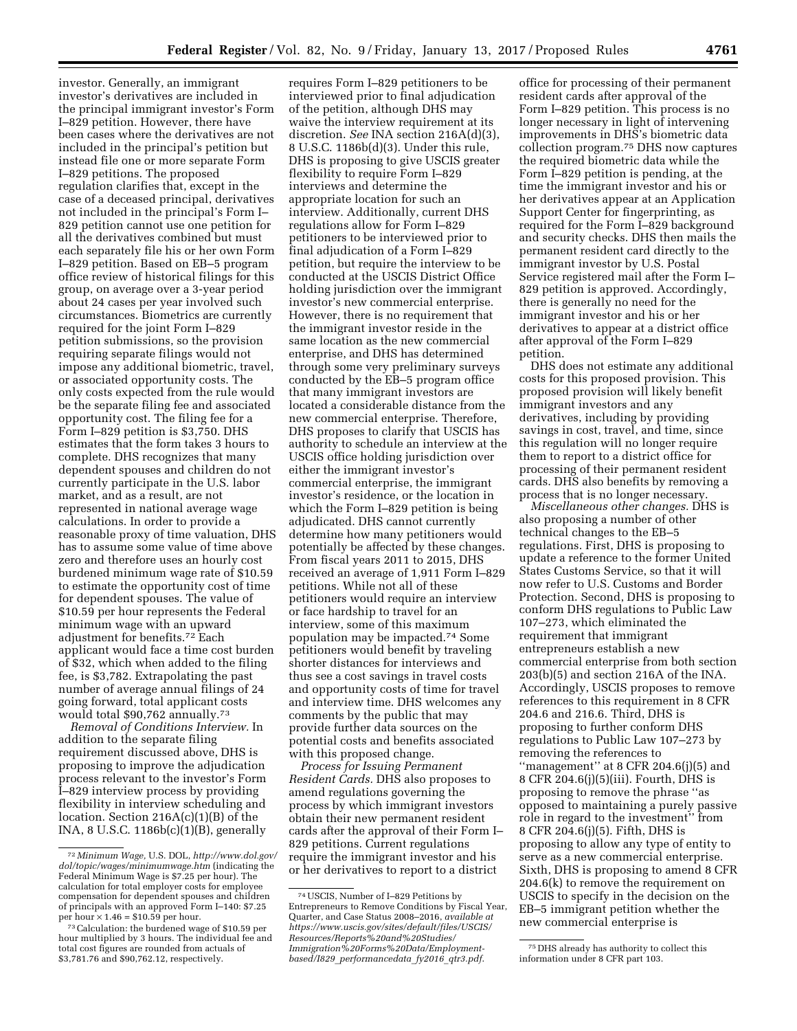investor. Generally, an immigrant investor's derivatives are included in the principal immigrant investor's Form I–829 petition. However, there have been cases where the derivatives are not included in the principal's petition but instead file one or more separate Form I–829 petitions. The proposed regulation clarifies that, except in the case of a deceased principal, derivatives not included in the principal's Form I–829 petition cannot use one petition for all the derivatives combined but must each separately file his or her own Form I–829 petition. Based on EB–5 program office review of historical filings for this group, on average over a 3-year period about 24 cases per year involved such circumstances. Biometrics are currently required for the joint Form I–829 petition submissions, so the provision requiring separate filings would not impose any additional biometric, travel, or associated opportunity costs. The only costs expected from the rule would be the separate filing fee and associated opportunity cost. The filing fee for a Form I–829 petition is $3,750. DHS estimates that the form takes 3 hours to complete. DHS recognizes that many dependent spouses and children do not currently participate in the U.S. labor market, and as a result, are not represented in national average wage calculations. In order to provide a reasonable proxy of time valuation, DHS has to assume some value of time above zero and therefore uses an hourly cost burdened minimum wage rate of $10.59 to estimate the opportunity cost of time for dependent spouses. The value of $10.59 per hour represents the Federal minimum wage with an upward adjustment for benefits.[72] Each applicant would face a time cost burden of $32, which when added to the filing fee, is $3,782. Extrapolating the past number of average annual filings of 24 going forward, total applicant costs would total $90,762 annually.[73]

*Removal of Conditions Interview.* In addition to the separate filing requirement discussed above, DHS is proposing to improve the adjudication process relevant to the investor's Form I–829 interview process by providing flexibility in interview scheduling and location. Section 216A(c)(1)(B) of the INA, 8 U.S.C. 1186b(c)(1)(B), generally requires Form I–829 petitioners to be interviewed prior to final adjudication of the petition, although DHS may waive the interview requirement at its discretion. *See* INA section 216A(d)(3), 8 U.S.C. 1186b(d)(3). Under this rule, DHS is proposing to give USCIS greater flexibility to require Form I–829 interviews and determine the appropriate location for such an interview. Additionally, current DHS regulations allow for Form I–829 petitioners to be interviewed prior to final adjudication of a Form I–829 petition, but require the interview to be conducted at the USCIS District Office holding jurisdiction over the immigrant investor's new commercial enterprise. However, there is no requirement that the immigrant investor reside in the same location as the new commercial enterprise, and DHS has determined through some very preliminary surveys conducted by the EB–5 program office that many immigrant investors are located a considerable distance from the new commercial enterprise. Therefore, DHS proposes to clarify that USCIS has authority to schedule an interview at the USCIS office holding jurisdiction over either the immigrant investor's commercial enterprise, the immigrant investor's residence, or the location in which the Form I–829 petition is being adjudicated. DHS cannot currently determine how many petitioners would potentially be affected by these changes. From fiscal years 2011 to 2015, DHS received an average of 1,911 Form I–829 petitions. While not all of these petitioners would require an interview or face hardship to travel for an interview, some of this maximum population may be impacted.[74] Some petitioners would benefit by traveling shorter distances for interviews and thus see a cost savings in travel costs and opportunity costs of time for travel and interview time. DHS welcomes any comments by the public that may provide further data sources on the potential costs and benefits associated with this proposed change.

*Process for Issuing Permanent Resident Cards.* DHS also proposes to amend regulations governing the process by which immigrant investors obtain their new permanent resident cards after the approval of their Form I–829 petitions. Current regulations require the immigrant investor and his or her derivatives to report to a district office for processing of their permanent resident cards after approval of the Form I–829 petition. This process is no longer necessary in light of intervening improvements in DHS's biometric data collection program.[75] DHS now captures the required biometric data while the Form I–829 petition is pending, at the time the immigrant investor and his or her derivatives appear at an Application Support Center for fingerprinting, as required for the Form I–829 background and security checks. DHS then mails the permanent resident card directly to the immigrant investor by U.S. Postal Service registered mail after the Form I–829 petition is approved. Accordingly, there is generally no need for the immigrant investor and his or her derivatives to appear at a district office after approval of the Form I–829 petition.

DHS does not estimate any additional costs for this proposed provision. This proposed provision will likely benefit immigrant investors and any derivatives, including by providing savings in cost, travel, and time, since this regulation will no longer require them to report to a district office for processing of their permanent resident cards. DHS also benefits by removing a process that is no longer necessary.

*Miscellaneous other changes.* DHS is also proposing a number of other technical changes to the EB–5 regulations. First, DHS is proposing to update a reference to the former United States Customs Service, so that it will now refer to U.S. Customs and Border Protection. Second, DHS is proposing to conform DHS regulations to Public Law 107–273, which eliminated the requirement that immigrant entrepreneurs establish a new commercial enterprise from both section 203(b)(5) and section 216A of the INA. Accordingly, USCIS proposes to remove references to this requirement in 8 CFR 204.6 and 216.6. Third, DHS is proposing to further conform DHS regulations to Public Law 107–273 by removing the references to "management" at 8 CFR 204.6(j)(5) and 8 CFR 204.6(j)(5)(iii). Fourth, DHS is proposing to remove the phrase "as opposed to maintaining a purely passive role in regard to the investment" from 8 CFR 204.6(j)(5). Fifth, DHS is proposing to allow any type of entity to serve as a new commercial enterprise. Sixth, DHS is proposing to amend 8 CFR 204.6(k) to remove the requirement on USCIS to specify in the decision on the EB–5 immigrant petition whether the new commercial enterprise is

---

[72] *Minimum Wage,* U.S. DOL, *http://www.dol.gov/dol/topic/wages/minimumwage.htm* (indicating the Federal Minimum Wage is $7.25 per hour). The calculation for total employer costs for employee compensation for dependent spouses and children of principals with an approved Form I–140: $7.25 per hour × 1.46 = $10.59 per hour.

[73] Calculation: the burdened wage of $10.59 per hour multiplied by 3 hours. The individual fee and total cost figures are rounded from actuals of $3,781.76 and $90,762.12, respectively.

[74] USCIS, Number of I–829 Petitions by Entrepreneurs to Remove Conditions by Fiscal Year, Quarter, and Case Status 2008–2016, *available at https://www.uscis.gov/sites/default/files/USCIS/Resources/Reports%20and%20Studies/Immigration%20Forms%20Data/Employment-based/I829_performancedata_fy2016_qtr3.pdf.*

[75] DHS already has authority to collect this information under 8 CFR part 103.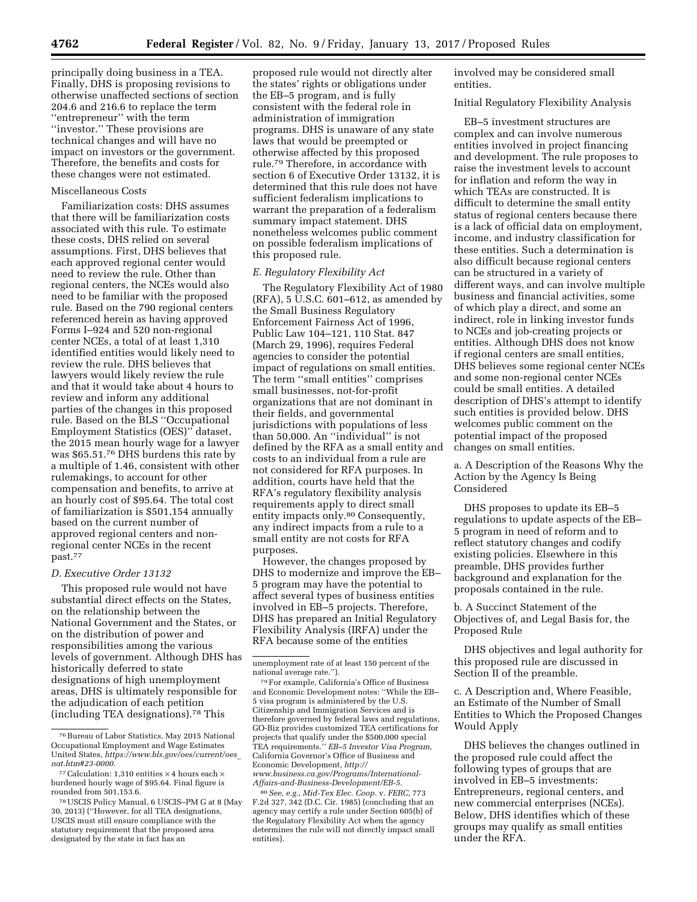principally doing business in a TEA. Finally, DHS is proposing revisions to otherwise unaffected sections of section 204.6 and 216.6 to replace the term ''entrepreneur'' with the term ''investor.'' These provisions are technical changes and will have no impact on investors or the government. Therefore, the benefits and costs for these changes were not estimated.

Miscellaneous Costs

Familiarization costs: DHS assumes that there will be familiarization costs associated with this rule. To estimate these costs, DHS relied on several assumptions. First, DHS believes that each approved regional center would need to review the rule. Other than regional centers, the NCEs would also need to be familiar with the proposed rule. Based on the 790 regional centers referenced herein as having approved Forms I–924 and 520 non-regional center NCEs, a total of at least 1,310 identified entities would likely need to review the rule. DHS believes that lawyers would likely review the rule and that it would take about 4 hours to review and inform any additional parties of the changes in this proposed rule. Based on the BLS ''Occupational Employment Statistics (OES)'' dataset, the 2015 mean hourly wage for a lawyer was $65.51.[76] DHS burdens this rate by a multiple of 1.46, consistent with other rulemakings, to account for other compensation and benefits, to arrive at an hourly cost of $95.64. The total cost of familiarization is $501,154 annually based on the current number of approved regional centers and non-regional center NCEs in the recent past.[77]

### D. Executive Order 13132

This proposed rule would not have substantial direct effects on the States, on the relationship between the National Government and the States, or on the distribution of power and responsibilities among the various levels of government. Although DHS has historically deferred to state designations of high unemployment areas, DHS is ultimately responsible for the adjudication of each petition (including TEA designations).[78] This proposed rule would not directly alter the states' rights or obligations under the EB–5 program, and is fully consistent with the federal role in administration of immigration programs. DHS is unaware of any state laws that would be preempted or otherwise affected by this proposed rule.[79] Therefore, in accordance with section 6 of Executive Order 13132, it is determined that this rule does not have sufficient federalism implications to warrant the preparation of a federalism summary impact statement. DHS nonetheless welcomes public comment on possible federalism implications of this proposed rule.

### E. Regulatory Flexibility Act

The Regulatory Flexibility Act of 1980 (RFA), 5 U.S.C. 601–612, as amended by the Small Business Regulatory Enforcement Fairness Act of 1996, Public Law 104–121, 110 Stat. 847 (March 29, 1996), requires Federal agencies to consider the potential impact of regulations on small entities. The term ''small entities'' comprises small businesses, not-for-profit organizations that are not dominant in their fields, and governmental jurisdictions with populations of less than 50,000. An ''individual'' is not defined by the RFA as a small entity and costs to an individual from a rule are not considered for RFA purposes. In addition, courts have held that the RFA's regulatory flexibility analysis requirements apply to direct small entity impacts only.[80] Consequently, any indirect impacts from a rule to a small entity are not costs for RFA purposes.

However, the changes proposed by DHS to modernize and improve the EB–5 program may have the potential to affect several types of business entities involved in EB–5 projects. Therefore, DHS has prepared an Initial Regulatory Flexibility Analysis (IRFA) under the RFA because some of the entities involved may be considered small entities.

Initial Regulatory Flexibility Analysis

EB–5 investment structures are complex and can involve numerous entities involved in project financing and development. The rule proposes to raise the investment levels to account for inflation and reform the way in which TEAs are constructed. It is difficult to determine the small entity status of regional centers because there is a lack of official data on employment, income, and industry classification for these entities. Such a determination is also difficult because regional centers can be structured in a variety of different ways, and can involve multiple business and financial activities, some of which play a direct, and some an indirect, role in linking investor funds to NCEs and job-creating projects or entities. Although DHS does not know if regional centers are small entities, DHS believes some regional center NCEs and some non-regional center NCEs could be small entities. A detailed description of DHS's attempt to identify such entities is provided below. DHS welcomes public comment on the potential impact of the proposed changes on small entities.

a. A Description of the Reasons Why the Action by the Agency Is Being Considered

DHS proposes to update its EB–5 regulations to update aspects of the EB–5 program in need of reform and to reflect statutory changes and codify existing policies. Elsewhere in this preamble, DHS provides further background and explanation for the proposals contained in the rule.

b. A Succinct Statement of the Objectives of, and Legal Basis for, the Proposed Rule

DHS objectives and legal authority for this proposed rule are discussed in Section II of the preamble.

c. A Description and, Where Feasible, an Estimate of the Number of Small Entities to Which the Proposed Changes Would Apply

DHS believes the changes outlined in the proposed rule could affect the following types of groups that are involved in EB–5 investments: Entrepreneurs, regional centers, and new commercial enterprises (NCEs). Below, DHS identifies which of these groups may qualify as small entities under the RFA.

---

[76] Bureau of Labor Statistics, May 2015 National Occupational Employment and Wage Estimates United States, *https://www.bls.gov/oes/current/oes_nat.htm#23-0000.*

[77] Calculation: 1,310 entities × 4 hours each × burdened hourly wage of $95.64. Final figure is rounded from 501,153.6.

[78] USCIS Policy Manual, 6 USCIS–PM G at 8 (May 30, 2013) (''However, for all TEA designations, USCIS must still ensure compliance with the statutory requirement that the proposed area designated by the state in fact has an unemployment rate of at least 150 percent of the national average rate.'').

[79] For example, California's Office of Business and Economic Development notes: ''While the EB–5 visa program is administered by the U.S. Citizenship and Immigration Services and is therefore governed by federal laws and regulations, GO-Biz provides customized TEA certifications for projects that qualify under the $500,000 special TEA requirements.'' *EB–5 Investor Visa Program,* California Governor's Office of Business and Economic Development, *http://www.business.ca.gov/Programs/International-Affairs-and-Business-Development/EB-5.*

[80] *See, e.g., Mid-Tex Elec. Coop.* v. *FERC,* 773 F.2d 327, 342 (D.C. Cir. 1985) (concluding that an agency may certify a rule under Section 605(b) of the Regulatory Flexibility Act when the agency determines the rule will not directly impact small entities).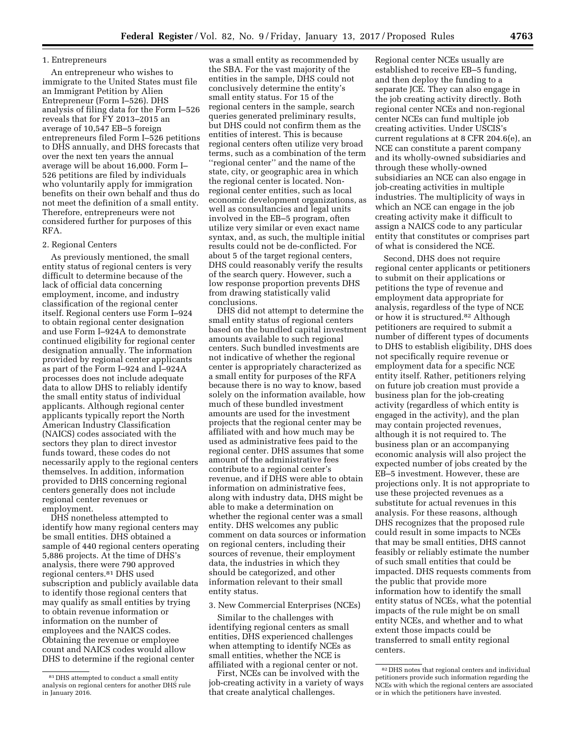### 1. Entrepreneurs

An entrepreneur who wishes to immigrate to the United States must file an Immigrant Petition by Alien Entrepreneur (Form I–526). DHS analysis of filing data for the Form I–526 reveals that for FY 2013–2015 an average of 10,547 EB–5 foreign entrepreneurs filed Form I–526 petitions to DHS annually, and DHS forecasts that over the next ten years the annual average will be about 16,000. Form I–526 petitions are filed by individuals who voluntarily apply for immigration benefits on their own behalf and thus do not meet the definition of a small entity. Therefore, entrepreneurs were not considered further for purposes of this RFA.

### 2. Regional Centers

As previously mentioned, the small entity status of regional centers is very difficult to determine because of the lack of official data concerning employment, income, and industry classification of the regional center itself. Regional centers use Form I–924 to obtain regional center designation and use Form I–924A to demonstrate continued eligibility for regional center designation annually. The information provided by regional center applicants as part of the Form I–924 and I–924A processes does not include adequate data to allow DHS to reliably identify the small entity status of individual applicants. Although regional center applicants typically report the North American Industry Classification (NAICS) codes associated with the sectors they plan to direct investor funds toward, these codes do not necessarily apply to the regional centers themselves. In addition, information provided to DHS concerning regional centers generally does not include regional center revenues or employment.

DHS nonetheless attempted to identify how many regional centers may be small entities. DHS obtained a sample of 440 regional centers operating 5,886 projects. At the time of DHS's analysis, there were 790 approved regional centers.[81] DHS used subscription and publicly available data to identify those regional centers that may qualify as small entities by trying to obtain revenue information or information on the number of employees and the NAICS codes. Obtaining the revenue or employee count and NAICS codes would allow DHS to determine if the regional center was a small entity as recommended by the SBA. For the vast majority of the entities in the sample, DHS could not conclusively determine the entity's small entity status. For 15 of the regional centers in the sample, search queries generated preliminary results, but DHS could not confirm them as the entities of interest. This is because regional centers often utilize very broad terms, such as a combination of the term "regional center" and the name of the state, city, or geographic area in which the regional center is located. Non-regional center entities, such as local economic development organizations, as well as consultancies and legal units involved in the EB–5 program, often utilize very similar or even exact name syntax, and, as such, the multiple initial results could not be de-conflicted. For about 5 of the target regional centers, DHS could reasonably verify the results of the search query. However, such a low response proportion prevents DHS from drawing statistically valid conclusions.

DHS did not attempt to determine the small entity status of regional centers based on the bundled capital investment amounts available to such regional centers. Such bundled investments are not indicative of whether the regional center is appropriately characterized as a small entity for purposes of the RFA because there is no way to know, based solely on the information available, how much of these bundled investment amounts are used for the investment projects that the regional center may be affiliated with and how much may be used as administrative fees paid to the regional center. DHS assumes that some amount of the administrative fees contribute to a regional center's revenue, and if DHS were able to obtain information on administrative fees, along with industry data, DHS might be able to make a determination on whether the regional center was a small entity. DHS welcomes any public comment on data sources or information on regional centers, including their sources of revenue, their employment data, the industries in which they should be categorized, and other information relevant to their small entity status.

### 3. New Commercial Enterprises (NCEs)

Similar to the challenges with identifying regional centers as small entities, DHS experienced challenges when attempting to identify NCEs as small entities, whether the NCE is affiliated with a regional center or not.

First, NCEs can be involved with the job-creating activity in a variety of ways that create analytical challenges. Regional center NCEs usually are established to receive EB–5 funding, and then deploy the funding to a separate JCE. They can also engage in the job creating activity directly. Both regional center NCEs and non-regional center NCEs can fund multiple job creating activities. Under USCIS's current regulations at 8 CFR 204.6(e), an NCE can constitute a parent company and its wholly-owned subsidiaries and through these wholly-owned subsidiaries an NCE can also engage in job-creating activities in multiple industries. The multiplicity of ways in which an NCE can engage in the job creating activity make it difficult to assign a NAICS code to any particular entity that constitutes or comprises part of what is considered the NCE.

Second, DHS does not require regional center applicants or petitioners to submit on their applications or petitions the type of revenue and employment data appropriate for analysis, regardless of the type of NCE or how it is structured.[82] Although petitioners are required to submit a number of different types of documents to DHS to establish eligibility, DHS does not specifically require revenue or employment data for a specific NCE entity itself. Rather, petitioners relying on future job creation must provide a business plan for the job-creating activity (regardless of which entity is engaged in the activity), and the plan may contain projected revenues, although it is not required to. The business plan or an accompanying economic analysis will also project the expected number of jobs created by the EB–5 investment. However, these are projections only. It is not appropriate to use these projected revenues as a substitute for actual revenues in this analysis. For these reasons, although DHS recognizes that the proposed rule could result in some impacts to NCEs that may be small entities, DHS cannot feasibly or reliably estimate the number of such small entities that could be impacted. DHS requests comments from the public that provide more information how to identify the small entity status of NCEs, what the potential impacts of the rule might be on small entity NCEs, and whether and to what extent those impacts could be transferred to small entity regional centers.

---

[81] DHS attempted to conduct a small entity analysis on regional centers for another DHS rule in January 2016.

[82] DHS notes that regional centers and individual petitioners provide such information regarding the NCEs with which the regional centers are associated or in which the petitioners have invested.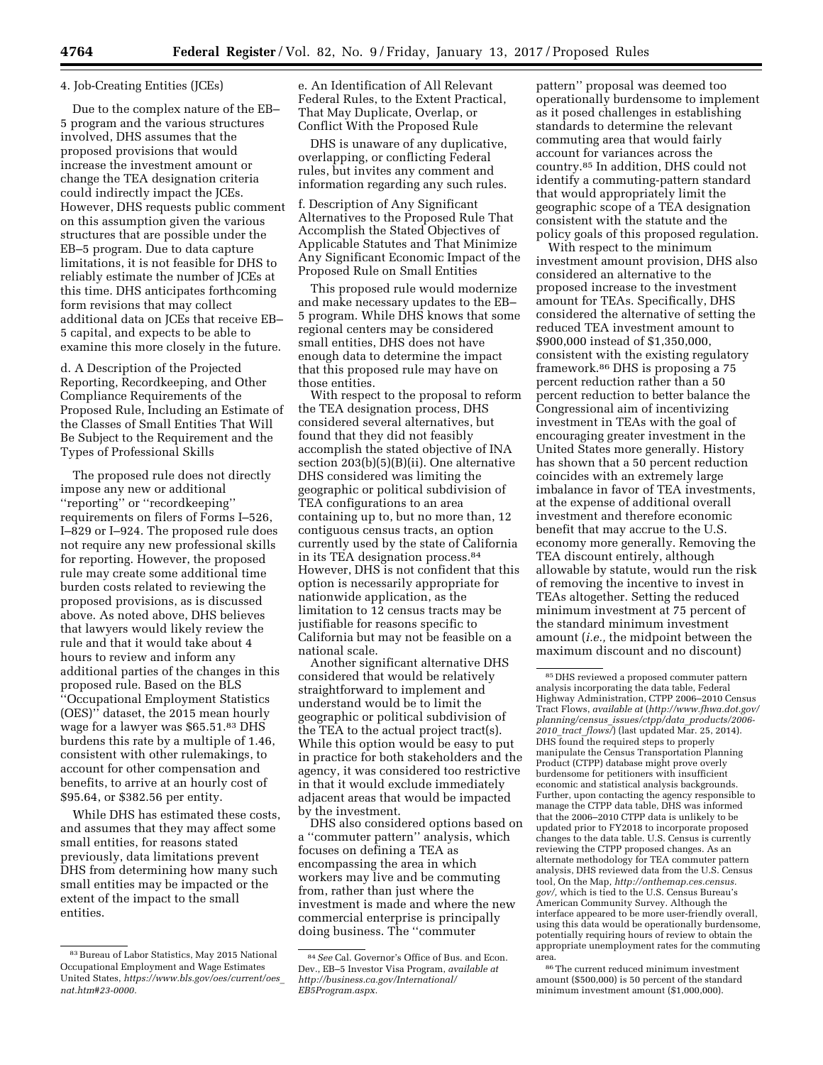#### 4. Job-Creating Entities (JCEs)

Due to the complex nature of the EB–5 program and the various structures involved, DHS assumes that the proposed provisions that would increase the investment amount or change the TEA designation criteria could indirectly impact the JCEs. However, DHS requests public comment on this assumption given the various structures that are possible under the EB–5 program. Due to data capture limitations, it is not feasible for DHS to reliably estimate the number of JCEs at this time. DHS anticipates forthcoming form revisions that may collect additional data on JCEs that receive EB–5 capital, and expects to be able to examine this more closely in the future.

#### d. A Description of the Projected Reporting, Recordkeeping, and Other Compliance Requirements of the Proposed Rule, Including an Estimate of the Classes of Small Entities That Will Be Subject to the Requirement and the Types of Professional Skills

The proposed rule does not directly impose any new or additional ''reporting'' or ''recordkeeping'' requirements on filers of Forms I–526, I–829 or I–924. The proposed rule does not require any new professional skills for reporting. However, the proposed rule may create some additional time burden costs related to reviewing the proposed provisions, as is discussed above. As noted above, DHS believes that lawyers would likely review the rule and that it would take about 4 hours to review and inform any additional parties of the changes in this proposed rule. Based on the BLS ''Occupational Employment Statistics (OES)'' dataset, the 2015 mean hourly wage for a lawyer was $65.51.[83] DHS burdens this rate by a multiple of 1.46, consistent with other rulemakings, to account for other compensation and benefits, to arrive at an hourly cost of $95.64, or $382.56 per entity.

While DHS has estimated these costs, and assumes that they may affect some small entities, for reasons stated previously, data limitations prevent DHS from determining how many such small entities may be impacted or the extent of the impact to the small entities.

#### e. An Identification of All Relevant Federal Rules, to the Extent Practical, That May Duplicate, Overlap, or Conflict With the Proposed Rule

DHS is unaware of any duplicative, overlapping, or conflicting Federal rules, but invites any comment and information regarding any such rules.

#### f. Description of Any Significant Alternatives to the Proposed Rule That Accomplish the Stated Objectives of Applicable Statutes and That Minimize Any Significant Economic Impact of the Proposed Rule on Small Entities

This proposed rule would modernize and make necessary updates to the EB–5 program. While DHS knows that some regional centers may be considered small entities, DHS does not have enough data to determine the impact that this proposed rule may have on those entities.

With respect to the proposal to reform the TEA designation process, DHS considered several alternatives, but found that they did not feasibly accomplish the stated objective of INA section 203(b)(5)(B)(ii). One alternative DHS considered was limiting the geographic or political subdivision of TEA configurations to an area containing up to, but no more than, 12 contiguous census tracts, an option currently used by the state of California in its TEA designation process.[84] However, DHS is not confident that this option is necessarily appropriate for nationwide application, as the limitation to 12 census tracts may be justifiable for reasons specific to California but may not be feasible on a national scale.

Another significant alternative DHS considered that would be relatively straightforward to implement and understand would be to limit the geographic or political subdivision of the TEA to the actual project tract(s). While this option would be easy to put in practice for both stakeholders and the agency, it was considered too restrictive in that it would exclude immediately adjacent areas that would be impacted by the investment.

DHS also considered options based on a ''commuter pattern'' analysis, which focuses on defining a TEA as encompassing the area in which workers may live and be commuting from, rather than just where the investment is made and where the new commercial enterprise is principally doing business. The ''commuter pattern'' proposal was deemed too operationally burdensome to implement as it posed challenges in establishing standards to determine the relevant commuting area that would fairly account for variances across the country.[85] In addition, DHS could not identify a commuting-pattern standard that would appropriately limit the geographic scope of a TEA designation consistent with the statute and the policy goals of this proposed regulation.

With respect to the minimum investment amount provision, DHS also considered an alternative to the proposed increase to the investment amount for TEAs. Specifically, DHS considered the alternative of setting the reduced TEA investment amount to $900,000 instead of $1,350,000, consistent with the existing regulatory framework.[86] DHS is proposing a 75 percent reduction rather than a 50 percent reduction to better balance the Congressional aim of incentivizing investment in TEAs with the goal of encouraging greater investment in the United States more generally. History has shown that a 50 percent reduction coincides with an extremely large imbalance in favor of TEA investments, at the expense of additional overall investment and therefore economic benefit that may accrue to the U.S. economy more generally. Removing the TEA discount entirely, although allowable by statute, would run the risk of removing the incentive to invest in TEAs altogether. Setting the reduced minimum investment at 75 percent of the standard minimum investment amount (*i.e.,* the midpoint between the maximum discount and no discount)

---

[83] Bureau of Labor Statistics, May 2015 National Occupational Employment and Wage Estimates United States, *https://www.bls.gov/oes/current/oes_nat.htm#23-0000.*

[84] *See* Cal. Governor's Office of Bus. and Econ. Dev., EB–5 Investor Visa Program, *available at http://business.ca.gov/International/EB5Program.aspx.*

[85] DHS reviewed a proposed commuter pattern analysis incorporating the data table, Federal Highway Administration, CTPP 2006–2010 Census Tract Flows, *available at* (*http://www.fhwa.dot.gov/planning/census_issues/ctpp/data_products/2006-2010_tract_flows/*) (last updated Mar. 25, 2014). DHS found the required steps to properly manipulate the Census Transportation Planning Product (CTPP) database might prove overly burdensome for petitioners with insufficient economic and statistical analysis backgrounds. Further, upon contacting the agency responsible to manage the CTPP data table, DHS was informed that the 2006–2010 CTPP data is unlikely to be updated prior to FY2018 to incorporate proposed changes to the data table. U.S. Census is currently reviewing the CTPP proposed changes. As an alternate methodology for TEA commuter pattern analysis, DHS reviewed data from the U.S. Census tool, On the Map, *http://onthemap.ces.census.gov/,* which is tied to the U.S. Census Bureau's American Community Survey. Although the interface appeared to be more user-friendly overall, using this data would be operationally burdensome, potentially requiring hours of review to obtain the appropriate unemployment rates for the commuting area.

[86] The current reduced minimum investment amount ($500,000) is 50 percent of the standard minimum investment amount ($1,000,000).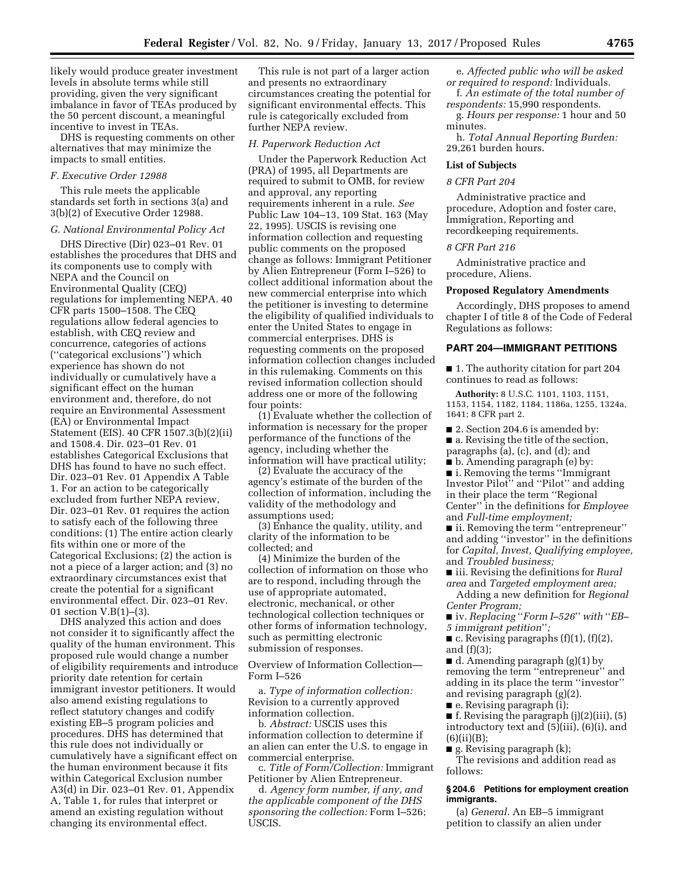likely would produce greater investment levels in absolute terms while still providing, given the very significant imbalance in favor of TEAs produced by the 50 percent discount, a meaningful incentive to invest in TEAs.

DHS is requesting comments on other alternatives that may minimize the impacts to small entities.

### *F. Executive Order 12988*

This rule meets the applicable standards set forth in sections 3(a) and 3(b)(2) of Executive Order 12988.

### *G. National Environmental Policy Act*

DHS Directive (Dir) 023–01 Rev. 01 establishes the procedures that DHS and its components use to comply with NEPA and the Council on Environmental Quality (CEQ) regulations for implementing NEPA. 40 CFR parts 1500–1508. The CEQ regulations allow federal agencies to establish, with CEQ review and concurrence, categories of actions (''categorical exclusions'') which experience has shown do not individually or cumulatively have a significant effect on the human environment and, therefore, do not require an Environmental Assessment (EA) or Environmental Impact Statement (EIS). 40 CFR 1507.3(b)(2)(ii) and 1508.4. Dir. 023–01 Rev. 01 establishes Categorical Exclusions that DHS has found to have no such effect. Dir. 023–01 Rev. 01 Appendix A Table 1. For an action to be categorically excluded from further NEPA review, Dir. 023–01 Rev. 01 requires the action to satisfy each of the following three conditions: (1) The entire action clearly fits within one or more of the Categorical Exclusions; (2) the action is not a piece of a larger action; and (3) no extraordinary circumstances exist that create the potential for a significant environmental effect. Dir. 023–01 Rev. 01 section V.B(1)–(3).

DHS analyzed this action and does not consider it to significantly affect the quality of the human environment. This proposed rule would change a number of eligibility requirements and introduce priority date retention for certain immigrant investor petitioners. It would also amend existing regulations to reflect statutory changes and codify existing EB–5 program policies and procedures. DHS has determined that this rule does not individually or cumulatively have a significant effect on the human environment because it fits within Categorical Exclusion number A3(d) in Dir. 023–01 Rev. 01, Appendix A, Table 1, for rules that interpret or amend an existing regulation without changing its environmental effect.

This rule is not part of a larger action and presents no extraordinary circumstances creating the potential for significant environmental effects. This rule is categorically excluded from further NEPA review.

### *H. Paperwork Reduction Act*

Under the Paperwork Reduction Act (PRA) of 1995, all Departments are required to submit to OMB, for review and approval, any reporting requirements inherent in a rule. *See* Public Law 104–13, 109 Stat. 163 (May 22, 1995). USCIS is revising one information collection and requesting public comments on the proposed change as follows: Immigrant Petitioner by Alien Entrepreneur (Form I–526) to collect additional information about the new commercial enterprise into which the petitioner is investing to determine the eligibility of qualified individuals to enter the United States to engage in commercial enterprises. DHS is requesting comments on the proposed information collection changes included in this rulemaking. Comments on this revised information collection should address one or more of the following four points:

(1) Evaluate whether the collection of information is necessary for the proper performance of the functions of the agency, including whether the information will have practical utility;

(2) Evaluate the accuracy of the agency's estimate of the burden of the collection of information, including the validity of the methodology and assumptions used;

(3) Enhance the quality, utility, and clarity of the information to be collected; and

(4) Minimize the burden of the collection of information on those who are to respond, including through the use of appropriate automated, electronic, mechanical, or other technological collection techniques or other forms of information technology, such as permitting electronic submission of responses.

Overview of Information Collection—Form I–526

a. *Type of information collection:* Revision to a currently approved information collection.

b. *Abstract:* USCIS uses this information collection to determine if an alien can enter the U.S. to engage in commercial enterprise.

c. *Title of Form/Collection:* Immigrant Petitioner by Alien Entrepreneur.

d. *Agency form number, if any, and the applicable component of the DHS sponsoring the collection:* Form I–526; USCIS.

e. *Affected public who will be asked or required to respond:* Individuals.

f. *An estimate of the total number of respondents:* 15,990 respondents.

g. *Hours per response:* 1 hour and 50 minutes.

h. *Total Annual Reporting Burden:* 29,261 burden hours.

## List of Subjects

### *8 CFR Part 204*

Administrative practice and procedure, Adoption and foster care, Immigration, Reporting and recordkeeping requirements.

### *8 CFR Part 216*

Administrative practice and procedure, Aliens.

## Proposed Regulatory Amendments

Accordingly, DHS proposes to amend chapter I of title 8 of the Code of Federal Regulations as follows:

## PART 204—IMMIGRANT PETITIONS

■ 1. The authority citation for part 204 continues to read as follows:

**Authority:** 8 U.S.C. 1101, 1103, 1151, 1153, 1154, 1182, 1184, 1186a, 1255, 1324a, 1641; 8 CFR part 2.

■ 2. Section 204.6 is amended by:

■ a. Revising the title of the section, paragraphs (a), (c), and (d); and

■ b. Amending paragraph (e) by:

■ i. Removing the terms ''Immigrant Investor Pilot'' and ''Pilot'' and adding in their place the term ''Regional Center'' in the definitions for *Employee* and *Full-time employment;*

■ ii. Removing the term ''entrepreneur'' and adding ''investor'' in the definitions for *Capital, Invest, Qualifying employee,* and *Troubled business;*

■ iii. Revising the definitions for *Rural area* and *Targeted employment area;*

Adding a new definition for *Regional Center Program;*

■ iv. *Replacing* ''*Form I–526*'' *with* ''*EB–5 immigrant petition*'';

■ c. Revising paragraphs (f)(1), (f)(2), and (f)(3);

■ d. Amending paragraph (g)(1) by removing the term ''entrepreneur'' and adding in its place the term ''investor'' and revising paragraph (g)(2).

■ e. Revising paragraph (i);

■ f. Revising the paragraph (j)(2)(iii), (5) introductory text and (5)(iii), (6)(i), and (6)(ii)(B);

■ g. Revising paragraph (k);

The revisions and addition read as follows:

### § 204.6 Petitions for employment creation immigrants.

(a) *General.* An EB–5 immigrant petition to classify an alien under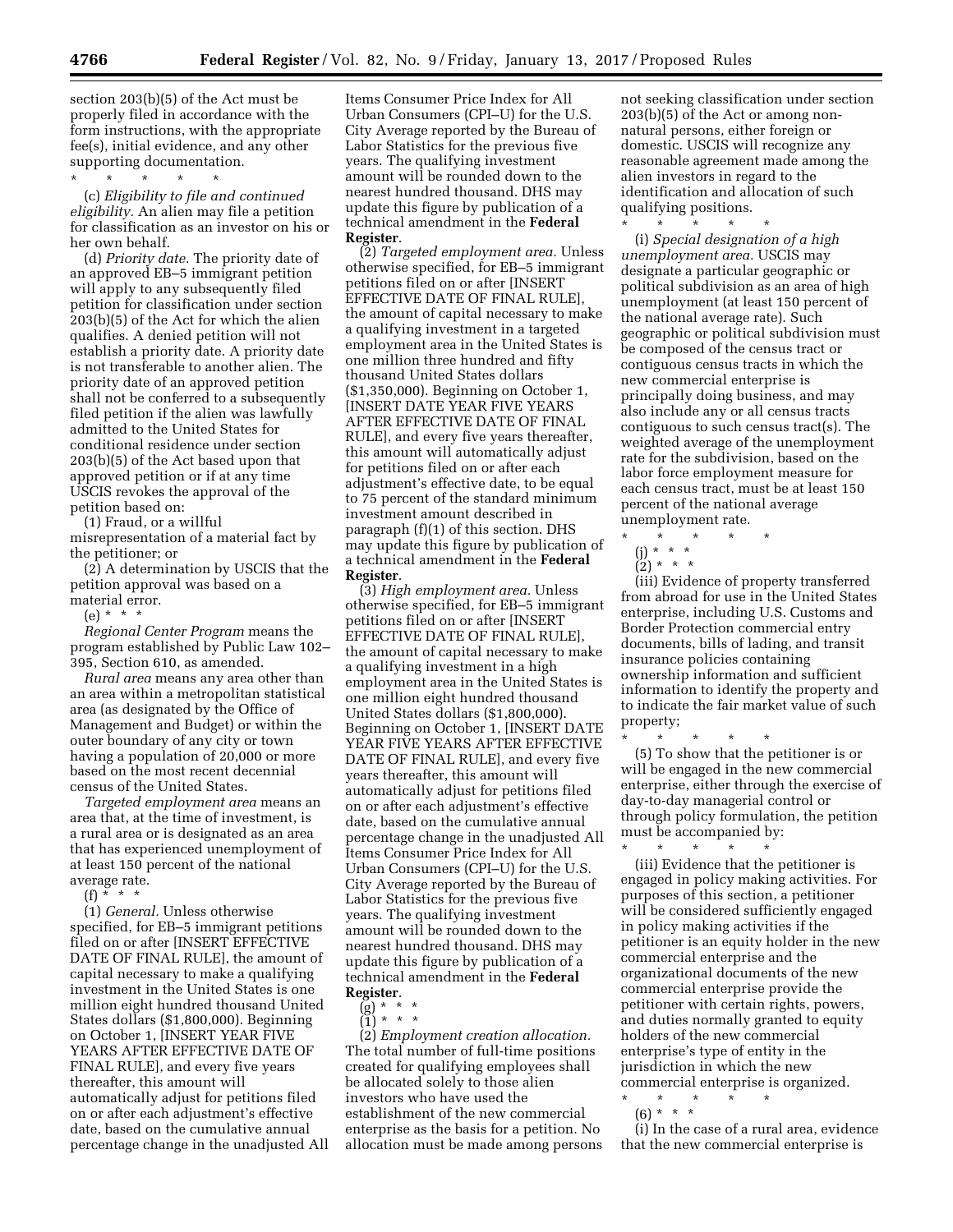section 203(b)(5) of the Act must be properly filed in accordance with the form instructions, with the appropriate fee(s), initial evidence, and any other supporting documentation.

\* \* \* \* \*

(c) *Eligibility to file and continued eligibility.* An alien may file a petition for classification as an investor on his or her own behalf.

(d) *Priority date.* The priority date of an approved EB–5 immigrant petition will apply to any subsequently filed petition for classification under section 203(b)(5) of the Act for which the alien qualifies. A denied petition will not establish a priority date. A priority date is not transferable to another alien. The priority date of an approved petition shall not be conferred to a subsequently filed petition if the alien was lawfully admitted to the United States for conditional residence under section 203(b)(5) of the Act based upon that approved petition or if at any time USCIS revokes the approval of the petition based on:

(1) Fraud, or a willful misrepresentation of a material fact by the petitioner; or

(2) A determination by USCIS that the petition approval was based on a material error.

(e) \* \* \*

*Regional Center Program* means the program established by Public Law 102–395, Section 610, as amended.

*Rural area* means any area other than an area within a metropolitan statistical area (as designated by the Office of Management and Budget) or within the outer boundary of any city or town having a population of 20,000 or more based on the most recent decennial census of the United States.

*Targeted employment area* means an area that, at the time of investment, is a rural area or is designated as an area that has experienced unemployment of at least 150 percent of the national average rate.

(f) \* \* \*

(1) *General.* Unless otherwise specified, for EB–5 immigrant petitions filed on or after [INSERT EFFECTIVE DATE OF FINAL RULE], the amount of capital necessary to make a qualifying investment in the United States is one million eight hundred thousand United States dollars ($1,800,000). Beginning on October 1, [INSERT YEAR FIVE YEARS AFTER EFFECTIVE DATE OF FINAL RULE], and every five years thereafter, this amount will automatically adjust for petitions filed on or after each adjustment's effective date, based on the cumulative annual percentage change in the unadjusted All Items Consumer Price Index for All Urban Consumers (CPI–U) for the U.S. City Average reported by the Bureau of Labor Statistics for the previous five years. The qualifying investment amount will be rounded down to the nearest hundred thousand. DHS may update this figure by publication of a technical amendment in the **Federal Register**.

(2) *Targeted employment area.* Unless otherwise specified, for EB–5 immigrant petitions filed on or after [INSERT EFFECTIVE DATE OF FINAL RULE], the amount of capital necessary to make a qualifying investment in a targeted employment area in the United States is one million three hundred and fifty thousand United States dollars ($1,350,000). Beginning on October 1, [INSERT DATE YEAR FIVE YEARS AFTER EFFECTIVE DATE OF FINAL RULE], and every five years thereafter, this amount will automatically adjust for petitions filed on or after each adjustment's effective date, to be equal to 75 percent of the standard minimum investment amount described in paragraph (f)(1) of this section. DHS may update this figure by publication of a technical amendment in the **Federal Register**.

(3) *High employment area.* Unless otherwise specified, for EB–5 immigrant petitions filed on or after [INSERT EFFECTIVE DATE OF FINAL RULE], the amount of capital necessary to make a qualifying investment in a high employment area in the United States is one million eight hundred thousand United States dollars ($1,800,000). Beginning on October 1, [INSERT DATE YEAR FIVE YEARS AFTER EFFECTIVE DATE OF FINAL RULE], and every five years thereafter, this amount will automatically adjust for petitions filed on or after each adjustment's effective date, based on the cumulative annual percentage change in the unadjusted All Items Consumer Price Index for All Urban Consumers (CPI–U) for the U.S. City Average reported by the Bureau of Labor Statistics for the previous five years. The qualifying investment amount will be rounded down to the nearest hundred thousand. DHS may update this figure by publication of a technical amendment in the **Federal Register**.

(g) \* \* \*

(1) \* \* \*

(2) *Employment creation allocation.* The total number of full-time positions created for qualifying employees shall be allocated solely to those alien investors who have used the establishment of the new commercial enterprise as the basis for a petition. No allocation must be made among persons not seeking classification under section 203(b)(5) of the Act or among non-natural persons, either foreign or domestic. USCIS will recognize any reasonable agreement made among the alien investors in regard to the identification and allocation of such qualifying positions.

\* \* \* \* \*

(i) *Special designation of a high unemployment area.* USCIS may designate a particular geographic or political subdivision as an area of high unemployment (at least 150 percent of the national average rate). Such geographic or political subdivision must be composed of the census tract or contiguous census tracts in which the new commercial enterprise is principally doing business, and may also include any or all census tracts contiguous to such census tract(s). The weighted average of the unemployment rate for the subdivision, based on the labor force employment measure for each census tract, must be at least 150 percent of the national average unemployment rate.

\* \* \* \* \*

(j) \* \* \*

(2) \* \* \*

(iii) Evidence of property transferred from abroad for use in the United States enterprise, including U.S. Customs and Border Protection commercial entry documents, bills of lading, and transit insurance policies containing ownership information and sufficient information to identify the property and to indicate the fair market value of such property;

\* \* \* \* \*

(5) To show that the petitioner is or will be engaged in the new commercial enterprise, either through the exercise of day-to-day managerial control or through policy formulation, the petition must be accompanied by:

\* \* \* \* \*

(iii) Evidence that the petitioner is engaged in policy making activities. For purposes of this section, a petitioner will be considered sufficiently engaged in policy making activities if the petitioner is an equity holder in the new commercial enterprise and the organizational documents of the new commercial enterprise provide the petitioner with certain rights, powers, and duties normally granted to equity holders of the new commercial enterprise's type of entity in the jurisdiction in which the new commercial enterprise is organized.

\* \* \* \* \*

(6) \* \* \*

(i) In the case of a rural area, evidence that the new commercial enterprise is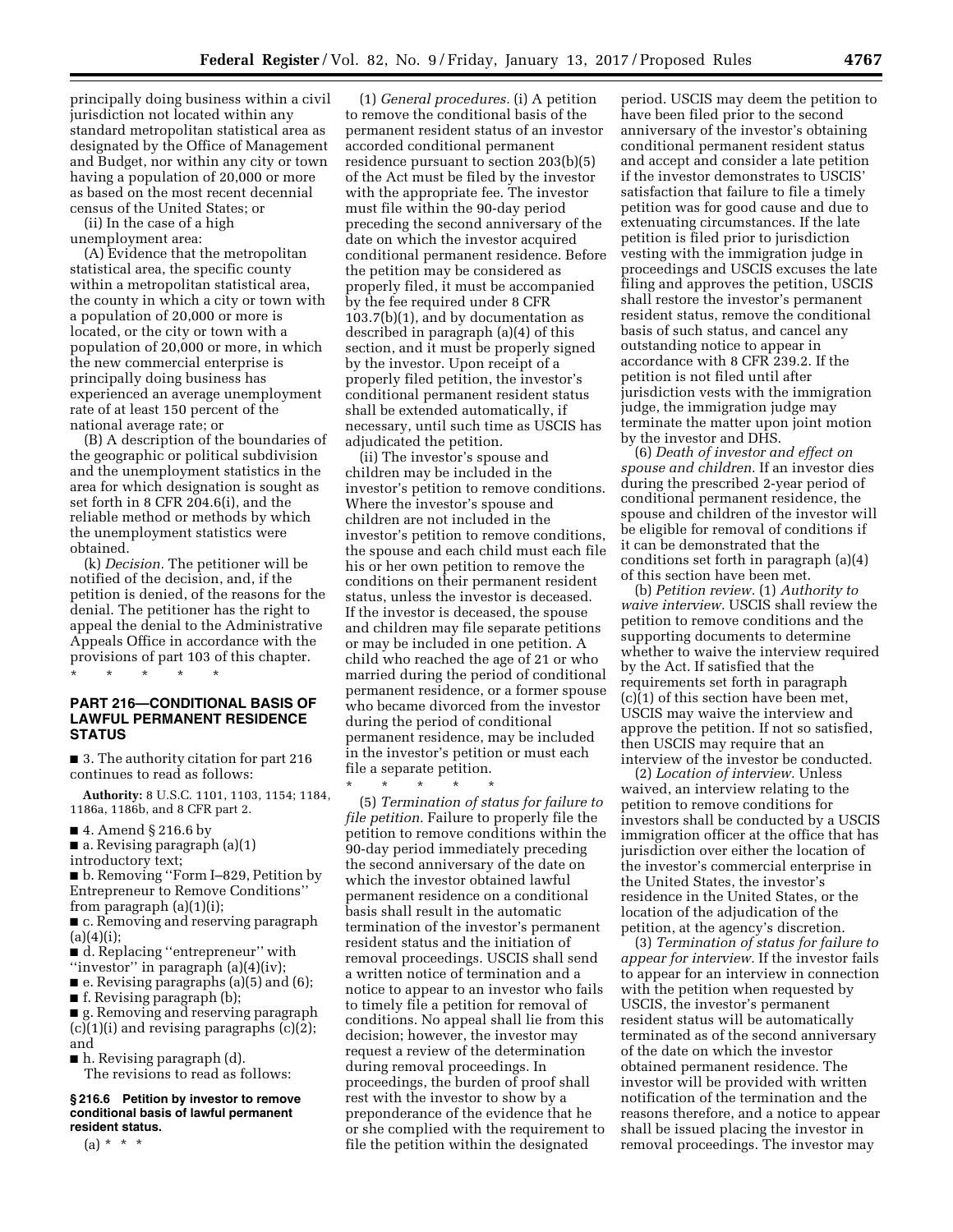principally doing business within a civil jurisdiction not located within any standard metropolitan statistical area as designated by the Office of Management and Budget, nor within any city or town having a population of 20,000 or more as based on the most recent decennial census of the United States; or

(ii) In the case of a high unemployment area:

(A) Evidence that the metropolitan statistical area, the specific county within a metropolitan statistical area, the county in which a city or town with a population of 20,000 or more is located, or the city or town with a population of 20,000 or more, in which the new commercial enterprise is principally doing business has experienced an average unemployment rate of at least 150 percent of the national average rate; or

(B) A description of the boundaries of the geographic or political subdivision and the unemployment statistics in the area for which designation is sought as set forth in 8 CFR 204.6(i), and the reliable method or methods by which the unemployment statistics were obtained.

(k) *Decision.* The petitioner will be notified of the decision, and, if the petition is denied, of the reasons for the denial. The petitioner has the right to appeal the denial to the Administrative Appeals Office in accordance with the provisions of part 103 of this chapter.

\* \* \* \* \*

## PART 216—CONDITIONAL BASIS OF LAWFUL PERMANENT RESIDENCE STATUS

■ 3. The authority citation for part 216 continues to read as follows:

**Authority:** 8 U.S.C. 1101, 1103, 1154; 1184, 1186a, 1186b, and 8 CFR part 2.

■ 4. Amend § 216.6 by

■ a. Revising paragraph (a)(1) introductory text;

■ b. Removing "Form I–829, Petition by Entrepreneur to Remove Conditions" from paragraph (a)(1)(i);

■ c. Removing and reserving paragraph (a)(4)(i);

■ d. Replacing "entrepreneur" with "investor" in paragraph (a)(4)(iv);

■ e. Revising paragraphs (a)(5) and (6);

■ f. Revising paragraph (b);

■ g. Removing and reserving paragraph (c)(1)(i) and revising paragraphs (c)(2); and

■ h. Revising paragraph (d).

The revisions to read as follows:

### § 216.6 Petition by investor to remove conditional basis of lawful permanent resident status.

(a) \* \* \*

(1) *General procedures.* (i) A petition to remove the conditional basis of the permanent resident status of an investor accorded conditional permanent residence pursuant to section 203(b)(5) of the Act must be filed by the investor with the appropriate fee. The investor must file within the 90-day period preceding the second anniversary of the date on which the investor acquired conditional permanent residence. Before the petition may be considered as properly filed, it must be accompanied by the fee required under 8 CFR 103.7(b)(1), and by documentation as described in paragraph (a)(4) of this section, and it must be properly signed by the investor. Upon receipt of a properly filed petition, the investor's conditional permanent resident status shall be extended automatically, if necessary, until such time as USCIS has adjudicated the petition.

(ii) The investor's spouse and children may be included in the investor's petition to remove conditions. Where the investor's spouse and children are not included in the investor's petition to remove conditions, the spouse and each child must each file his or her own petition to remove the conditions on their permanent resident status, unless the investor is deceased. If the investor is deceased, the spouse and children may file separate petitions or may be included in one petition. A child who reached the age of 21 or who married during the period of conditional permanent residence, or a former spouse who became divorced from the investor during the period of conditional permanent residence, may be included in the investor's petition or must each file a separate petition.

\* \* \* \* \*

(5) *Termination of status for failure to file petition.* Failure to properly file the petition to remove conditions within the 90-day period immediately preceding the second anniversary of the date on which the investor obtained lawful permanent residence on a conditional basis shall result in the automatic termination of the investor's permanent resident status and the initiation of removal proceedings. USCIS shall send a written notice of termination and a notice to appear to an investor who fails to timely file a petition for removal of conditions. No appeal shall lie from this decision; however, the investor may request a review of the determination during removal proceedings. In proceedings, the burden of proof shall rest with the investor to show by a preponderance of the evidence that he or she complied with the requirement to file the petition within the designated period. USCIS may deem the petition to have been filed prior to the second anniversary of the investor's obtaining conditional permanent resident status and accept and consider a late petition if the investor demonstrates to USCIS' satisfaction that failure to file a timely petition was for good cause and due to extenuating circumstances. If the late petition is filed prior to jurisdiction vesting with the immigration judge in proceedings and USCIS excuses the late filing and approves the petition, USCIS shall restore the investor's permanent resident status, remove the conditional basis of such status, and cancel any outstanding notice to appear in accordance with 8 CFR 239.2. If the petition is not filed until after jurisdiction vests with the immigration judge, the immigration judge may terminate the matter upon joint motion by the investor and DHS.

(6) *Death of investor and effect on spouse and children.* If an investor dies during the prescribed 2-year period of conditional permanent residence, the spouse and children of the investor will be eligible for removal of conditions if it can be demonstrated that the conditions set forth in paragraph (a)(4) of this section have been met.

(b) *Petition review.* (1) *Authority to waive interview.* USCIS shall review the petition to remove conditions and the supporting documents to determine whether to waive the interview required by the Act. If satisfied that the requirements set forth in paragraph (c)(1) of this section have been met, USCIS may waive the interview and approve the petition. If not so satisfied, then USCIS may require that an interview of the investor be conducted.

(2) *Location of interview.* Unless waived, an interview relating to the petition to remove conditions for investors shall be conducted by a USCIS immigration officer at the office that has jurisdiction over either the location of the investor's commercial enterprise in the United States, the investor's residence in the United States, or the location of the adjudication of the petition, at the agency's discretion.

(3) *Termination of status for failure to appear for interview.* If the investor fails to appear for an interview in connection with the petition when requested by USCIS, the investor's permanent resident status will be automatically terminated as of the second anniversary of the date on which the investor obtained permanent residence. The investor will be provided with written notification of the termination and the reasons therefore, and a notice to appear shall be issued placing the investor in removal proceedings. The investor may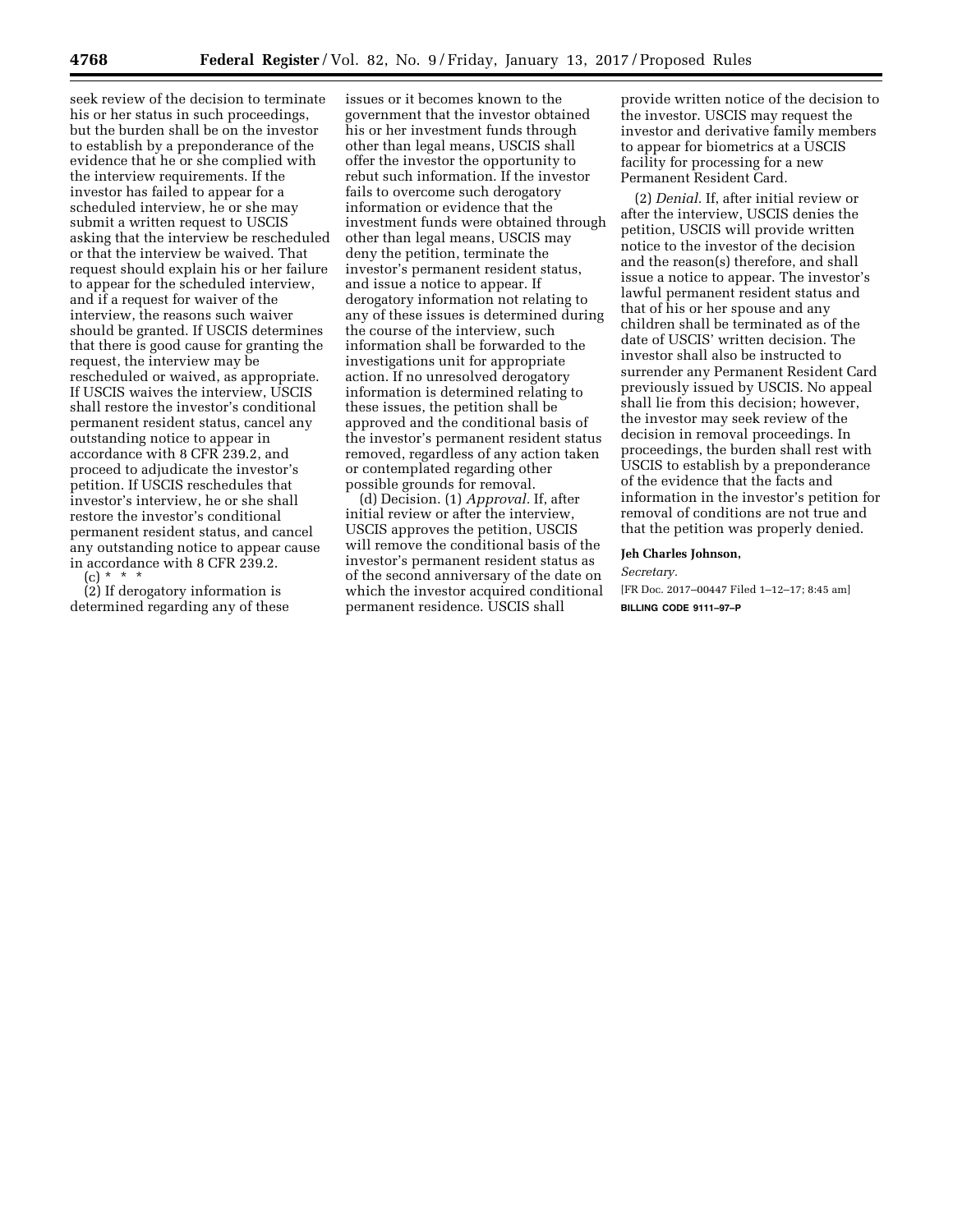seek review of the decision to terminate his or her status in such proceedings, but the burden shall be on the investor to establish by a preponderance of the evidence that he or she complied with the interview requirements. If the investor has failed to appear for a scheduled interview, he or she may submit a written request to USCIS asking that the interview be rescheduled or that the interview be waived. That request should explain his or her failure to appear for the scheduled interview, and if a request for waiver of the interview, the reasons such waiver should be granted. If USCIS determines that there is good cause for granting the request, the interview may be rescheduled or waived, as appropriate. If USCIS waives the interview, USCIS shall restore the investor's conditional permanent resident status, cancel any outstanding notice to appear in accordance with 8 CFR 239.2, and proceed to adjudicate the investor's petition. If USCIS reschedules that investor's interview, he or she shall restore the investor's conditional permanent resident status, and cancel any outstanding notice to appear cause in accordance with 8 CFR 239.2.

(c) * * *

(2) If derogatory information is determined regarding any of these issues or it becomes known to the government that the investor obtained his or her investment funds through other than legal means, USCIS shall offer the investor the opportunity to rebut such information. If the investor fails to overcome such derogatory information or evidence that the investment funds were obtained through other than legal means, USCIS may deny the petition, terminate the investor's permanent resident status, and issue a notice to appear. If derogatory information not relating to any of these issues is determined during the course of the interview, such information shall be forwarded to the investigations unit for appropriate action. If no unresolved derogatory information is determined relating to these issues, the petition shall be approved and the conditional basis of the investor's permanent resident status removed, regardless of any action taken or contemplated regarding other possible grounds for removal.

(d) Decision. (1) *Approval.* If, after initial review or after the interview, USCIS approves the petition, USCIS will remove the conditional basis of the investor's permanent resident status as of the second anniversary of the date on which the investor acquired conditional permanent residence. USCIS shall provide written notice of the decision to the investor. USCIS may request the investor and derivative family members to appear for biometrics at a USCIS facility for processing for a new Permanent Resident Card.

(2) *Denial.* If, after initial review or after the interview, USCIS denies the petition, USCIS will provide written notice to the investor of the decision and the reason(s) therefore, and shall issue a notice to appear. The investor's lawful permanent resident status and that of his or her spouse and any children shall be terminated as of the date of USCIS' written decision. The investor shall also be instructed to surrender any Permanent Resident Card previously issued by USCIS. No appeal shall lie from this decision; however, the investor may seek review of the decision in removal proceedings. In proceedings, the burden shall rest with USCIS to establish by a preponderance of the evidence that the facts and information in the investor's petition for removal of conditions are not true and that the petition was properly denied.

**Jeh Charles Johnson,**

*Secretary.*

[FR Doc. 2017–00447 Filed 1–12–17; 8:45 am]

**BILLING CODE 9111–97–P**